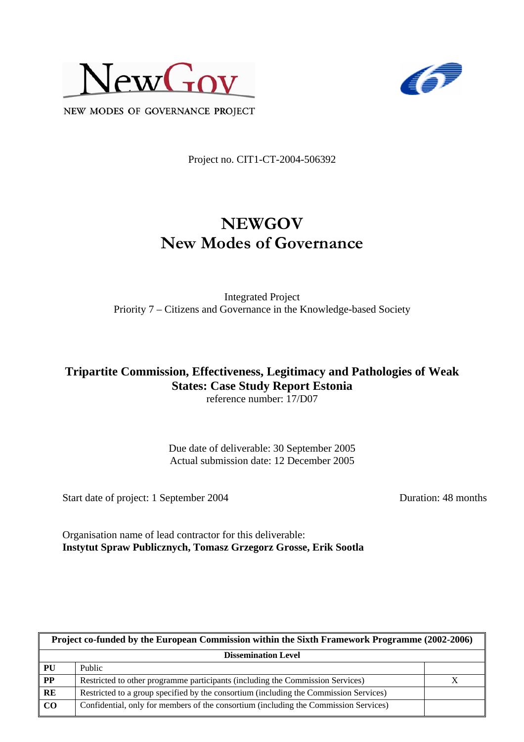NewGov

NEW MODES OF GOVERNANCE PROJECT

Project no. CIT1-CT-2004-506392

# NEWGOV
# New Modes of Governance

Integrated Project
Priority 7 – Citizens and Governance in the Knowledge-based Society

## Tripartite Commission, Effectiveness, Legitimacy and Pathologies of Weak States: Case Study Report Estonia

reference number: 17/D07

Due date of deliverable: 30 September 2005
Actual submission date: 12 December 2005

Start date of project: 1 September 2004 Duration: 48 months

Organisation name of lead contractor for this deliverable:
**Instytut Spraw Publicznych, Tomasz Grzegorz Grosse, Erik Sootla**

| Project co-funded by the European Commission within the Sixth Framework Programme (2002-2006) | | |
|---|---|---|
| **Dissemination Level** | | |
| **PU** | Public | |
| **PP** | Restricted to other programme participants (including the Commission Services) | X |
| **RE** | Restricted to a group specified by the consortium (including the Commission Services) | |
| **CO** | Confidential, only for members of the consortium (including the Commission Services) | |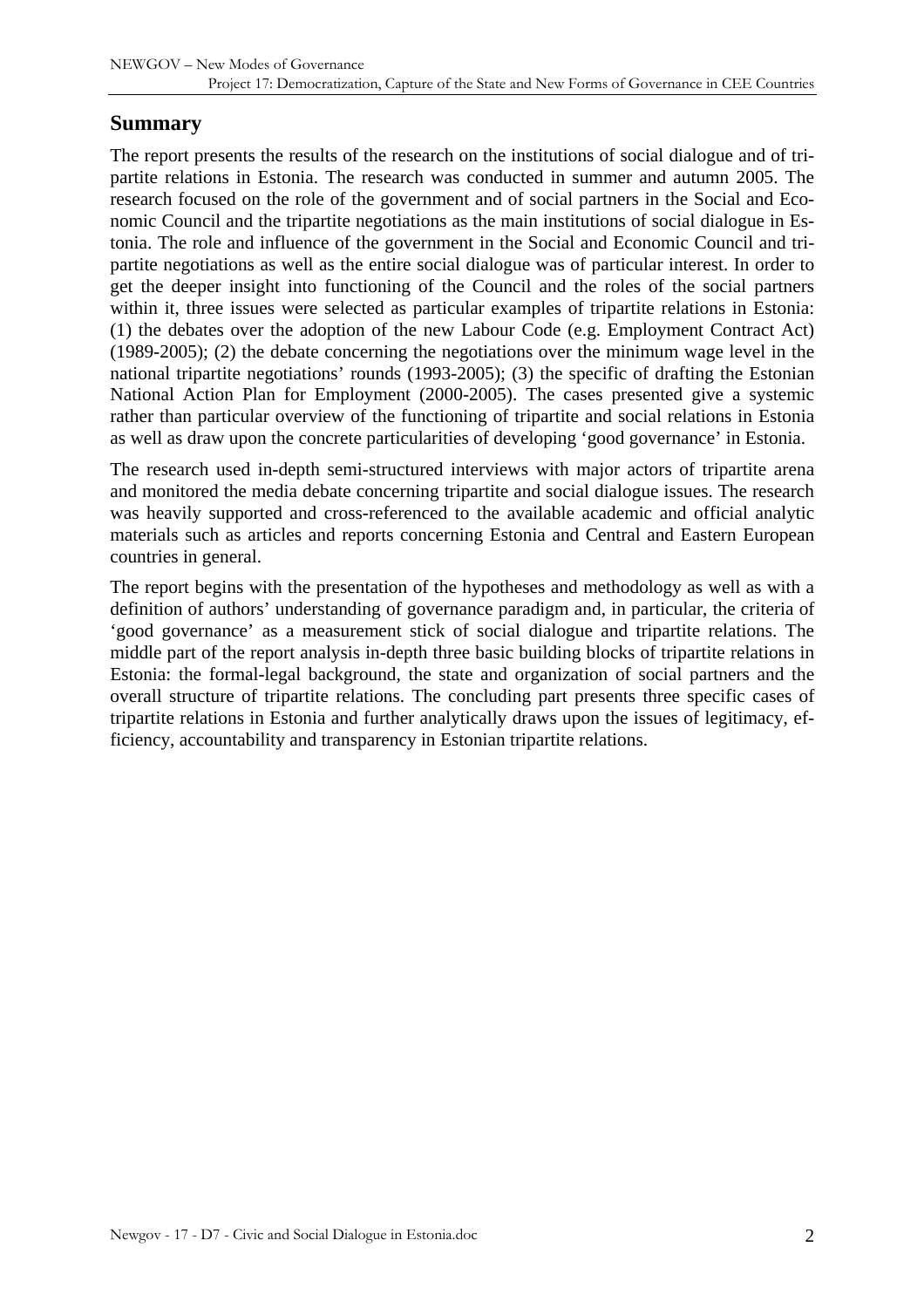## Summary

The report presents the results of the research on the institutions of social dialogue and of tripartite relations in Estonia. The research was conducted in summer and autumn 2005. The research focused on the role of the government and of social partners in the Social and Economic Council and the tripartite negotiations as the main institutions of social dialogue in Estonia. The role and influence of the government in the Social and Economic Council and tripartite negotiations as well as the entire social dialogue was of particular interest. In order to get the deeper insight into functioning of the Council and the roles of the social partners within it, three issues were selected as particular examples of tripartite relations in Estonia: (1) the debates over the adoption of the new Labour Code (e.g. Employment Contract Act) (1989-2005); (2) the debate concerning the negotiations over the minimum wage level in the national tripartite negotiations' rounds (1993-2005); (3) the specific of drafting the Estonian National Action Plan for Employment (2000-2005). The cases presented give a systemic rather than particular overview of the functioning of tripartite and social relations in Estonia as well as draw upon the concrete particularities of developing 'good governance' in Estonia.

The research used in-depth semi-structured interviews with major actors of tripartite arena and monitored the media debate concerning tripartite and social dialogue issues. The research was heavily supported and cross-referenced to the available academic and official analytic materials such as articles and reports concerning Estonia and Central and Eastern European countries in general.

The report begins with the presentation of the hypotheses and methodology as well as with a definition of authors' understanding of governance paradigm and, in particular, the criteria of 'good governance' as a measurement stick of social dialogue and tripartite relations. The middle part of the report analysis in-depth three basic building blocks of tripartite relations in Estonia: the formal-legal background, the state and organization of social partners and the overall structure of tripartite relations. The concluding part presents three specific cases of tripartite relations in Estonia and further analytically draws upon the issues of legitimacy, efficiency, accountability and transparency in Estonian tripartite relations.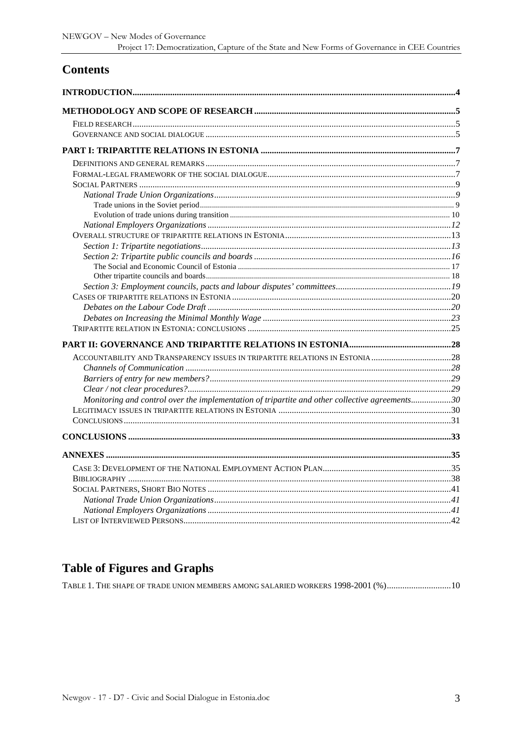## Contents

**INTRODUCTION**....4

**METHODOLOGY AND SCOPE OF RESEARCH**....5

- FIELD RESEARCH....5
- GOVERNANCE AND SOCIAL DIALOGUE....5

**PART I: TRIPARTITE RELATIONS IN ESTONIA**....7

- DEFINITIONS AND GENERAL REMARKS....7
- FORMAL-LEGAL FRAMEWORK OF THE SOCIAL DIALOGUE....7
- SOCIAL PARTNERS....9
  - *National Trade Union Organizations*....9
    - Trade unions in the Soviet period....9
    - Evolution of trade unions during transition....10
  - *National Employers Organizations*....12
- OVERALL STRUCTURE OF TRIPARTITE RELATIONS IN ESTONIA....13
  - *Section 1: Tripartite negotiations*....13
  - *Section 2: Tripartite public councils and boards*....16
    - The Social and Economic Council of Estonia....17
    - Other tripartite councils and boards....18
  - *Section 3: Employment councils, pacts and labour disputes' committees*....19
- CASES OF TRIPARTITE RELATIONS IN ESTONIA....20
  - *Debates on the Labour Code Draft*....20
  - *Debates on Increasing the Minimal Monthly Wage*....23
- TRIPARTITE RELATION IN ESTONIA: CONCLUSIONS....25

**PART II: GOVERNANCE AND TRIPARTITE RELATIONS IN ESTONIA**....28

- ACCOUNTABILITY AND TRANSPARENCY ISSUES IN TRIPARTITE RELATIONS IN ESTONIA....28
  - *Channels of Communication*....28
  - *Barriers of entry for new members?*....29
  - *Clear / not clear procedures?*....29
  - *Monitoring and control over the implementation of tripartite and other collective agreements*....30
- LEGITIMACY ISSUES IN TRIPARTITE RELATIONS IN ESTONIA....30
- CONCLUSIONS....31

**CONCLUSIONS**....33

**ANNEXES**....35

- CASE 3: DEVELOPMENT OF THE NATIONAL EMPLOYMENT ACTION PLAN....35
- BIBLIOGRAPHY....38
- SOCIAL PARTNERS, SHORT BIO NOTES....41
  - *National Trade Union Organizations*....41
  - *National Employers Organizations*....41
- LIST OF INTERVIEWED PERSONS....42

## Table of Figures and Graphs

TABLE 1. THE SHAPE OF TRADE UNION MEMBERS AMONG SALARIED WORKERS 1998-2001 (%)....10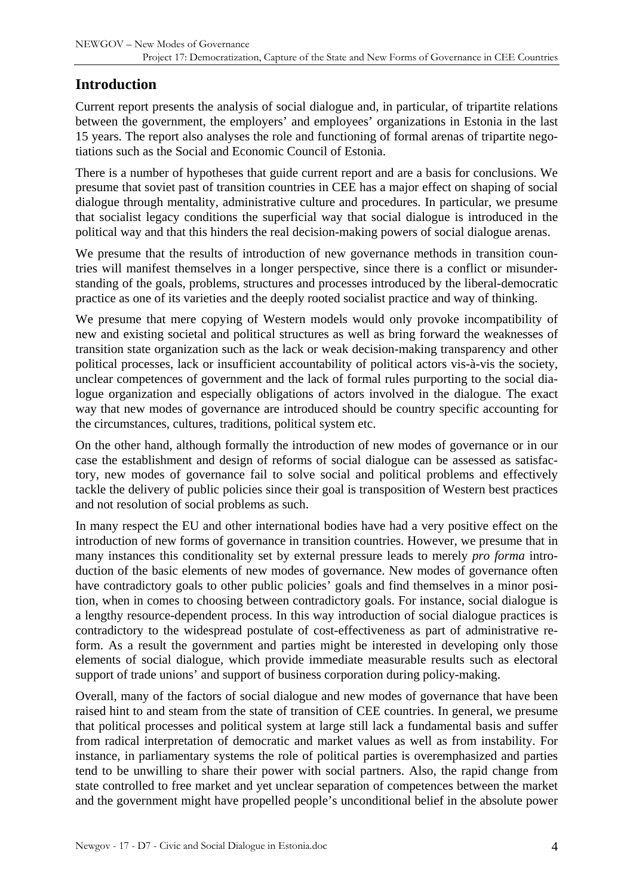## Introduction

Current report presents the analysis of social dialogue and, in particular, of tripartite relations between the government, the employers' and employees' organizations in Estonia in the last 15 years. The report also analyses the role and functioning of formal arenas of tripartite negotiations such as the Social and Economic Council of Estonia.

There is a number of hypotheses that guide current report and are a basis for conclusions. We presume that soviet past of transition countries in CEE has a major effect on shaping of social dialogue through mentality, administrative culture and procedures. In particular, we presume that socialist legacy conditions the superficial way that social dialogue is introduced in the political way and that this hinders the real decision-making powers of social dialogue arenas.

We presume that the results of introduction of new governance methods in transition countries will manifest themselves in a longer perspective, since there is a conflict or misunderstanding of the goals, problems, structures and processes introduced by the liberal-democratic practice as one of its varieties and the deeply rooted socialist practice and way of thinking.

We presume that mere copying of Western models would only provoke incompatibility of new and existing societal and political structures as well as bring forward the weaknesses of transition state organization such as the lack or weak decision-making transparency and other political processes, lack or insufficient accountability of political actors vis-à-vis the society, unclear competences of government and the lack of formal rules purporting to the social dialogue organization and especially obligations of actors involved in the dialogue. The exact way that new modes of governance are introduced should be country specific accounting for the circumstances, cultures, traditions, political system etc.

On the other hand, although formally the introduction of new modes of governance or in our case the establishment and design of reforms of social dialogue can be assessed as satisfactory, new modes of governance fail to solve social and political problems and effectively tackle the delivery of public policies since their goal is transposition of Western best practices and not resolution of social problems as such.

In many respect the EU and other international bodies have had a very positive effect on the introduction of new forms of governance in transition countries. However, we presume that in many instances this conditionality set by external pressure leads to merely *pro forma* introduction of the basic elements of new modes of governance. New modes of governance often have contradictory goals to other public policies' goals and find themselves in a minor position, when in comes to choosing between contradictory goals. For instance, social dialogue is a lengthy resource-dependent process. In this way introduction of social dialogue practices is contradictory to the widespread postulate of cost-effectiveness as part of administrative reform. As a result the government and parties might be interested in developing only those elements of social dialogue, which provide immediate measurable results such as electoral support of trade unions' and support of business corporation during policy-making.

Overall, many of the factors of social dialogue and new modes of governance that have been raised hint to and steam from the state of transition of CEE countries. In general, we presume that political processes and political system at large still lack a fundamental basis and suffer from radical interpretation of democratic and market values as well as from instability. For instance, in parliamentary systems the role of political parties is overemphasized and parties tend to be unwilling to share their power with social partners. Also, the rapid change from state controlled to free market and yet unclear separation of competences between the market and the government might have propelled people's unconditional belief in the absolute power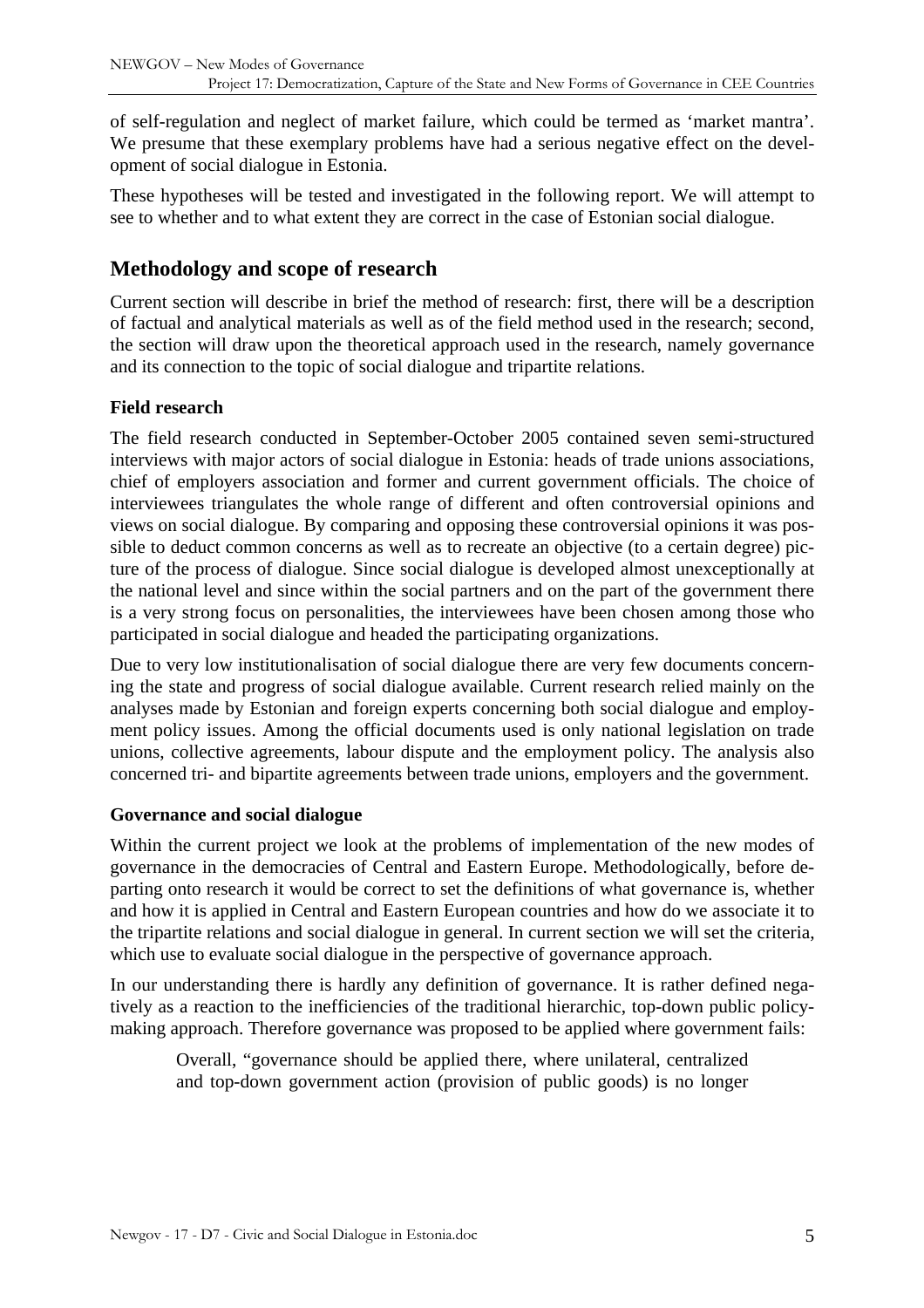of self-regulation and neglect of market failure, which could be termed as 'market mantra'. We presume that these exemplary problems have had a serious negative effect on the development of social dialogue in Estonia.

These hypotheses will be tested and investigated in the following report. We will attempt to see to whether and to what extent they are correct in the case of Estonian social dialogue.

## Methodology and scope of research

Current section will describe in brief the method of research: first, there will be a description of factual and analytical materials as well as of the field method used in the research; second, the section will draw upon the theoretical approach used in the research, namely governance and its connection to the topic of social dialogue and tripartite relations.

### Field research

The field research conducted in September-October 2005 contained seven semi-structured interviews with major actors of social dialogue in Estonia: heads of trade unions associations, chief of employers association and former and current government officials. The choice of interviewees triangulates the whole range of different and often controversial opinions and views on social dialogue. By comparing and opposing these controversial opinions it was possible to deduct common concerns as well as to recreate an objective (to a certain degree) picture of the process of dialogue. Since social dialogue is developed almost unexceptionally at the national level and since within the social partners and on the part of the government there is a very strong focus on personalities, the interviewees have been chosen among those who participated in social dialogue and headed the participating organizations.

Due to very low institutionalisation of social dialogue there are very few documents concerning the state and progress of social dialogue available. Current research relied mainly on the analyses made by Estonian and foreign experts concerning both social dialogue and employment policy issues. Among the official documents used is only national legislation on trade unions, collective agreements, labour dispute and the employment policy. The analysis also concerned tri- and bipartite agreements between trade unions, employers and the government.

### Governance and social dialogue

Within the current project we look at the problems of implementation of the new modes of governance in the democracies of Central and Eastern Europe. Methodologically, before departing onto research it would be correct to set the definitions of what governance is, whether and how it is applied in Central and Eastern European countries and how do we associate it to the tripartite relations and social dialogue in general. In current section we will set the criteria, which use to evaluate social dialogue in the perspective of governance approach.

In our understanding there is hardly any definition of governance. It is rather defined negatively as a reaction to the inefficiencies of the traditional hierarchic, top-down public policy-making approach. Therefore governance was proposed to be applied where government fails:

> Overall, "governance should be applied there, where unilateral, centralized and top-down government action (provision of public goods) is no longer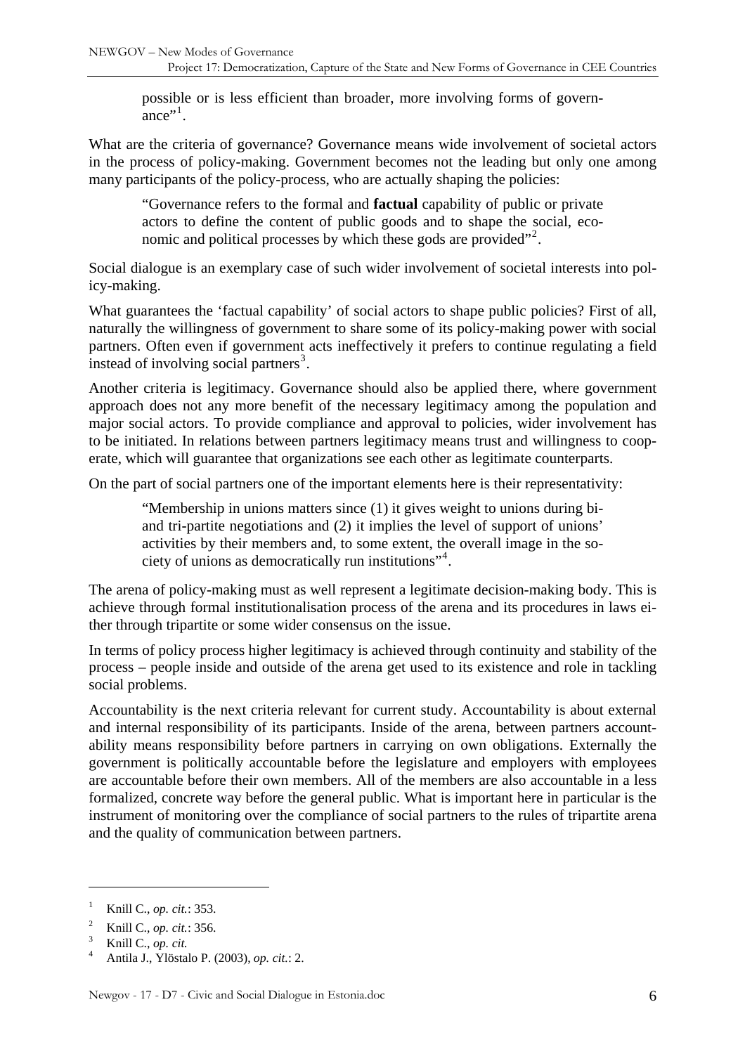possible or is less efficient than broader, more involving forms of governance"[1].

What are the criteria of governance? Governance means wide involvement of societal actors in the process of policy-making. Government becomes not the leading but only one among many participants of the policy-process, who are actually shaping the policies:

> "Governance refers to the formal and **factual** capability of public or private actors to define the content of public goods and to shape the social, economic and political processes by which these gods are provided"[2].

Social dialogue is an exemplary case of such wider involvement of societal interests into policy-making.

What guarantees the 'factual capability' of social actors to shape public policies? First of all, naturally the willingness of government to share some of its policy-making power with social partners. Often even if government acts ineffectively it prefers to continue regulating a field instead of involving social partners[3].

Another criteria is legitimacy. Governance should also be applied there, where government approach does not any more benefit of the necessary legitimacy among the population and major social actors. To provide compliance and approval to policies, wider involvement has to be initiated. In relations between partners legitimacy means trust and willingness to cooperate, which will guarantee that organizations see each other as legitimate counterparts.

On the part of social partners one of the important elements here is their representativity:

> "Membership in unions matters since (1) it gives weight to unions during bi- and tri-partite negotiations and (2) it implies the level of support of unions' activities by their members and, to some extent, the overall image in the society of unions as democratically run institutions"[4].

The arena of policy-making must as well represent a legitimate decision-making body. This is achieve through formal institutionalisation process of the arena and its procedures in laws either through tripartite or some wider consensus on the issue.

In terms of policy process higher legitimacy is achieved through continuity and stability of the process – people inside and outside of the arena get used to its existence and role in tackling social problems.

Accountability is the next criteria relevant for current study. Accountability is about external and internal responsibility of its participants. Inside of the arena, between partners accountability means responsibility before partners in carrying on own obligations. Externally the government is politically accountable before the legislature and employers with employees are accountable before their own members. All of the members are also accountable in a less formalized, concrete way before the general public. What is important here in particular is the instrument of monitoring over the compliance of social partners to the rules of tripartite arena and the quality of communication between partners.

---

[1] Knill C., *op. cit.*: 353.

[2] Knill C., *op. cit.*: 356.

[3] Knill C., *op. cit.*

[4] Antila J., Ylöstalo P. (2003), *op. cit.*: 2.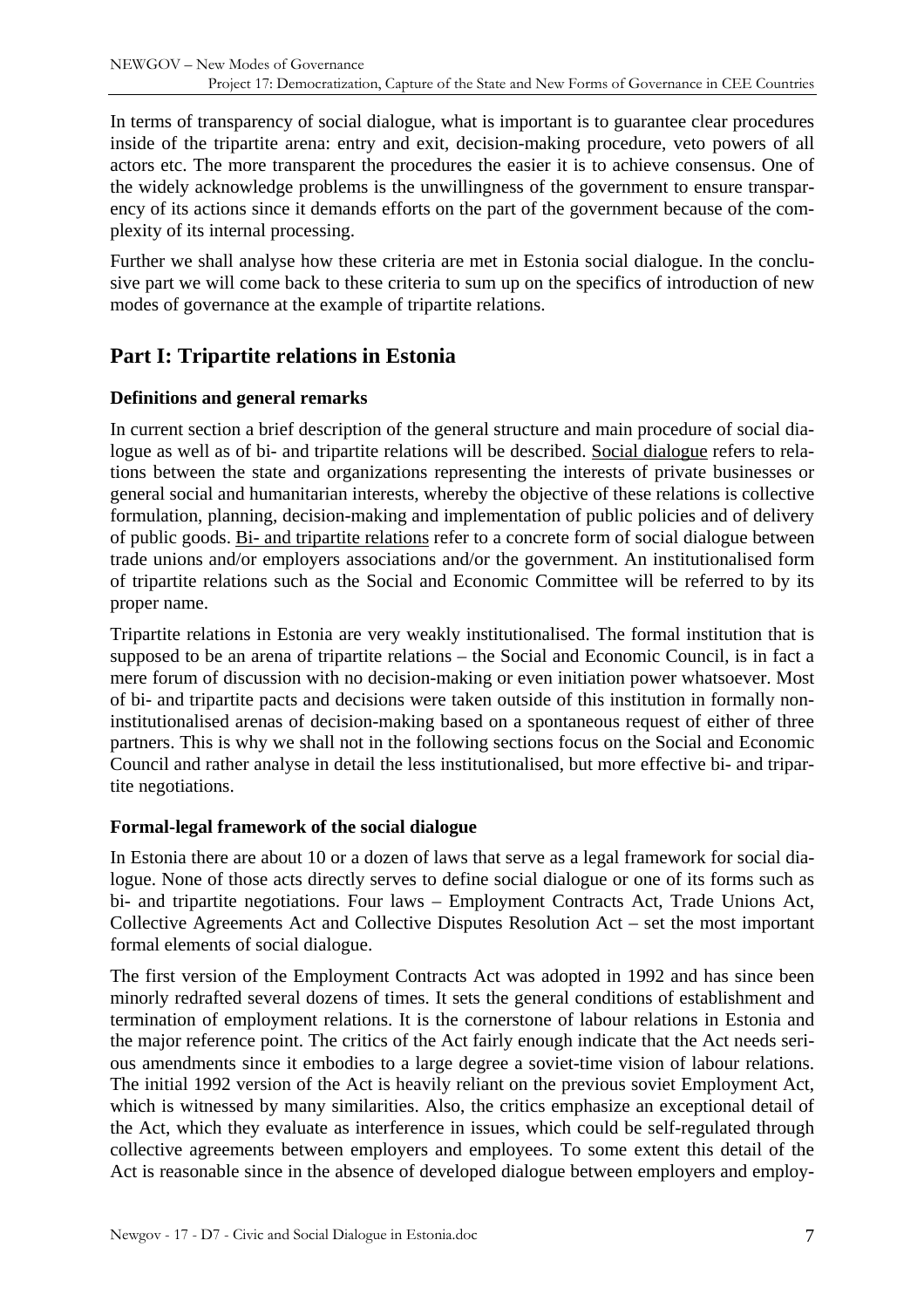In terms of transparency of social dialogue, what is important is to guarantee clear procedures inside of the tripartite arena: entry and exit, decision-making procedure, veto powers of all actors etc. The more transparent the procedures the easier it is to achieve consensus. One of the widely acknowledge problems is the unwillingness of the government to ensure transparency of its actions since it demands efforts on the part of the government because of the complexity of its internal processing.

Further we shall analyse how these criteria are met in Estonia social dialogue. In the conclusive part we will come back to these criteria to sum up on the specifics of introduction of new modes of governance at the example of tripartite relations.

## Part I: Tripartite relations in Estonia

### Definitions and general remarks

In current section a brief description of the general structure and main procedure of social dialogue as well as of bi- and tripartite relations will be described. Social dialogue refers to relations between the state and organizations representing the interests of private businesses or general social and humanitarian interests, whereby the objective of these relations is collective formulation, planning, decision-making and implementation of public policies and of delivery of public goods. Bi- and tripartite relations refer to a concrete form of social dialogue between trade unions and/or employers associations and/or the government. An institutionalised form of tripartite relations such as the Social and Economic Committee will be referred to by its proper name.

Tripartite relations in Estonia are very weakly institutionalised. The formal institution that is supposed to be an arena of tripartite relations – the Social and Economic Council, is in fact a mere forum of discussion with no decision-making or even initiation power whatsoever. Most of bi- and tripartite pacts and decisions were taken outside of this institution in formally non-institutionalised arenas of decision-making based on a spontaneous request of either of three partners. This is why we shall not in the following sections focus on the Social and Economic Council and rather analyse in detail the less institutionalised, but more effective bi- and tripartite negotiations.

### Formal-legal framework of the social dialogue

In Estonia there are about 10 or a dozen of laws that serve as a legal framework for social dialogue. None of those acts directly serves to define social dialogue or one of its forms such as bi- and tripartite negotiations. Four laws – Employment Contracts Act, Trade Unions Act, Collective Agreements Act and Collective Disputes Resolution Act – set the most important formal elements of social dialogue.

The first version of the Employment Contracts Act was adopted in 1992 and has since been minorly redrafted several dozens of times. It sets the general conditions of establishment and termination of employment relations. It is the cornerstone of labour relations in Estonia and the major reference point. The critics of the Act fairly enough indicate that the Act needs serious amendments since it embodies to a large degree a soviet-time vision of labour relations. The initial 1992 version of the Act is heavily reliant on the previous soviet Employment Act, which is witnessed by many similarities. Also, the critics emphasize an exceptional detail of the Act, which they evaluate as interference in issues, which could be self-regulated through collective agreements between employers and employees. To some extent this detail of the Act is reasonable since in the absence of developed dialogue between employers and employ-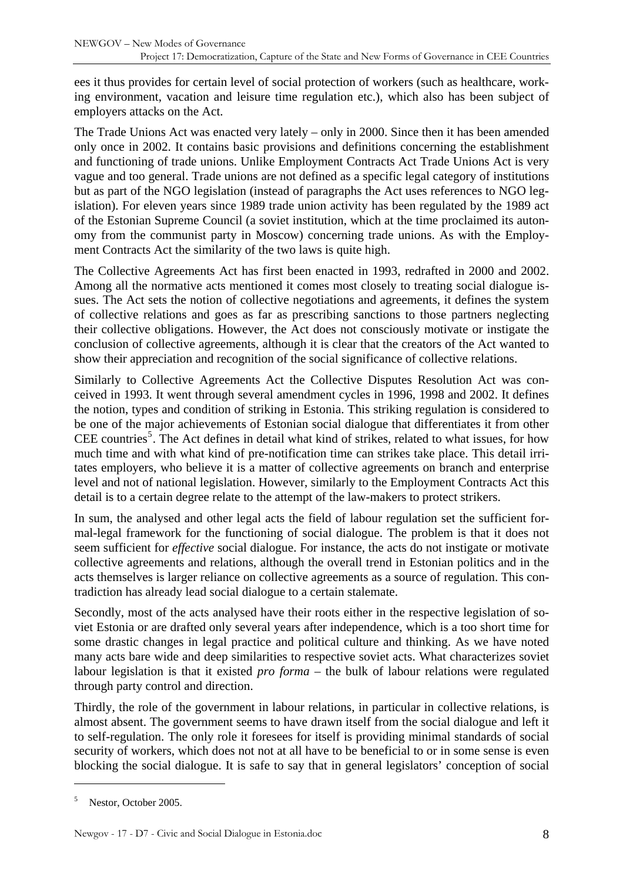ees it thus provides for certain level of social protection of workers (such as healthcare, working environment, vacation and leisure time regulation etc.), which also has been subject of employers attacks on the Act.

The Trade Unions Act was enacted very lately – only in 2000. Since then it has been amended only once in 2002. It contains basic provisions and definitions concerning the establishment and functioning of trade unions. Unlike Employment Contracts Act Trade Unions Act is very vague and too general. Trade unions are not defined as a specific legal category of institutions but as part of the NGO legislation (instead of paragraphs the Act uses references to NGO legislation). For eleven years since 1989 trade union activity has been regulated by the 1989 act of the Estonian Supreme Council (a soviet institution, which at the time proclaimed its autonomy from the communist party in Moscow) concerning trade unions. As with the Employment Contracts Act the similarity of the two laws is quite high.

The Collective Agreements Act has first been enacted in 1993, redrafted in 2000 and 2002. Among all the normative acts mentioned it comes most closely to treating social dialogue issues. The Act sets the notion of collective negotiations and agreements, it defines the system of collective relations and goes as far as prescribing sanctions to those partners neglecting their collective obligations. However, the Act does not consciously motivate or instigate the conclusion of collective agreements, although it is clear that the creators of the Act wanted to show their appreciation and recognition of the social significance of collective relations.

Similarly to Collective Agreements Act the Collective Disputes Resolution Act was conceived in 1993. It went through several amendment cycles in 1996, 1998 and 2002. It defines the notion, types and condition of striking in Estonia. This striking regulation is considered to be one of the major achievements of Estonian social dialogue that differentiates it from other CEE countries[5]. The Act defines in detail what kind of strikes, related to what issues, for how much time and with what kind of pre-notification time can strikes take place. This detail irritates employers, who believe it is a matter of collective agreements on branch and enterprise level and not of national legislation. However, similarly to the Employment Contracts Act this detail is to a certain degree relate to the attempt of the law-makers to protect strikers.

In sum, the analysed and other legal acts the field of labour regulation set the sufficient formal-legal framework for the functioning of social dialogue. The problem is that it does not seem sufficient for *effective* social dialogue. For instance, the acts do not instigate or motivate collective agreements and relations, although the overall trend in Estonian politics and in the acts themselves is larger reliance on collective agreements as a source of regulation. This contradiction has already lead social dialogue to a certain stalemate.

Secondly, most of the acts analysed have their roots either in the respective legislation of soviet Estonia or are drafted only several years after independence, which is a too short time for some drastic changes in legal practice and political culture and thinking. As we have noted many acts bare wide and deep similarities to respective soviet acts. What characterizes soviet labour legislation is that it existed *pro forma* – the bulk of labour relations were regulated through party control and direction.

Thirdly, the role of the government in labour relations, in particular in collective relations, is almost absent. The government seems to have drawn itself from the social dialogue and left it to self-regulation. The only role it foresees for itself is providing minimal standards of social security of workers, which does not not at all have to be beneficial to or in some sense is even blocking the social dialogue. It is safe to say that in general legislators' conception of social

---

[5] Nestor, October 2005.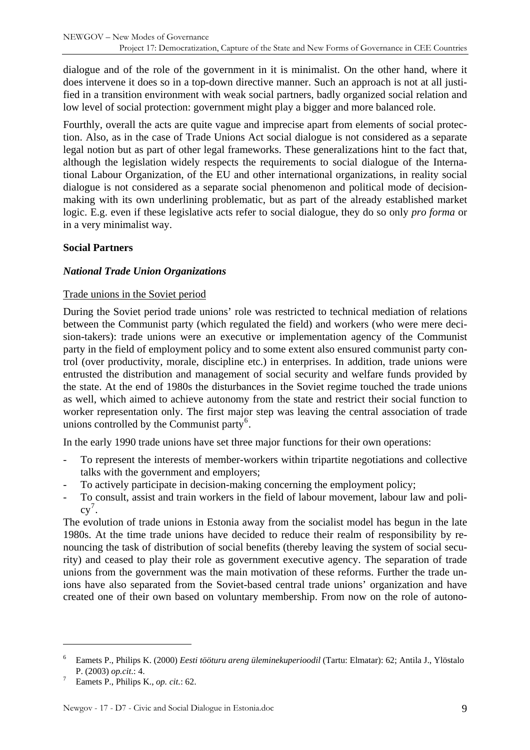dialogue and of the role of the government in it is minimalist. On the other hand, where it does intervene it does so in a top-down directive manner. Such an approach is not at all justified in a transition environment with weak social partners, badly organized social relation and low level of social protection: government might play a bigger and more balanced role.

Fourthly, overall the acts are quite vague and imprecise apart from elements of social protection. Also, as in the case of Trade Unions Act social dialogue is not considered as a separate legal notion but as part of other legal frameworks. These generalizations hint to the fact that, although the legislation widely respects the requirements to social dialogue of the International Labour Organization, of the EU and other international organizations, in reality social dialogue is not considered as a separate social phenomenon and political mode of decision-making with its own underlining problematic, but as part of the already established market logic. E.g. even if these legislative acts refer to social dialogue, they do so only *pro forma* or in a very minimalist way.

## Social Partners

### *National Trade Union Organizations*

#### Trade unions in the Soviet period

During the Soviet period trade unions' role was restricted to technical mediation of relations between the Communist party (which regulated the field) and workers (who were mere decision-takers): trade unions were an executive or implementation agency of the Communist party in the field of employment policy and to some extent also ensured communist party control (over productivity, morale, discipline etc.) in enterprises. In addition, trade unions were entrusted the distribution and management of social security and welfare funds provided by the state. At the end of 1980s the disturbances in the Soviet regime touched the trade unions as well, which aimed to achieve autonomy from the state and restrict their social function to worker representation only. The first major step was leaving the central association of trade unions controlled by the Communist party[6].

In the early 1990 trade unions have set three major functions for their own operations:

- To represent the interests of member-workers within tripartite negotiations and collective talks with the government and employers;
- To actively participate in decision-making concerning the employment policy;
- To consult, assist and train workers in the field of labour movement, labour law and policy[7].

The evolution of trade unions in Estonia away from the socialist model has begun in the late 1980s. At the time trade unions have decided to reduce their realm of responsibility by renouncing the task of distribution of social benefits (thereby leaving the system of social security) and ceased to play their role as government executive agency. The separation of trade unions from the government was the main motivation of these reforms. Further the trade unions have also separated from the Soviet-based central trade unions' organization and have created one of their own based on voluntary membership. From now on the role of autono-

---

[6] Eamets P., Philips K. (2000) *Eesti tööturu areng üleminekuperioodil* (Tartu: Elmatar): 62; Antila J., Ylöstalo P. (2003) *op.cit.*: 4.

[7] Eamets P., Philips K., *op. cit.*: 62.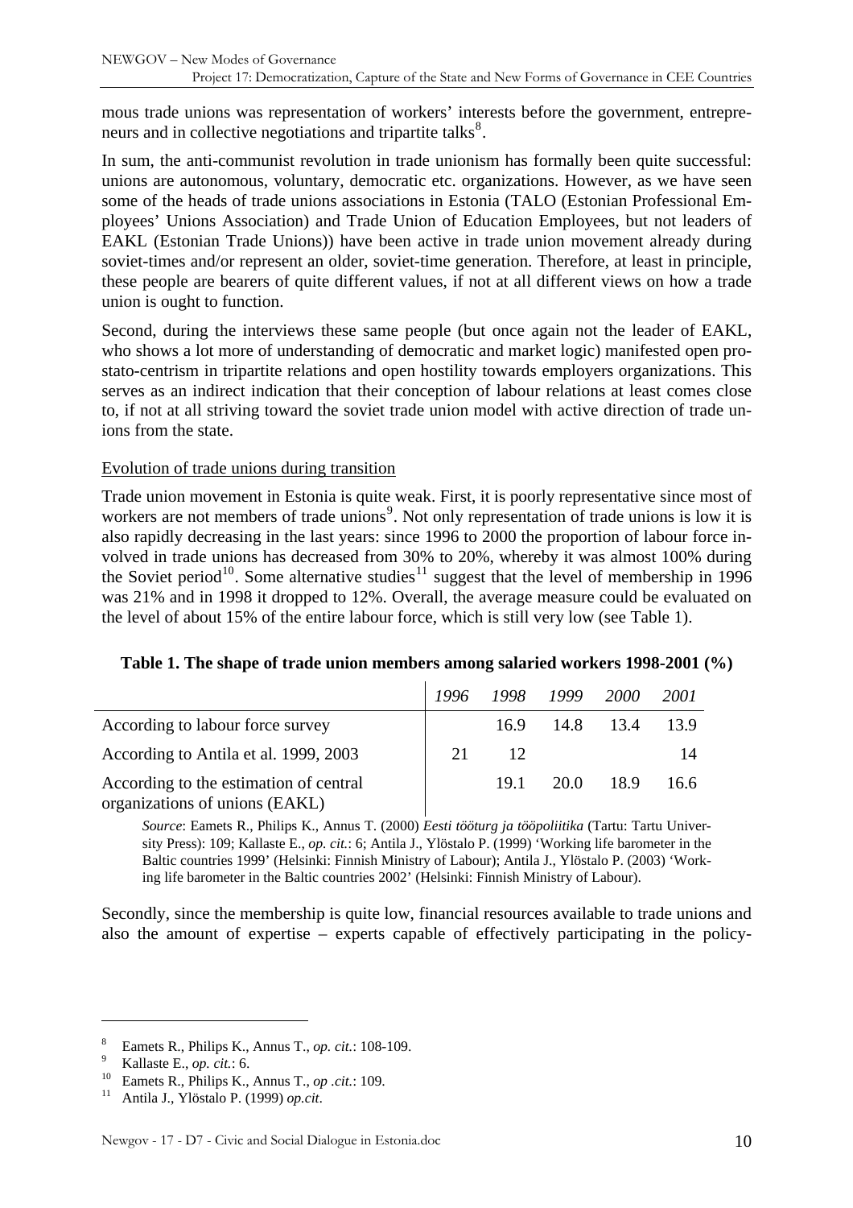mous trade unions was representation of workers' interests before the government, entrepreneurs and in collective negotiations and tripartite talks[8].

In sum, the anti-communist revolution in trade unionism has formally been quite successful: unions are autonomous, voluntary, democratic etc. organizations. However, as we have seen some of the heads of trade unions associations in Estonia (TALO (Estonian Professional Employees' Unions Association) and Trade Union of Education Employees, but not leaders of EAKL (Estonian Trade Unions)) have been active in trade union movement already during soviet-times and/or represent an older, soviet-time generation. Therefore, at least in principle, these people are bearers of quite different values, if not at all different views on how a trade union is ought to function.

Second, during the interviews these same people (but once again not the leader of EAKL, who shows a lot more of understanding of democratic and market logic) manifested open pro-stato-centrism in tripartite relations and open hostility towards employers organizations. This serves as an indirect indication that their conception of labour relations at least comes close to, if not at all striving toward the soviet trade union model with active direction of trade unions from the state.

Evolution of trade unions during transition

Trade union movement in Estonia is quite weak. First, it is poorly representative since most of workers are not members of trade unions[9]. Not only representation of trade unions is low it is also rapidly decreasing in the last years: since 1996 to 2000 the proportion of labour force involved in trade unions has decreased from 30% to 20%, whereby it was almost 100% during the Soviet period[10]. Some alternative studies[11] suggest that the level of membership in 1996 was 21% and in 1998 it dropped to 12%. Overall, the average measure could be evaluated on the level of about 15% of the entire labour force, which is still very low (see Table 1).

**Table 1. The shape of trade union members among salaried workers 1998-2001 (%)**

| | *1996* | *1998* | *1999* | *2000* | *2001* |
|---|---|---|---|---|---|
| According to labour force survey | | 16.9 | 14.8 | 13.4 | 13.9 |
| According to Antila et al. 1999, 2003 | 21 | 12 | | | 14 |
| According to the estimation of central organizations of unions (EAKL) | | 19.1 | 20.0 | 18.9 | 16.6 |

*Source*: Eamets R., Philips K., Annus T. (2000) *Eesti tööturg ja tööpoliitika* (Tartu: Tartu University Press): 109; Kallaste E., *op. cit.*: 6; Antila J., Ylöstalo P. (1999) 'Working life barometer in the Baltic countries 1999' (Helsinki: Finnish Ministry of Labour); Antila J., Ylöstalo P. (2003) 'Working life barometer in the Baltic countries 2002' (Helsinki: Finnish Ministry of Labour).

Secondly, since the membership is quite low, financial resources available to trade unions and also the amount of expertise – experts capable of effectively participating in the policy-

---

[8] Eamets R., Philips K., Annus T., *op. cit.*: 108-109.

[9] Kallaste E., *op. cit.*: 6.

[10] Eamets R., Philips K., Annus T., *op .cit.*: 109.

[11] Antila J., Ylöstalo P. (1999) *op.cit*.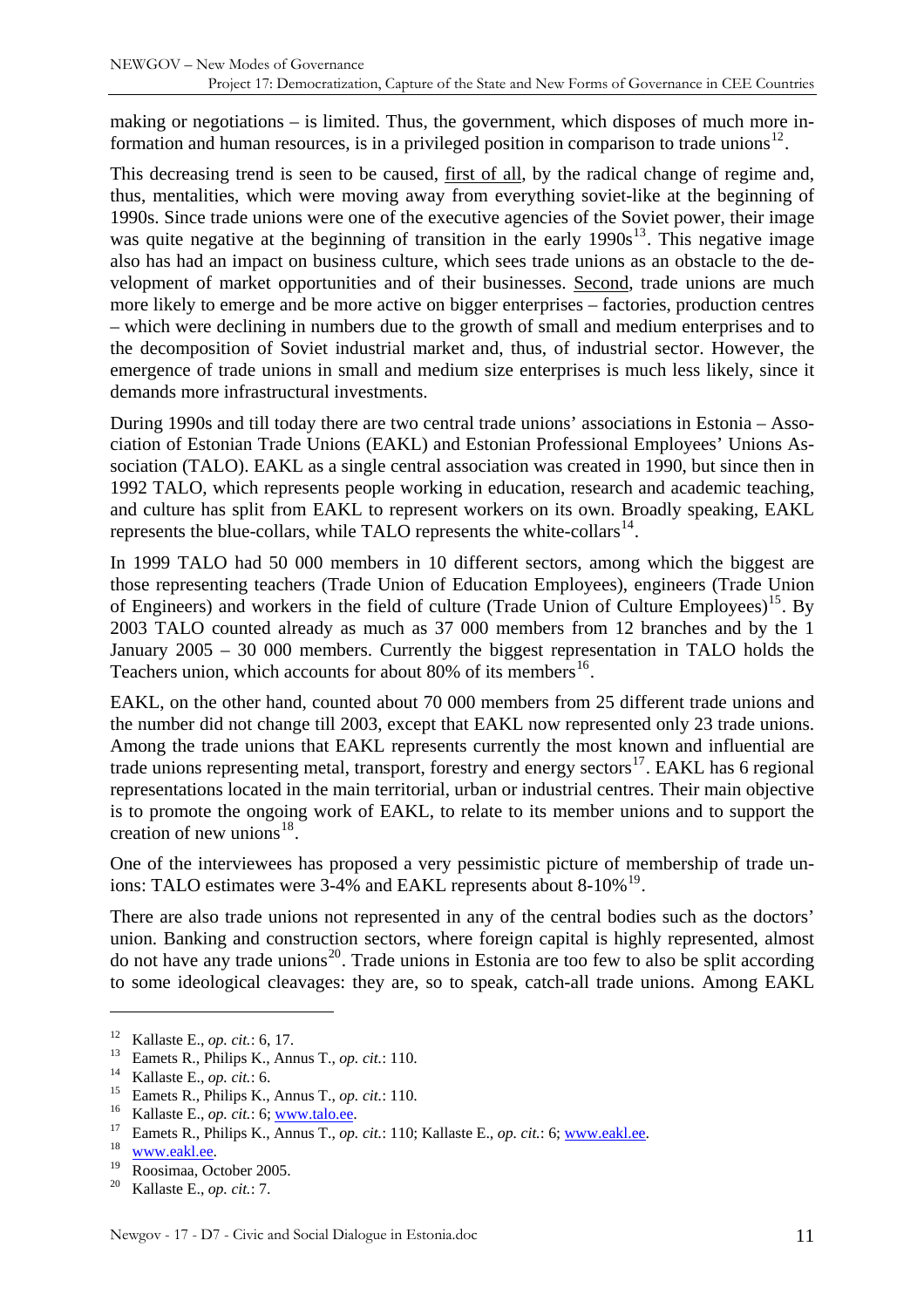making or negotiations – is limited. Thus, the government, which disposes of much more information and human resources, is in a privileged position in comparison to trade unions[12].

This decreasing trend is seen to be caused, first of all, by the radical change of regime and, thus, mentalities, which were moving away from everything soviet-like at the beginning of 1990s. Since trade unions were one of the executive agencies of the Soviet power, their image was quite negative at the beginning of transition in the early 1990s[13]. This negative image also has had an impact on business culture, which sees trade unions as an obstacle to the development of market opportunities and of their businesses. Second, trade unions are much more likely to emerge and be more active on bigger enterprises – factories, production centres – which were declining in numbers due to the growth of small and medium enterprises and to the decomposition of Soviet industrial market and, thus, of industrial sector. However, the emergence of trade unions in small and medium size enterprises is much less likely, since it demands more infrastructural investments.

During 1990s and till today there are two central trade unions' associations in Estonia – Association of Estonian Trade Unions (EAKL) and Estonian Professional Employees' Unions Association (TALO). EAKL as a single central association was created in 1990, but since then in 1992 TALO, which represents people working in education, research and academic teaching, and culture has split from EAKL to represent workers on its own. Broadly speaking, EAKL represents the blue-collars, while TALO represents the white-collars[14].

In 1999 TALO had 50 000 members in 10 different sectors, among which the biggest are those representing teachers (Trade Union of Education Employees), engineers (Trade Union of Engineers) and workers in the field of culture (Trade Union of Culture Employees)[15]. By 2003 TALO counted already as much as 37 000 members from 12 branches and by the 1 January 2005 – 30 000 members. Currently the biggest representation in TALO holds the Teachers union, which accounts for about 80% of its members[16].

EAKL, on the other hand, counted about 70 000 members from 25 different trade unions and the number did not change till 2003, except that EAKL now represented only 23 trade unions. Among the trade unions that EAKL represents currently the most known and influential are trade unions representing metal, transport, forestry and energy sectors[17]. EAKL has 6 regional representations located in the main territorial, urban or industrial centres. Their main objective is to promote the ongoing work of EAKL, to relate to its member unions and to support the creation of new unions[18].

One of the interviewees has proposed a very pessimistic picture of membership of trade unions: TALO estimates were 3-4% and EAKL represents about 8-10%[19].

There are also trade unions not represented in any of the central bodies such as the doctors' union. Banking and construction sectors, where foreign capital is highly represented, almost do not have any trade unions[20]. Trade unions in Estonia are too few to also be split according to some ideological cleavages: they are, so to speak, catch-all trade unions. Among EAKL

---

[12] Kallaste E., *op. cit.*: 6, 17.

[13] Eamets R., Philips K., Annus T., *op. cit.*: 110.

[14] Kallaste E., *op. cit.*: 6.

[15] Eamets R., Philips K., Annus T., *op. cit.*: 110.

[16] Kallaste E., *op. cit.*: 6; www.talo.ee.

[17] Eamets R., Philips K., Annus T., *op. cit.*: 110; Kallaste E., *op. cit.*: 6; www.eakl.ee.

[18] www.eakl.ee.

[19] Roosimaa, October 2005.

[20] Kallaste E., *op. cit.*: 7.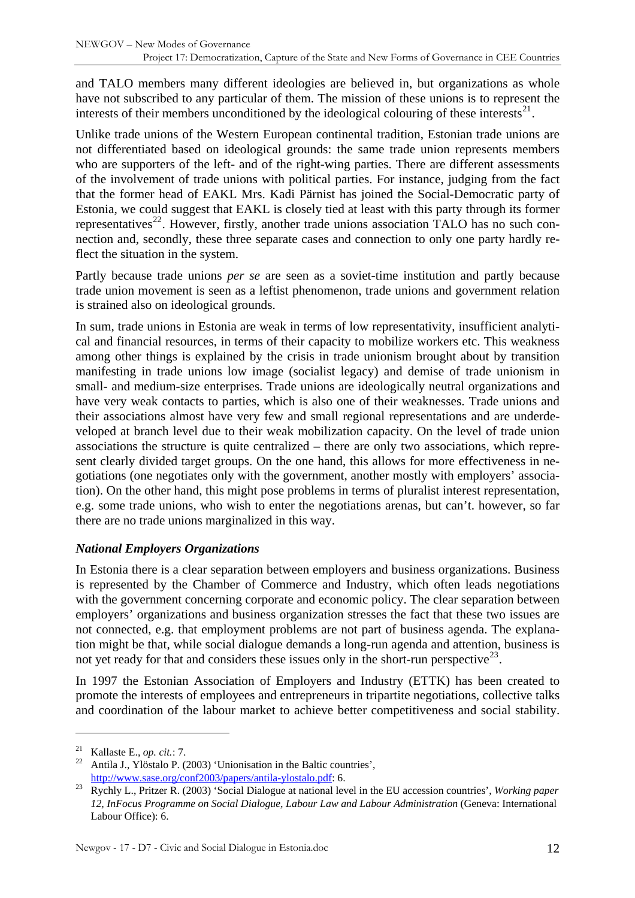and TALO members many different ideologies are believed in, but organizations as whole have not subscribed to any particular of them. The mission of these unions is to represent the interests of their members unconditioned by the ideological colouring of these interests[21].

Unlike trade unions of the Western European continental tradition, Estonian trade unions are not differentiated based on ideological grounds: the same trade union represents members who are supporters of the left- and of the right-wing parties. There are different assessments of the involvement of trade unions with political parties. For instance, judging from the fact that the former head of EAKL Mrs. Kadi Pärnist has joined the Social-Democratic party of Estonia, we could suggest that EAKL is closely tied at least with this party through its former representatives[22]. However, firstly, another trade unions association TALO has no such connection and, secondly, these three separate cases and connection to only one party hardly reflect the situation in the system.

Partly because trade unions *per se* are seen as a soviet-time institution and partly because trade union movement is seen as a leftist phenomenon, trade unions and government relation is strained also on ideological grounds.

In sum, trade unions in Estonia are weak in terms of low representativity, insufficient analytical and financial resources, in terms of their capacity to mobilize workers etc. This weakness among other things is explained by the crisis in trade unionism brought about by transition manifesting in trade unions low image (socialist legacy) and demise of trade unionism in small- and medium-size enterprises. Trade unions are ideologically neutral organizations and have very weak contacts to parties, which is also one of their weaknesses. Trade unions and their associations almost have very few and small regional representations and are underdeveloped at branch level due to their weak mobilization capacity. On the level of trade union associations the structure is quite centralized – there are only two associations, which represent clearly divided target groups. On the one hand, this allows for more effectiveness in negotiations (one negotiates only with the government, another mostly with employers' association). On the other hand, this might pose problems in terms of pluralist interest representation, e.g. some trade unions, who wish to enter the negotiations arenas, but can't. however, so far there are no trade unions marginalized in this way.

### *National Employers Organizations*

In Estonia there is a clear separation between employers and business organizations. Business is represented by the Chamber of Commerce and Industry, which often leads negotiations with the government concerning corporate and economic policy. The clear separation between employers' organizations and business organization stresses the fact that these two issues are not connected, e.g. that employment problems are not part of business agenda. The explanation might be that, while social dialogue demands a long-run agenda and attention, business is not yet ready for that and considers these issues only in the short-run perspective[23].

In 1997 the Estonian Association of Employers and Industry (ETTK) has been created to promote the interests of employees and entrepreneurs in tripartite negotiations, collective talks and coordination of the labour market to achieve better competitiveness and social stability.

---

[21] Kallaste E., *op. cit.*: 7.

[22] Antila J., Ylöstalo P. (2003) 'Unionisation in the Baltic countries', http://www.sase.org/conf2003/papers/antila-ylostalo.pdf: 6.

[23] Rychly L., Pritzer R. (2003) 'Social Dialogue at national level in the EU accession countries', *Working paper 12, InFocus Programme on Social Dialogue, Labour Law and Labour Administration* (Geneva: International Labour Office): 6.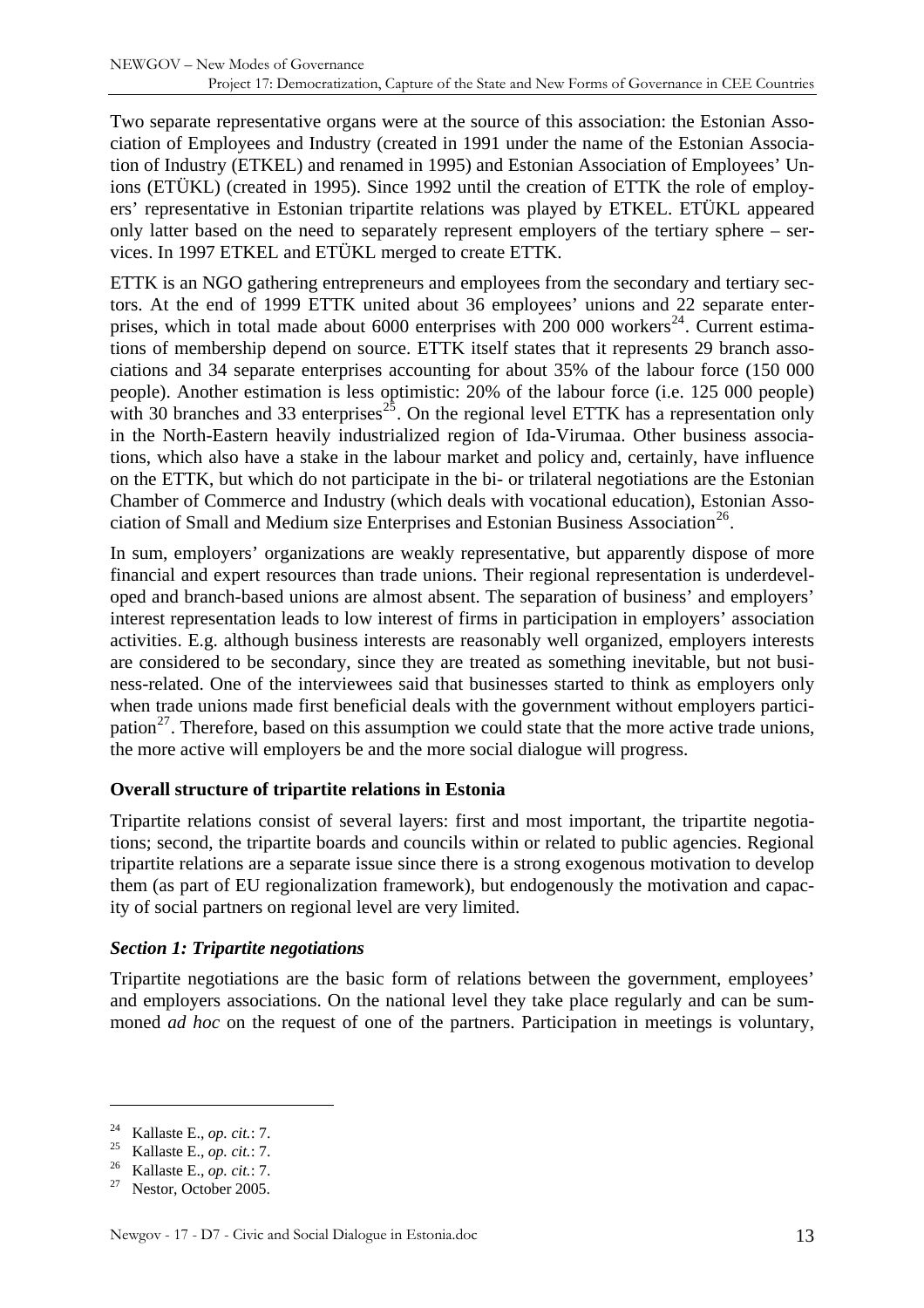Two separate representative organs were at the source of this association: the Estonian Association of Employees and Industry (created in 1991 under the name of the Estonian Association of Industry (ETKEL) and renamed in 1995) and Estonian Association of Employees' Unions (ETÜKL) (created in 1995). Since 1992 until the creation of ETTK the role of employers' representative in Estonian tripartite relations was played by ETKEL. ETÜKL appeared only latter based on the need to separately represent employers of the tertiary sphere – services. In 1997 ETKEL and ETÜKL merged to create ETTK.

ETTK is an NGO gathering entrepreneurs and employees from the secondary and tertiary sectors. At the end of 1999 ETTK united about 36 employees' unions and 22 separate enterprises, which in total made about 6000 enterprises with 200 000 workers[24]. Current estimations of membership depend on source. ETTK itself states that it represents 29 branch associations and 34 separate enterprises accounting for about 35% of the labour force (150 000 people). Another estimation is less optimistic: 20% of the labour force (i.e. 125 000 people) with 30 branches and 33 enterprises[25]. On the regional level ETTK has a representation only in the North-Eastern heavily industrialized region of Ida-Virumaa. Other business associations, which also have a stake in the labour market and policy and, certainly, have influence on the ETTK, but which do not participate in the bi- or trilateral negotiations are the Estonian Chamber of Commerce and Industry (which deals with vocational education), Estonian Association of Small and Medium size Enterprises and Estonian Business Association[26].

In sum, employers' organizations are weakly representative, but apparently dispose of more financial and expert resources than trade unions. Their regional representation is underdeveloped and branch-based unions are almost absent. The separation of business' and employers' interest representation leads to low interest of firms in participation in employers' association activities. E.g. although business interests are reasonably well organized, employers interests are considered to be secondary, since they are treated as something inevitable, but not business-related. One of the interviewees said that businesses started to think as employers only when trade unions made first beneficial deals with the government without employers participation[27]. Therefore, based on this assumption we could state that the more active trade unions, the more active will employers be and the more social dialogue will progress.

**Overall structure of tripartite relations in Estonia**

Tripartite relations consist of several layers: first and most important, the tripartite negotiations; second, the tripartite boards and councils within or related to public agencies. Regional tripartite relations are a separate issue since there is a strong exogenous motivation to develop them (as part of EU regionalization framework), but endogenously the motivation and capacity of social partners on regional level are very limited.

***Section 1: Tripartite negotiations***

Tripartite negotiations are the basic form of relations between the government, employees' and employers associations. On the national level they take place regularly and can be summoned *ad hoc* on the request of one of the partners. Participation in meetings is voluntary,

---

[24] Kallaste E., *op. cit.*: 7.

[25] Kallaste E., *op. cit.*: 7.

[26] Kallaste E., *op. cit.*: 7.

[27] Nestor, October 2005.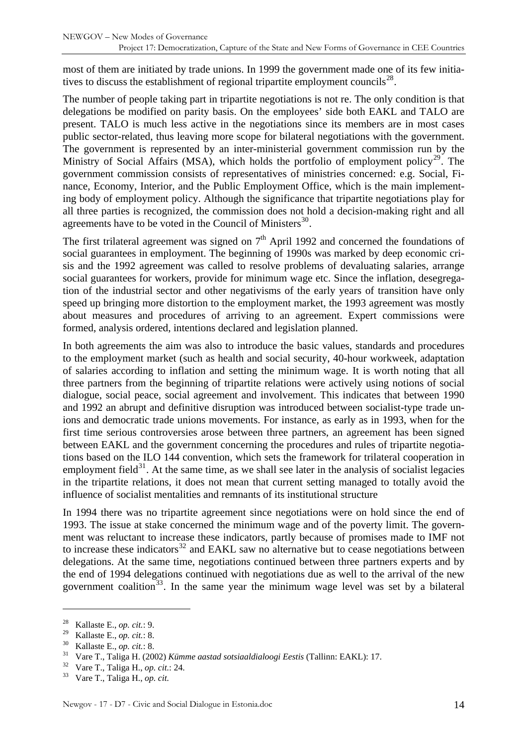most of them are initiated by trade unions. In 1999 the government made one of its few initiatives to discuss the establishment of regional tripartite employment councils[28].

The number of people taking part in tripartite negotiations is not re. The only condition is that delegations be modified on parity basis. On the employees' side both EAKL and TALO are present. TALO is much less active in the negotiations since its members are in most cases public sector-related, thus leaving more scope for bilateral negotiations with the government. The government is represented by an inter-ministerial government commission run by the Ministry of Social Affairs (MSA), which holds the portfolio of employment policy[29]. The government commission consists of representatives of ministries concerned: e.g. Social, Finance, Economy, Interior, and the Public Employment Office, which is the main implementing body of employment policy. Although the significance that tripartite negotiations play for all three parties is recognized, the commission does not hold a decision-making right and all agreements have to be voted in the Council of Ministers[30].

The first trilateral agreement was signed on 7th April 1992 and concerned the foundations of social guarantees in employment. The beginning of 1990s was marked by deep economic crisis and the 1992 agreement was called to resolve problems of devaluating salaries, arrange social guarantees for workers, provide for minimum wage etc. Since the inflation, desegregation of the industrial sector and other negativisms of the early years of transition have only speed up bringing more distortion to the employment market, the 1993 agreement was mostly about measures and procedures of arriving to an agreement. Expert commissions were formed, analysis ordered, intentions declared and legislation planned.

In both agreements the aim was also to introduce the basic values, standards and procedures to the employment market (such as health and social security, 40-hour workweek, adaptation of salaries according to inflation and setting the minimum wage. It is worth noting that all three partners from the beginning of tripartite relations were actively using notions of social dialogue, social peace, social agreement and involvement. This indicates that between 1990 and 1992 an abrupt and definitive disruption was introduced between socialist-type trade unions and democratic trade unions movements. For instance, as early as in 1993, when for the first time serious controversies arose between three partners, an agreement has been signed between EAKL and the government concerning the procedures and rules of tripartite negotiations based on the ILO 144 convention, which sets the framework for trilateral cooperation in employment field[31]. At the same time, as we shall see later in the analysis of socialist legacies in the tripartite relations, it does not mean that current setting managed to totally avoid the influence of socialist mentalities and remnants of its institutional structure

In 1994 there was no tripartite agreement since negotiations were on hold since the end of 1993. The issue at stake concerned the minimum wage and of the poverty limit. The government was reluctant to increase these indicators, partly because of promises made to IMF not to increase these indicators[32] and EAKL saw no alternative but to cease negotiations between delegations. At the same time, negotiations continued between three partners experts and by the end of 1994 delegations continued with negotiations due as well to the arrival of the new government coalition[33]. In the same year the minimum wage level was set by a bilateral

---

[28] Kallaste E., *op. cit.*: 9.

[29] Kallaste E., *op. cit.*: 8.

[30] Kallaste E., *op. cit.*: 8.

[31] Vare T., Taliga H. (2002) *Kümme aastad sotsiaaldialoogi Eestis* (Tallinn: EAKL): 17.

[32] Vare T., Taliga H., *op. cit.*: 24.

[33] Vare T., Taliga H., *op. cit.*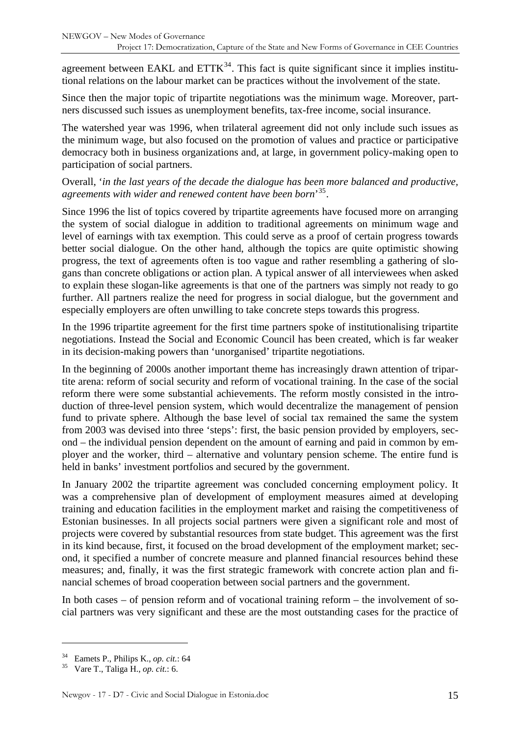agreement between EAKL and ETTK[34]. This fact is quite significant since it implies institutional relations on the labour market can be practices without the involvement of the state.

Since then the major topic of tripartite negotiations was the minimum wage. Moreover, partners discussed such issues as unemployment benefits, tax-free income, social insurance.

The watershed year was 1996, when trilateral agreement did not only include such issues as the minimum wage, but also focused on the promotion of values and practice or participative democracy both in business organizations and, at large, in government policy-making open to participation of social partners.

Overall, '*in the last years of the decade the dialogue has been more balanced and productive, agreements with wider and renewed content have been born*'[35].

Since 1996 the list of topics covered by tripartite agreements have focused more on arranging the system of social dialogue in addition to traditional agreements on minimum wage and level of earnings with tax exemption. This could serve as a proof of certain progress towards better social dialogue. On the other hand, although the topics are quite optimistic showing progress, the text of agreements often is too vague and rather resembling a gathering of slogans than concrete obligations or action plan. A typical answer of all interviewees when asked to explain these slogan-like agreements is that one of the partners was simply not ready to go further. All partners realize the need for progress in social dialogue, but the government and especially employers are often unwilling to take concrete steps towards this progress.

In the 1996 tripartite agreement for the first time partners spoke of institutionalising tripartite negotiations. Instead the Social and Economic Council has been created, which is far weaker in its decision-making powers than 'unorganised' tripartite negotiations.

In the beginning of 2000s another important theme has increasingly drawn attention of tripartite arena: reform of social security and reform of vocational training. In the case of the social reform there were some substantial achievements. The reform mostly consisted in the introduction of three-level pension system, which would decentralize the management of pension fund to private sphere. Although the base level of social tax remained the same the system from 2003 was devised into three 'steps': first, the basic pension provided by employers, second – the individual pension dependent on the amount of earning and paid in common by employer and the worker, third – alternative and voluntary pension scheme. The entire fund is held in banks' investment portfolios and secured by the government.

In January 2002 the tripartite agreement was concluded concerning employment policy. It was a comprehensive plan of development of employment measures aimed at developing training and education facilities in the employment market and raising the competitiveness of Estonian businesses. In all projects social partners were given a significant role and most of projects were covered by substantial resources from state budget. This agreement was the first in its kind because, first, it focused on the broad development of the employment market; second, it specified a number of concrete measure and planned financial resources behind these measures; and, finally, it was the first strategic framework with concrete action plan and financial schemes of broad cooperation between social partners and the government.

In both cases – of pension reform and of vocational training reform – the involvement of social partners was very significant and these are the most outstanding cases for the practice of

---

[34] Eamets P., Philips K., *op. cit.*: 64

[35] Vare T., Taliga H., *op. cit.*: 6.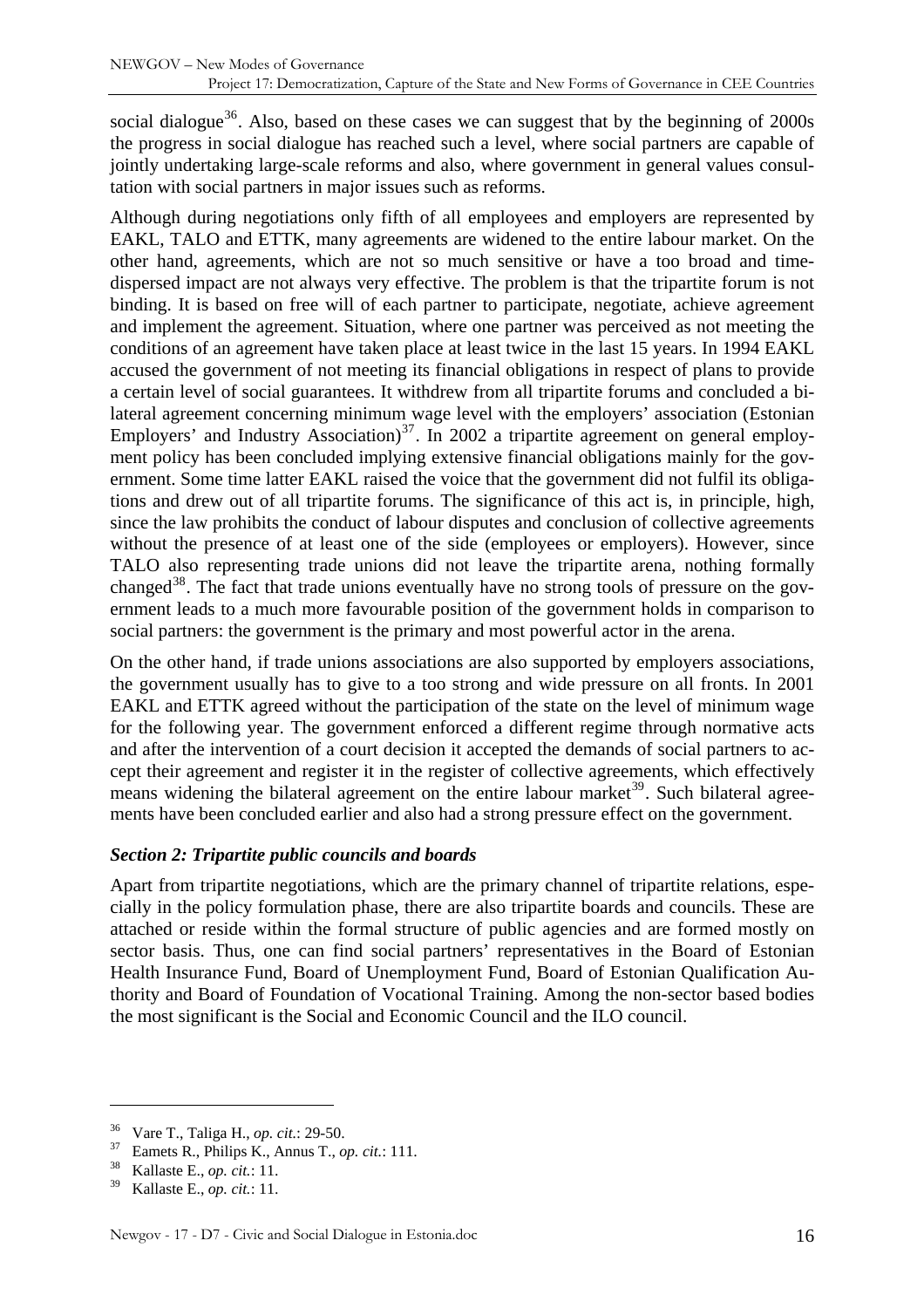social dialogue[36]. Also, based on these cases we can suggest that by the beginning of 2000s the progress in social dialogue has reached such a level, where social partners are capable of jointly undertaking large-scale reforms and also, where government in general values consultation with social partners in major issues such as reforms.

Although during negotiations only fifth of all employees and employers are represented by EAKL, TALO and ETTK, many agreements are widened to the entire labour market. On the other hand, agreements, which are not so much sensitive or have a too broad and time-dispersed impact are not always very effective. The problem is that the tripartite forum is not binding. It is based on free will of each partner to participate, negotiate, achieve agreement and implement the agreement. Situation, where one partner was perceived as not meeting the conditions of an agreement have taken place at least twice in the last 15 years. In 1994 EAKL accused the government of not meeting its financial obligations in respect of plans to provide a certain level of social guarantees. It withdrew from all tripartite forums and concluded a bilateral agreement concerning minimum wage level with the employers' association (Estonian Employers' and Industry Association)[37]. In 2002 a tripartite agreement on general employment policy has been concluded implying extensive financial obligations mainly for the government. Some time latter EAKL raised the voice that the government did not fulfil its obligations and drew out of all tripartite forums. The significance of this act is, in principle, high, since the law prohibits the conduct of labour disputes and conclusion of collective agreements without the presence of at least one of the side (employees or employers). However, since TALO also representing trade unions did not leave the tripartite arena, nothing formally changed[38]. The fact that trade unions eventually have no strong tools of pressure on the government leads to a much more favourable position of the government holds in comparison to social partners: the government is the primary and most powerful actor in the arena.

On the other hand, if trade unions associations are also supported by employers associations, the government usually has to give to a too strong and wide pressure on all fronts. In 2001 EAKL and ETTK agreed without the participation of the state on the level of minimum wage for the following year. The government enforced a different regime through normative acts and after the intervention of a court decision it accepted the demands of social partners to accept their agreement and register it in the register of collective agreements, which effectively means widening the bilateral agreement on the entire labour market[39]. Such bilateral agreements have been concluded earlier and also had a strong pressure effect on the government.

### *Section 2: Tripartite public councils and boards*

Apart from tripartite negotiations, which are the primary channel of tripartite relations, especially in the policy formulation phase, there are also tripartite boards and councils. These are attached or reside within the formal structure of public agencies and are formed mostly on sector basis. Thus, one can find social partners' representatives in the Board of Estonian Health Insurance Fund, Board of Unemployment Fund, Board of Estonian Qualification Authority and Board of Foundation of Vocational Training. Among the non-sector based bodies the most significant is the Social and Economic Council and the ILO council.

---

[36] Vare T., Taliga H., *op. cit.*: 29-50.
[37] Eamets R., Philips K., Annus T., *op. cit.*: 111.
[38] Kallaste E., *op. cit.*: 11.
[39] Kallaste E., *op. cit.*: 11.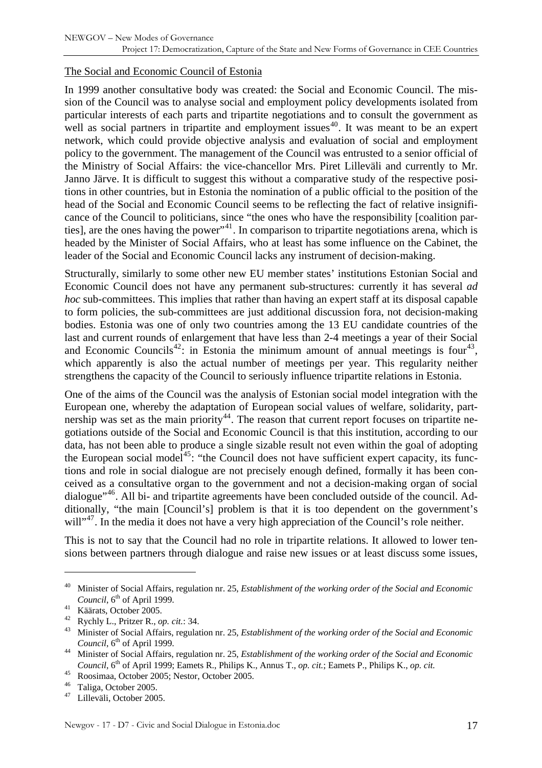The Social and Economic Council of Estonia

In 1999 another consultative body was created: the Social and Economic Council. The mission of the Council was to analyse social and employment policy developments isolated from particular interests of each parts and tripartite negotiations and to consult the government as well as social partners in tripartite and employment issues[40]. It was meant to be an expert network, which could provide objective analysis and evaluation of social and employment policy to the government. The management of the Council was entrusted to a senior official of the Ministry of Social Affairs: the vice-chancellor Mrs. Piret Lilleväli and currently to Mr. Janno Järve. It is difficult to suggest this without a comparative study of the respective positions in other countries, but in Estonia the nomination of a public official to the position of the head of the Social and Economic Council seems to be reflecting the fact of relative insignificance of the Council to politicians, since "the ones who have the responsibility [coalition parties], are the ones having the power"[41]. In comparison to tripartite negotiations arena, which is headed by the Minister of Social Affairs, who at least has some influence on the Cabinet, the leader of the Social and Economic Council lacks any instrument of decision-making.

Structurally, similarly to some other new EU member states' institutions Estonian Social and Economic Council does not have any permanent sub-structures: currently it has several *ad hoc* sub-committees. This implies that rather than having an expert staff at its disposal capable to form policies, the sub-committees are just additional discussion fora, not decision-making bodies. Estonia was one of only two countries among the 13 EU candidate countries of the last and current rounds of enlargement that have less than 2-4 meetings a year of their Social and Economic Councils[42]: in Estonia the minimum amount of annual meetings is four[43], which apparently is also the actual number of meetings per year. This regularity neither strengthens the capacity of the Council to seriously influence tripartite relations in Estonia.

One of the aims of the Council was the analysis of Estonian social model integration with the European one, whereby the adaptation of European social values of welfare, solidarity, partnership was set as the main priority[44]. The reason that current report focuses on tripartite negotiations outside of the Social and Economic Council is that this institution, according to our data, has not been able to produce a single sizable result not even within the goal of adopting the European social model[45]: "the Council does not have sufficient expert capacity, its functions and role in social dialogue are not precisely enough defined, formally it has been conceived as a consultative organ to the government and not a decision-making organ of social dialogue"[46]. All bi- and tripartite agreements have been concluded outside of the council. Additionally, "the main [Council's] problem is that it is too dependent on the government's will"[47]. In the media it does not have a very high appreciation of the Council's role neither.

This is not to say that the Council had no role in tripartite relations. It allowed to lower tensions between partners through dialogue and raise new issues or at least discuss some issues,

---

[40] Minister of Social Affairs, regulation nr. 25, *Establishment of the working order of the Social and Economic Council*, 6th of April 1999.

[41] Käärats, October 2005.

[42] Rychly L., Pritzer R., *op. cit.*: 34.

[43] Minister of Social Affairs, regulation nr. 25, *Establishment of the working order of the Social and Economic Council*, 6th of April 1999.

[44] Minister of Social Affairs, regulation nr. 25, *Establishment of the working order of the Social and Economic Council*, 6th of April 1999; Eamets R., Philips K., Annus T., *op. cit.*; Eamets P., Philips K., *op. cit.*

[45] Roosimaa, October 2005; Nestor, October 2005.

[46] Taliga, October 2005.

[47] Lilleväli, October 2005.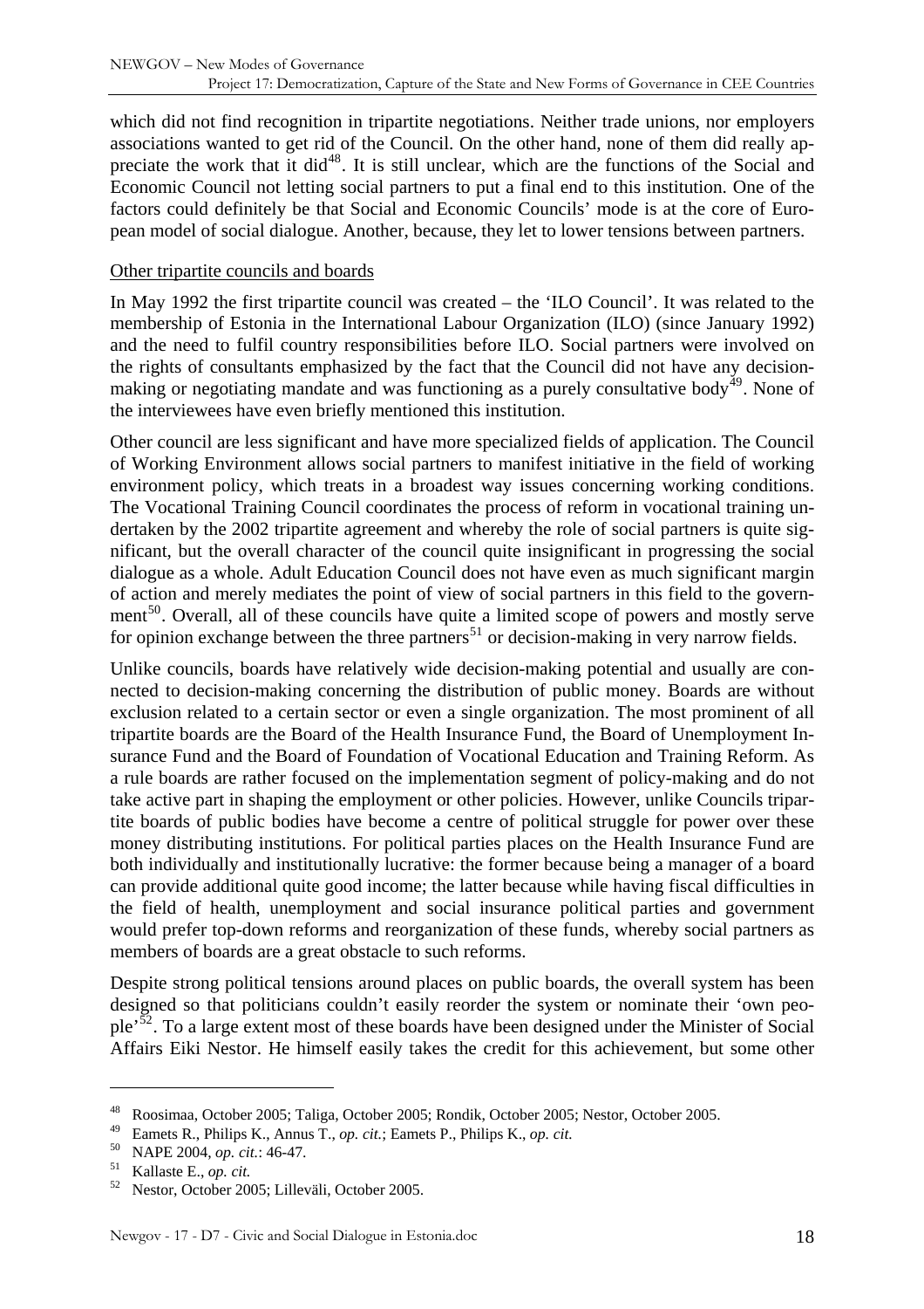which did not find recognition in tripartite negotiations. Neither trade unions, nor employers associations wanted to get rid of the Council. On the other hand, none of them did really appreciate the work that it did[48]. It is still unclear, which are the functions of the Social and Economic Council not letting social partners to put a final end to this institution. One of the factors could definitely be that Social and Economic Councils' mode is at the core of European model of social dialogue. Another, because, they let to lower tensions between partners.

Other tripartite councils and boards

In May 1992 the first tripartite council was created – the 'ILO Council'. It was related to the membership of Estonia in the International Labour Organization (ILO) (since January 1992) and the need to fulfil country responsibilities before ILO. Social partners were involved on the rights of consultants emphasized by the fact that the Council did not have any decision-making or negotiating mandate and was functioning as a purely consultative body[49]. None of the interviewees have even briefly mentioned this institution.

Other council are less significant and have more specialized fields of application. The Council of Working Environment allows social partners to manifest initiative in the field of working environment policy, which treats in a broadest way issues concerning working conditions. The Vocational Training Council coordinates the process of reform in vocational training undertaken by the 2002 tripartite agreement and whereby the role of social partners is quite significant, but the overall character of the council quite insignificant in progressing the social dialogue as a whole. Adult Education Council does not have even as much significant margin of action and merely mediates the point of view of social partners in this field to the government[50]. Overall, all of these councils have quite a limited scope of powers and mostly serve for opinion exchange between the three partners[51] or decision-making in very narrow fields.

Unlike councils, boards have relatively wide decision-making potential and usually are connected to decision-making concerning the distribution of public money. Boards are without exclusion related to a certain sector or even a single organization. The most prominent of all tripartite boards are the Board of the Health Insurance Fund, the Board of Unemployment Insurance Fund and the Board of Foundation of Vocational Education and Training Reform. As a rule boards are rather focused on the implementation segment of policy-making and do not take active part in shaping the employment or other policies. However, unlike Councils tripartite boards of public bodies have become a centre of political struggle for power over these money distributing institutions. For political parties places on the Health Insurance Fund are both individually and institutionally lucrative: the former because being a manager of a board can provide additional quite good income; the latter because while having fiscal difficulties in the field of health, unemployment and social insurance political parties and government would prefer top-down reforms and reorganization of these funds, whereby social partners as members of boards are a great obstacle to such reforms.

Despite strong political tensions around places on public boards, the overall system has been designed so that politicians couldn't easily reorder the system or nominate their 'own people'[52]. To a large extent most of these boards have been designed under the Minister of Social Affairs Eiki Nestor. He himself easily takes the credit for this achievement, but some other

---

[48] Roosimaa, October 2005; Taliga, October 2005; Rondik, October 2005; Nestor, October 2005.

[49] Eamets R., Philips K., Annus T., *op. cit.*; Eamets P., Philips K., *op. cit.*

[50] NAPE 2004, *op. cit.*: 46-47.

[51] Kallaste E., *op. cit.*

[52] Nestor, October 2005; Lilleväli, October 2005.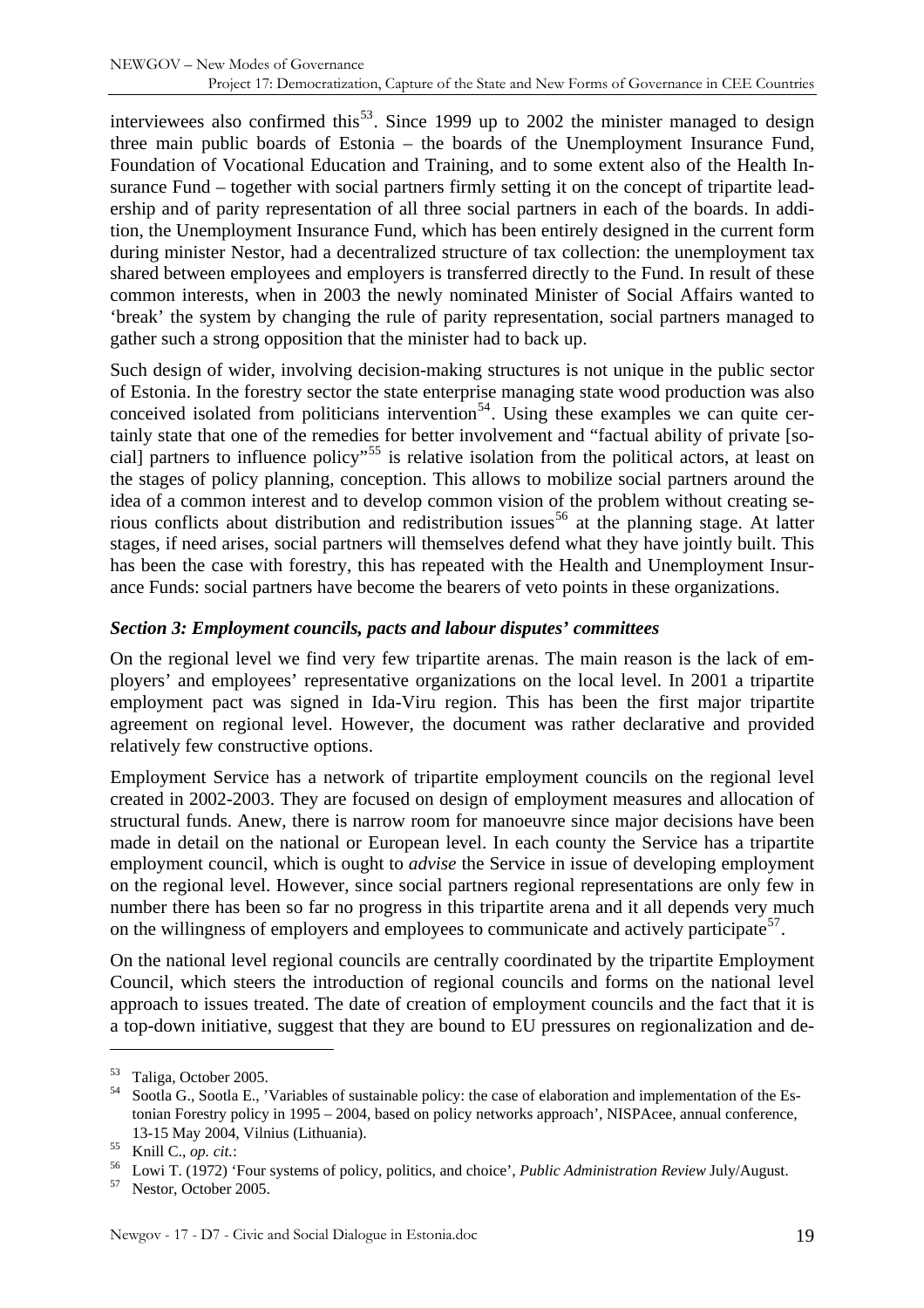interviewees also confirmed this[53]. Since 1999 up to 2002 the minister managed to design three main public boards of Estonia – the boards of the Unemployment Insurance Fund, Foundation of Vocational Education and Training, and to some extent also of the Health Insurance Fund – together with social partners firmly setting it on the concept of tripartite leadership and of parity representation of all three social partners in each of the boards. In addition, the Unemployment Insurance Fund, which has been entirely designed in the current form during minister Nestor, had a decentralized structure of tax collection: the unemployment tax shared between employees and employers is transferred directly to the Fund. In result of these common interests, when in 2003 the newly nominated Minister of Social Affairs wanted to 'break' the system by changing the rule of parity representation, social partners managed to gather such a strong opposition that the minister had to back up.

Such design of wider, involving decision-making structures is not unique in the public sector of Estonia. In the forestry sector the state enterprise managing state wood production was also conceived isolated from politicians intervention[54]. Using these examples we can quite certainly state that one of the remedies for better involvement and "factual ability of private [social] partners to influence policy"[55] is relative isolation from the political actors, at least on the stages of policy planning, conception. This allows to mobilize social partners around the idea of a common interest and to develop common vision of the problem without creating serious conflicts about distribution and redistribution issues[56] at the planning stage. At latter stages, if need arises, social partners will themselves defend what they have jointly built. This has been the case with forestry, this has repeated with the Health and Unemployment Insurance Funds: social partners have become the bearers of veto points in these organizations.

### *Section 3: Employment councils, pacts and labour disputes' committees*

On the regional level we find very few tripartite arenas. The main reason is the lack of employers' and employees' representative organizations on the local level. In 2001 a tripartite employment pact was signed in Ida-Viru region. This has been the first major tripartite agreement on regional level. However, the document was rather declarative and provided relatively few constructive options.

Employment Service has a network of tripartite employment councils on the regional level created in 2002-2003. They are focused on design of employment measures and allocation of structural funds. Anew, there is narrow room for manoeuvre since major decisions have been made in detail on the national or European level. In each county the Service has a tripartite employment council, which is ought to *advise* the Service in issue of developing employment on the regional level. However, since social partners regional representations are only few in number there has been so far no progress in this tripartite arena and it all depends very much on the willingness of employers and employees to communicate and actively participate[57].

On the national level regional councils are centrally coordinated by the tripartite Employment Council, which steers the introduction of regional councils and forms on the national level approach to issues treated. The date of creation of employment councils and the fact that it is a top-down initiative, suggest that they are bound to EU pressures on regionalization and de-

---

[53] Taliga, October 2005.

[54] Sootla G., Sootla E., 'Variables of sustainable policy: the case of elaboration and implementation of the Estonian Forestry policy in 1995 – 2004, based on policy networks approach', NISPAcee, annual conference, 13-15 May 2004, Vilnius (Lithuania).

[55] Knill C., *op. cit.*:

[56] Lowi T. (1972) 'Four systems of policy, politics, and choice', *Public Administration Review* July/August.

[57] Nestor, October 2005.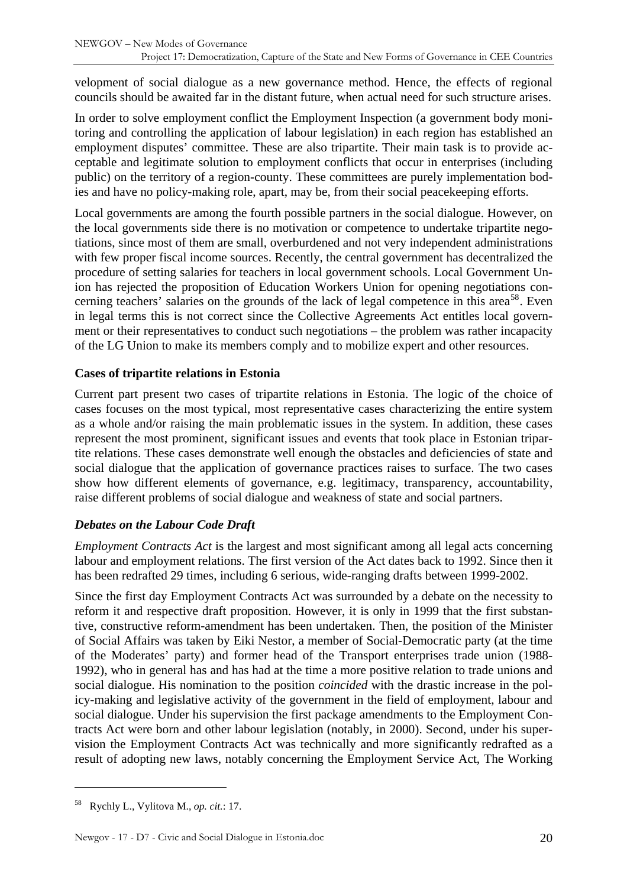velopment of social dialogue as a new governance method. Hence, the effects of regional councils should be awaited far in the distant future, when actual need for such structure arises.

In order to solve employment conflict the Employment Inspection (a government body monitoring and controlling the application of labour legislation) in each region has established an employment disputes' committee. These are also tripartite. Their main task is to provide acceptable and legitimate solution to employment conflicts that occur in enterprises (including public) on the territory of a region-county. These committees are purely implementation bodies and have no policy-making role, apart, may be, from their social peacekeeping efforts.

Local governments are among the fourth possible partners in the social dialogue. However, on the local governments side there is no motivation or competence to undertake tripartite negotiations, since most of them are small, overburdened and not very independent administrations with few proper fiscal income sources. Recently, the central government has decentralized the procedure of setting salaries for teachers in local government schools. Local Government Union has rejected the proposition of Education Workers Union for opening negotiations concerning teachers' salaries on the grounds of the lack of legal competence in this area[58]. Even in legal terms this is not correct since the Collective Agreements Act entitles local government or their representatives to conduct such negotiations – the problem was rather incapacity of the LG Union to make its members comply and to mobilize expert and other resources.

### Cases of tripartite relations in Estonia

Current part present two cases of tripartite relations in Estonia. The logic of the choice of cases focuses on the most typical, most representative cases characterizing the entire system as a whole and/or raising the main problematic issues in the system. In addition, these cases represent the most prominent, significant issues and events that took place in Estonian tripartite relations. These cases demonstrate well enough the obstacles and deficiencies of state and social dialogue that the application of governance practices raises to surface. The two cases show how different elements of governance, e.g. legitimacy, transparency, accountability, raise different problems of social dialogue and weakness of state and social partners.

#### *Debates on the Labour Code Draft*

*Employment Contracts Act* is the largest and most significant among all legal acts concerning labour and employment relations. The first version of the Act dates back to 1992. Since then it has been redrafted 29 times, including 6 serious, wide-ranging drafts between 1999-2002.

Since the first day Employment Contracts Act was surrounded by a debate on the necessity to reform it and respective draft proposition. However, it is only in 1999 that the first substantive, constructive reform-amendment has been undertaken. Then, the position of the Minister of Social Affairs was taken by Eiki Nestor, a member of Social-Democratic party (at the time of the Moderates' party) and former head of the Transport enterprises trade union (1988-1992), who in general has and has had at the time a more positive relation to trade unions and social dialogue. His nomination to the position *coincided* with the drastic increase in the policy-making and legislative activity of the government in the field of employment, labour and social dialogue. Under his supervision the first package amendments to the Employment Contracts Act were born and other labour legislation (notably, in 2000). Second, under his supervision the Employment Contracts Act was technically and more significantly redrafted as a result of adopting new laws, notably concerning the Employment Service Act, The Working

---

[58] Rychly L., Vylitova M., *op. cit.*: 17.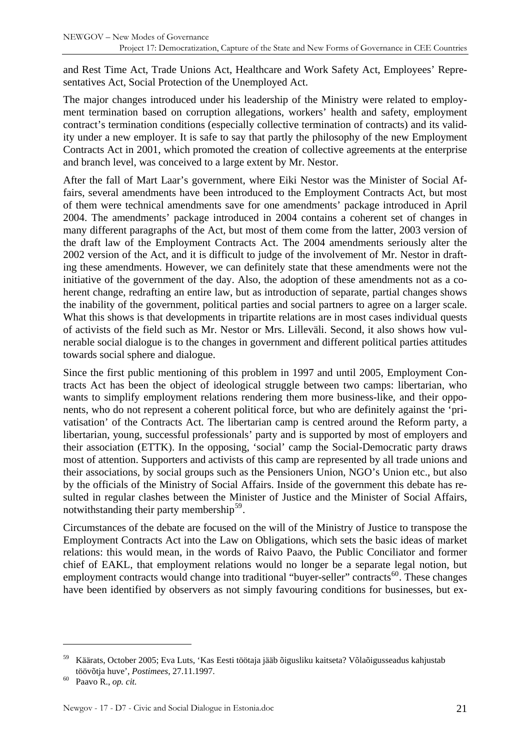and Rest Time Act, Trade Unions Act, Healthcare and Work Safety Act, Employees' Representatives Act, Social Protection of the Unemployed Act.

The major changes introduced under his leadership of the Ministry were related to employment termination based on corruption allegations, workers' health and safety, employment contract's termination conditions (especially collective termination of contracts) and its validity under a new employer. It is safe to say that partly the philosophy of the new Employment Contracts Act in 2001, which promoted the creation of collective agreements at the enterprise and branch level, was conceived to a large extent by Mr. Nestor.

After the fall of Mart Laar's government, where Eiki Nestor was the Minister of Social Affairs, several amendments have been introduced to the Employment Contracts Act, but most of them were technical amendments save for one amendments' package introduced in April 2004. The amendments' package introduced in 2004 contains a coherent set of changes in many different paragraphs of the Act, but most of them come from the latter, 2003 version of the draft law of the Employment Contracts Act. The 2004 amendments seriously alter the 2002 version of the Act, and it is difficult to judge of the involvement of Mr. Nestor in drafting these amendments. However, we can definitely state that these amendments were not the initiative of the government of the day. Also, the adoption of these amendments not as a coherent change, redrafting an entire law, but as introduction of separate, partial changes shows the inability of the government, political parties and social partners to agree on a larger scale. What this shows is that developments in tripartite relations are in most cases individual quests of activists of the field such as Mr. Nestor or Mrs. Lilleväli. Second, it also shows how vulnerable social dialogue is to the changes in government and different political parties attitudes towards social sphere and dialogue.

Since the first public mentioning of this problem in 1997 and until 2005, Employment Contracts Act has been the object of ideological struggle between two camps: libertarian, who wants to simplify employment relations rendering them more business-like, and their opponents, who do not represent a coherent political force, but who are definitely against the 'privatisation' of the Contracts Act. The libertarian camp is centred around the Reform party, a libertarian, young, successful professionals' party and is supported by most of employers and their association (ETTK). In the opposing, 'social' camp the Social-Democratic party draws most of attention. Supporters and activists of this camp are represented by all trade unions and their associations, by social groups such as the Pensioners Union, NGO's Union etc., but also by the officials of the Ministry of Social Affairs. Inside of the government this debate has resulted in regular clashes between the Minister of Justice and the Minister of Social Affairs, notwithstanding their party membership[59].

Circumstances of the debate are focused on the will of the Ministry of Justice to transpose the Employment Contracts Act into the Law on Obligations, which sets the basic ideas of market relations: this would mean, in the words of Raivo Paavo, the Public Conciliator and former chief of EAKL, that employment relations would no longer be a separate legal notion, but employment contracts would change into traditional "buyer-seller" contracts[60]. These changes have been identified by observers as not simply favouring conditions for businesses, but ex-

---

[59] Käärats, October 2005; Eva Luts, 'Kas Eesti töötaja jääb õigusliku kaitseta? Võlaõigusseadus kahjustab töövõtja huve', *Postimees*, 27.11.1997.

[60] Paavo R., *op. cit.*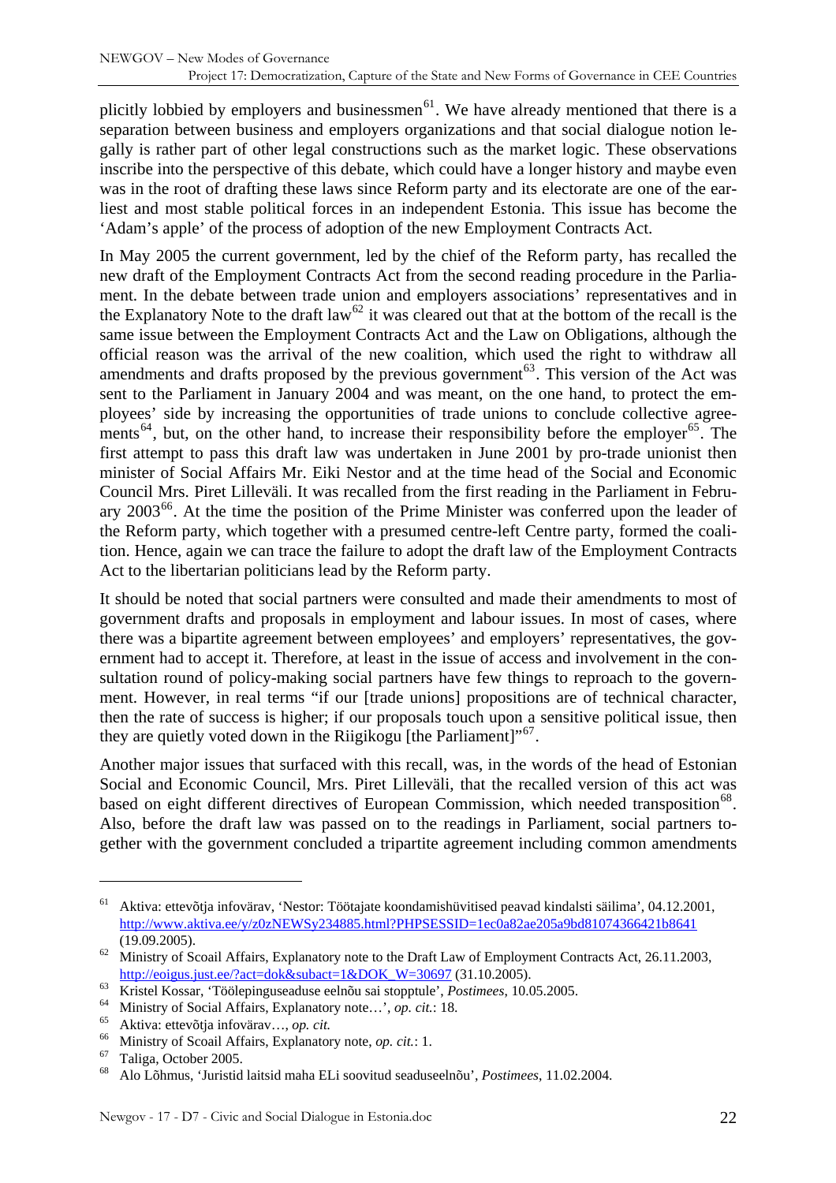plicitly lobbied by employers and businessmen[61]. We have already mentioned that there is a separation between business and employers organizations and that social dialogue notion legally is rather part of other legal constructions such as the market logic. These observations inscribe into the perspective of this debate, which could have a longer history and maybe even was in the root of drafting these laws since Reform party and its electorate are one of the earliest and most stable political forces in an independent Estonia. This issue has become the 'Adam's apple' of the process of adoption of the new Employment Contracts Act.

In May 2005 the current government, led by the chief of the Reform party, has recalled the new draft of the Employment Contracts Act from the second reading procedure in the Parliament. In the debate between trade union and employers associations' representatives and in the Explanatory Note to the draft law[62] it was cleared out that at the bottom of the recall is the same issue between the Employment Contracts Act and the Law on Obligations, although the official reason was the arrival of the new coalition, which used the right to withdraw all amendments and drafts proposed by the previous government[63]. This version of the Act was sent to the Parliament in January 2004 and was meant, on the one hand, to protect the employees' side by increasing the opportunities of trade unions to conclude collective agreements[64], but, on the other hand, to increase their responsibility before the employer[65]. The first attempt to pass this draft law was undertaken in June 2001 by pro-trade unionist then minister of Social Affairs Mr. Eiki Nestor and at the time head of the Social and Economic Council Mrs. Piret Lilleväli. It was recalled from the first reading in the Parliament in February 2003[66]. At the time the position of the Prime Minister was conferred upon the leader of the Reform party, which together with a presumed centre-left Centre party, formed the coalition. Hence, again we can trace the failure to adopt the draft law of the Employment Contracts Act to the libertarian politicians lead by the Reform party.

It should be noted that social partners were consulted and made their amendments to most of government drafts and proposals in employment and labour issues. In most of cases, where there was a bipartite agreement between employees' and employers' representatives, the government had to accept it. Therefore, at least in the issue of access and involvement in the consultation round of policy-making social partners have few things to reproach to the government. However, in real terms "if our [trade unions] propositions are of technical character, then the rate of success is higher; if our proposals touch upon a sensitive political issue, then they are quietly voted down in the Riigikogu [the Parliament]"[67].

Another major issues that surfaced with this recall, was, in the words of the head of Estonian Social and Economic Council, Mrs. Piret Lilleväli, that the recalled version of this act was based on eight different directives of European Commission, which needed transposition[68]. Also, before the draft law was passed on to the readings in Parliament, social partners together with the government concluded a tripartite agreement including common amendments

---

[61] Aktiva: ettevõtja infovärav, 'Nestor: Töötajate koondamishüvitised peavad kindalsti säilima', 04.12.2001, http://www.aktiva.ee/y/z0zNEWSy234885.html?PHPSESSID=1ec0a82ae205a9bd81074366421b8641 (19.09.2005).

[62] Ministry of Scoail Affairs, Explanatory note to the Draft Law of Employment Contracts Act, 26.11.2003, http://eoigus.just.ee/?act=dok&subact=1&DOK_W=30697 (31.10.2005).

[63] Kristel Kossar, 'Töölepinguseaduse eelnõu sai stopptule', *Postimees*, 10.05.2005.

[64] Ministry of Social Affairs, Explanatory note…', *op. cit.*: 18.

[65] Aktiva: ettevõtja infovärav…, *op. cit.*

[66] Ministry of Scoail Affairs, Explanatory note, *op. cit.*: 1.

[67] Taliga, October 2005.

[68] Alo Lõhmus, 'Juristid laitsid maha ELi soovitud seaduseelnõu', *Postimees*, 11.02.2004.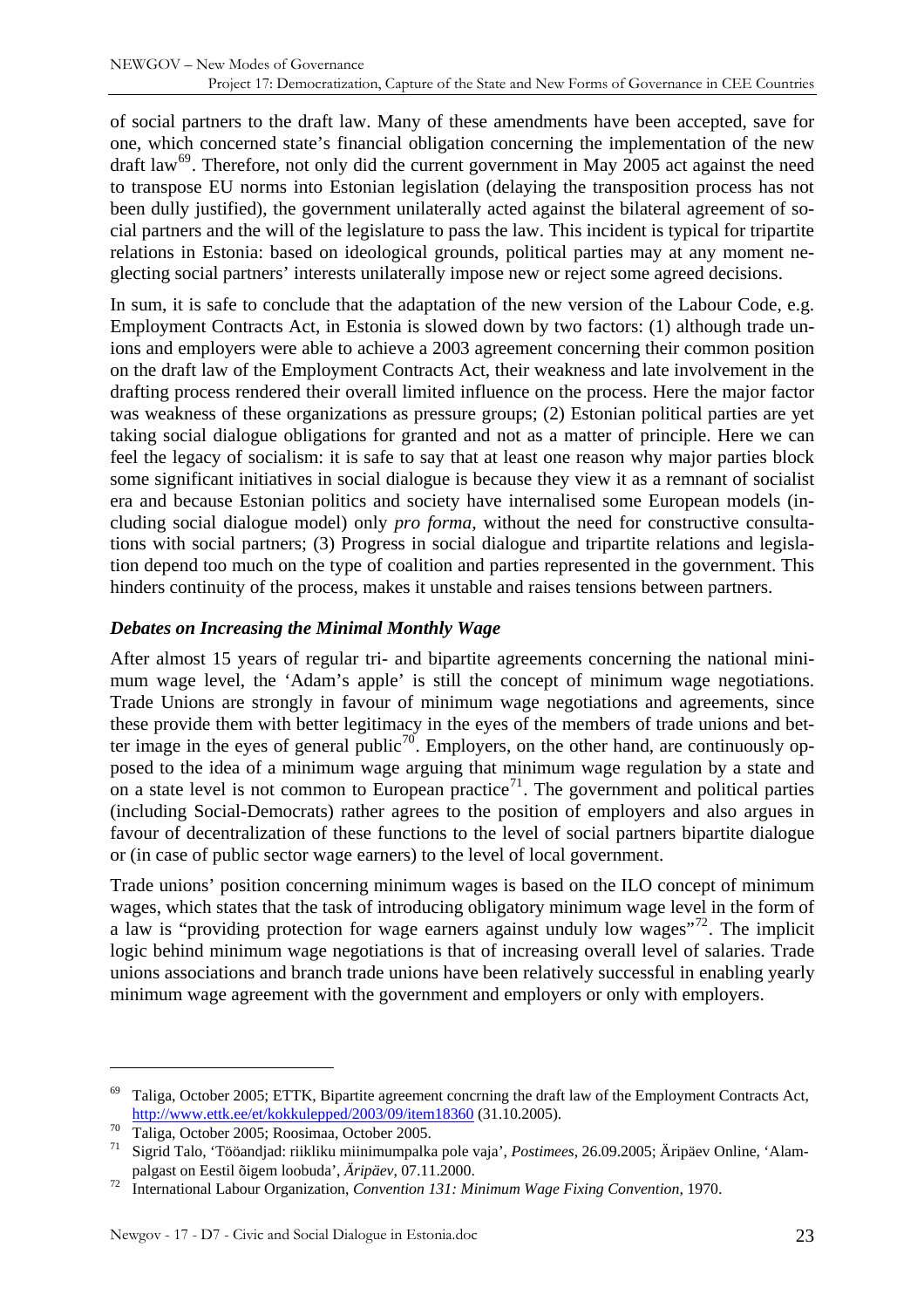of social partners to the draft law. Many of these amendments have been accepted, save for one, which concerned state's financial obligation concerning the implementation of the new draft law[69]. Therefore, not only did the current government in May 2005 act against the need to transpose EU norms into Estonian legislation (delaying the transposition process has not been dully justified), the government unilaterally acted against the bilateral agreement of social partners and the will of the legislature to pass the law. This incident is typical for tripartite relations in Estonia: based on ideological grounds, political parties may at any moment neglecting social partners' interests unilaterally impose new or reject some agreed decisions.

In sum, it is safe to conclude that the adaptation of the new version of the Labour Code, e.g. Employment Contracts Act, in Estonia is slowed down by two factors: (1) although trade unions and employers were able to achieve a 2003 agreement concerning their common position on the draft law of the Employment Contracts Act, their weakness and late involvement in the drafting process rendered their overall limited influence on the process. Here the major factor was weakness of these organizations as pressure groups; (2) Estonian political parties are yet taking social dialogue obligations for granted and not as a matter of principle. Here we can feel the legacy of socialism: it is safe to say that at least one reason why major parties block some significant initiatives in social dialogue is because they view it as a remnant of socialist era and because Estonian politics and society have internalised some European models (including social dialogue model) only *pro forma,* without the need for constructive consultations with social partners; (3) Progress in social dialogue and tripartite relations and legislation depend too much on the type of coalition and parties represented in the government. This hinders continuity of the process, makes it unstable and raises tensions between partners.

### *Debates on Increasing the Minimal Monthly Wage*

After almost 15 years of regular tri- and bipartite agreements concerning the national minimum wage level, the 'Adam's apple' is still the concept of minimum wage negotiations. Trade Unions are strongly in favour of minimum wage negotiations and agreements, since these provide them with better legitimacy in the eyes of the members of trade unions and better image in the eyes of general public[70]. Employers, on the other hand, are continuously opposed to the idea of a minimum wage arguing that minimum wage regulation by a state and on a state level is not common to European practice[71]. The government and political parties (including Social-Democrats) rather agrees to the position of employers and also argues in favour of decentralization of these functions to the level of social partners bipartite dialogue or (in case of public sector wage earners) to the level of local government.

Trade unions' position concerning minimum wages is based on the ILO concept of minimum wages, which states that the task of introducing obligatory minimum wage level in the form of a law is "providing protection for wage earners against unduly low wages"[72]. The implicit logic behind minimum wage negotiations is that of increasing overall level of salaries. Trade unions associations and branch trade unions have been relatively successful in enabling yearly minimum wage agreement with the government and employers or only with employers.

---

[69] Taliga, October 2005; ETTK, Bipartite agreement concrning the draft law of the Employment Contracts Act, http://www.ettk.ee/et/kokkulepped/2003/09/item18360 (31.10.2005).

[70] Taliga, October 2005; Roosimaa, October 2005.

[71] Sigrid Talo, 'Tööandjad: riikliku miinimumpalka pole vaja', *Postimees*, 26.09.2005; Äripäev Online, 'Alampalgast on Eestil õigem loobuda', *Äripäev*, 07.11.2000.

[72] International Labour Organization, *Convention 131: Minimum Wage Fixing Convention*, 1970.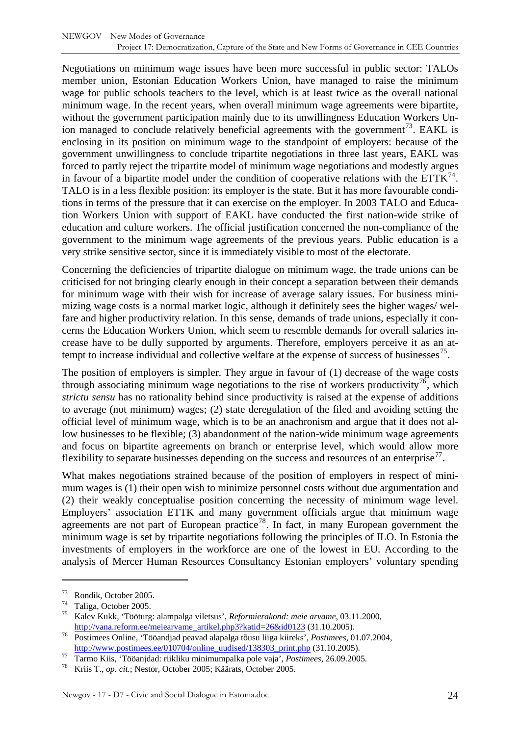Negotiations on minimum wage issues have been more successful in public sector: TALOs member union, Estonian Education Workers Union, have managed to raise the minimum wage for public schools teachers to the level, which is at least twice as the overall national minimum wage. In the recent years, when overall minimum wage agreements were bipartite, without the government participation mainly due to its unwillingness Education Workers Union managed to conclude relatively beneficial agreements with the government[73]. EAKL is enclosing in its position on minimum wage to the standpoint of employers: because of the government unwillingness to conclude tripartite negotiations in three last years, EAKL was forced to partly reject the tripartite model of minimum wage negotiations and modestly argues in favour of a bipartite model under the condition of cooperative relations with the ETTK[74]. TALO is in a less flexible position: its employer is the state. But it has more favourable conditions in terms of the pressure that it can exercise on the employer. In 2003 TALO and Education Workers Union with support of EAKL have conducted the first nation-wide strike of education and culture workers. The official justification concerned the non-compliance of the government to the minimum wage agreements of the previous years. Public education is a very strike sensitive sector, since it is immediately visible to most of the electorate.

Concerning the deficiencies of tripartite dialogue on minimum wage, the trade unions can be criticised for not bringing clearly enough in their concept a separation between their demands for minimum wage with their wish for increase of average salary issues. For business minimizing wage costs is a normal market logic, although it definitely sees the higher wages/ welfare and higher productivity relation. In this sense, demands of trade unions, especially it concerns the Education Workers Union, which seem to resemble demands for overall salaries increase have to be dully supported by arguments. Therefore, employers perceive it as an attempt to increase individual and collective welfare at the expense of success of businesses[75].

The position of employers is simpler. They argue in favour of (1) decrease of the wage costs through associating minimum wage negotiations to the rise of workers productivity[76], which *strictu sensu* has no rationality behind since productivity is raised at the expense of additions to average (not minimum) wages; (2) state deregulation of the filed and avoiding setting the official level of minimum wage, which is to be an anachronism and argue that it does not allow businesses to be flexible; (3) abandonment of the nation-wide minimum wage agreements and focus on bipartite agreements on branch or enterprise level, which would allow more flexibility to separate businesses depending on the success and resources of an enterprise[77].

What makes negotiations strained because of the position of employers in respect of minimum wages is (1) their open wish to minimize personnel costs without due argumentation and (2) their weakly conceptualise position concerning the necessity of minimum wage level. Employers' association ETTK and many government officials argue that minimum wage agreements are not part of European practice[78]. In fact, in many European government the minimum wage is set by tripartite negotiations following the principles of ILO. In Estonia the investments of employers in the workforce are one of the lowest in EU. According to the analysis of Mercer Human Resources Consultancy Estonian employers' voluntary spending

---

[73] Rondik, October 2005.

[74] Taliga, October 2005.

[75] Kalev Kukk, 'Tööturg: alampalga viletsus', *Reformierakond: meie arvame*, 03.11.2000, http://vana.reform.ee/meiearvame_artikel.php3?katid=26&id0123 (31.10.2005).

[76] Postimees Online, 'Tööandjad peavad alapalga tõusu liiga kiireks', *Postimees*, 01.07.2004, http://www.postimees.ee/010704/online_uudised/138303_print.php (31.10.2005).

[77] Tarmo Kiis, 'Tööanjdad: riikliku minimumpalka pole vaja', *Postimees*, 26.09.2005.

[78] Kriis T., *op. cit.*; Nestor, October 2005; Käärats, October 2005.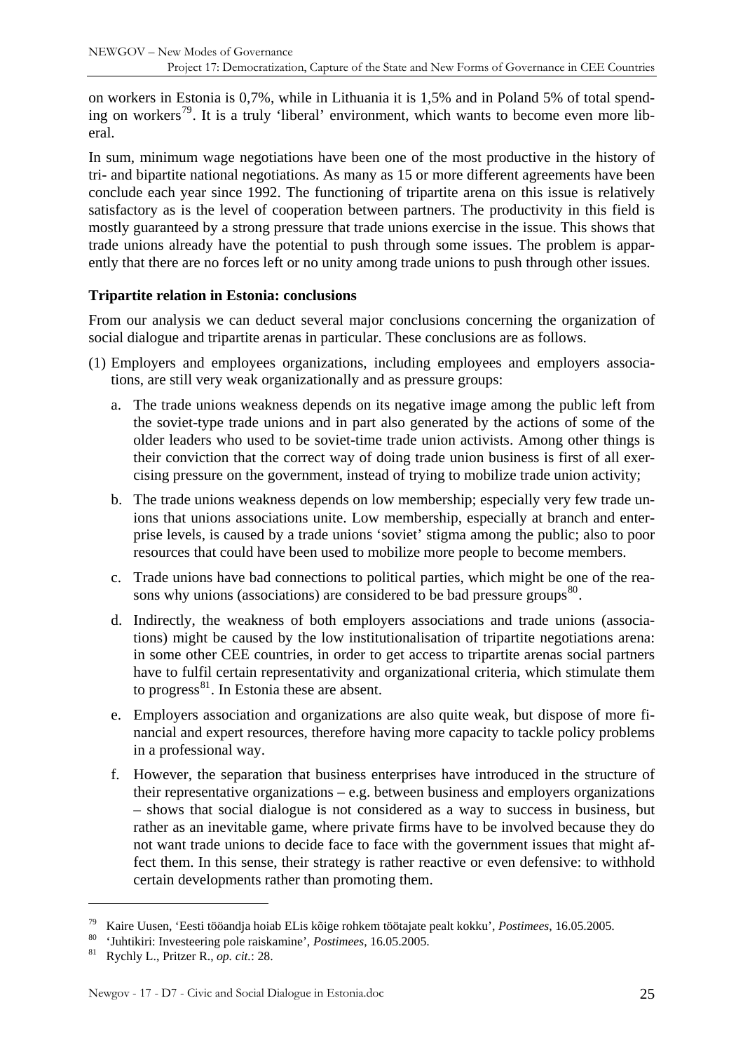on workers in Estonia is 0,7%, while in Lithuania it is 1,5% and in Poland 5% of total spending on workers[79]. It is a truly 'liberal' environment, which wants to become even more liberal.

In sum, minimum wage negotiations have been one of the most productive in the history of tri- and bipartite national negotiations. As many as 15 or more different agreements have been conclude each year since 1992. The functioning of tripartite arena on this issue is relatively satisfactory as is the level of cooperation between partners. The productivity in this field is mostly guaranteed by a strong pressure that trade unions exercise in the issue. This shows that trade unions already have the potential to push through some issues. The problem is apparently that there are no forces left or no unity among trade unions to push through other issues.

**Tripartite relation in Estonia: conclusions**

From our analysis we can deduct several major conclusions concerning the organization of social dialogue and tripartite arenas in particular. These conclusions are as follows.

(1) Employers and employees organizations, including employees and employers associations, are still very weak organizationally and as pressure groups:

   a. The trade unions weakness depends on its negative image among the public left from the soviet-type trade unions and in part also generated by the actions of some of the older leaders who used to be soviet-time trade union activists. Among other things is their conviction that the correct way of doing trade union business is first of all exercising pressure on the government, instead of trying to mobilize trade union activity;

   b. The trade unions weakness depends on low membership; especially very few trade unions that unions associations unite. Low membership, especially at branch and enterprise levels, is caused by a trade unions 'soviet' stigma among the public; also to poor resources that could have been used to mobilize more people to become members.

   c. Trade unions have bad connections to political parties, which might be one of the reasons why unions (associations) are considered to be bad pressure groups[80].

   d. Indirectly, the weakness of both employers associations and trade unions (associations) might be caused by the low institutionalisation of tripartite negotiations arena: in some other CEE countries, in order to get access to tripartite arenas social partners have to fulfil certain representativity and organizational criteria, which stimulate them to progress[81]. In Estonia these are absent.

   e. Employers association and organizations are also quite weak, but dispose of more financial and expert resources, therefore having more capacity to tackle policy problems in a professional way.

   f. However, the separation that business enterprises have introduced in the structure of their representative organizations – e.g. between business and employers organizations – shows that social dialogue is not considered as a way to success in business, but rather as an inevitable game, where private firms have to be involved because they do not want trade unions to decide face to face with the government issues that might affect them. In this sense, their strategy is rather reactive or even defensive: to withhold certain developments rather than promoting them.

---

[79] Kaire Uusen, 'Eesti tööandja hoiab ELis kõige rohkem töötajate pealt kokku', *Postimees*, 16.05.2005.

[80] 'Juhtikiri: Investeering pole raiskamine', *Postimees*, 16.05.2005.

[81] Rychly L., Pritzer R., *op. cit.*: 28.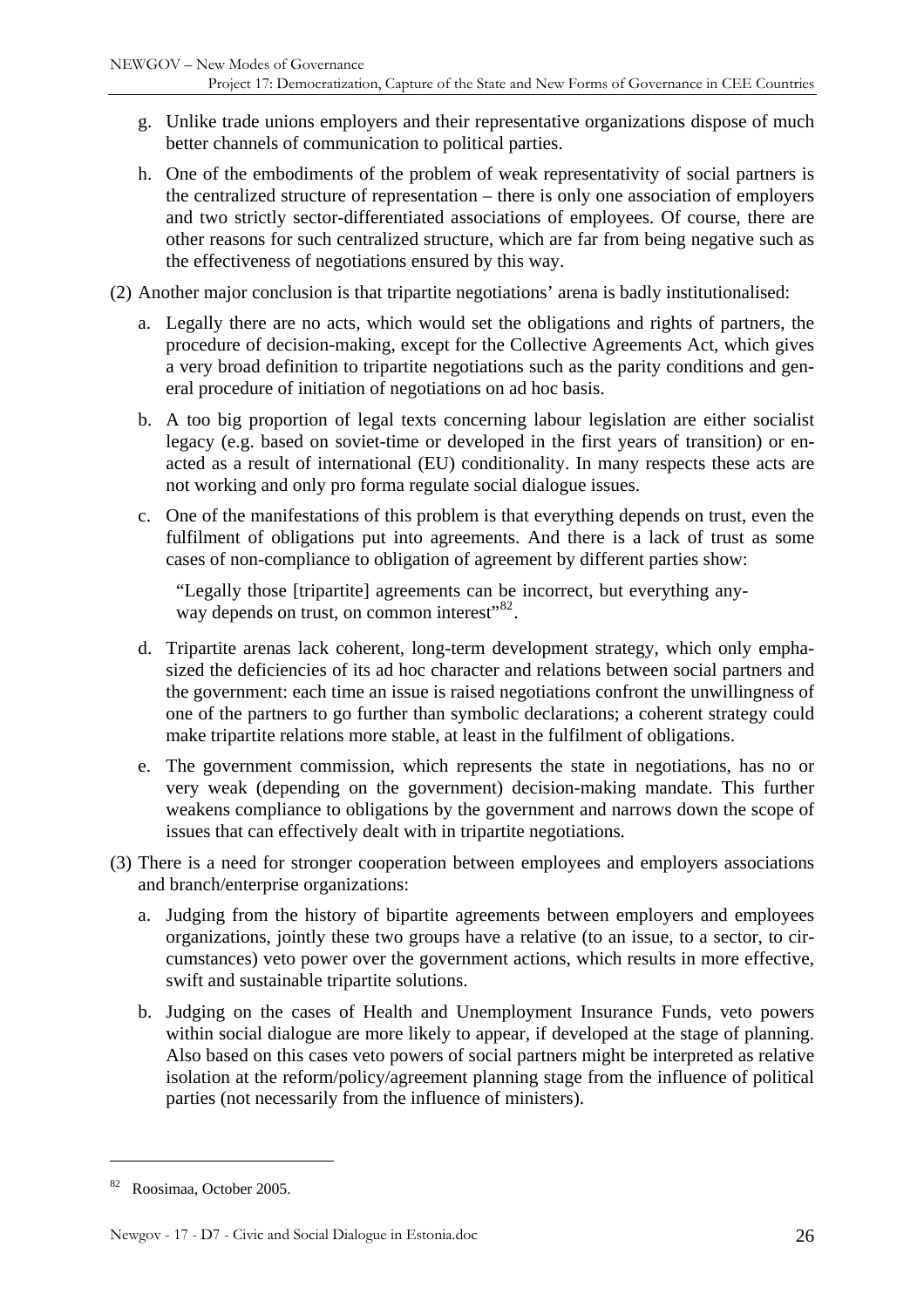g. Unlike trade unions employers and their representative organizations dispose of much better channels of communication to political parties.

h. One of the embodiments of the problem of weak representativity of social partners is the centralized structure of representation – there is only one association of employers and two strictly sector-differentiated associations of employees. Of course, there are other reasons for such centralized structure, which are far from being negative such as the effectiveness of negotiations ensured by this way.

(2) Another major conclusion is that tripartite negotiations' arena is badly institutionalised:

a. Legally there are no acts, which would set the obligations and rights of partners, the procedure of decision-making, except for the Collective Agreements Act, which gives a very broad definition to tripartite negotiations such as the parity conditions and general procedure of initiation of negotiations on ad hoc basis.

b. A too big proportion of legal texts concerning labour legislation are either socialist legacy (e.g. based on soviet-time or developed in the first years of transition) or enacted as a result of international (EU) conditionality. In many respects these acts are not working and only pro forma regulate social dialogue issues.

c. One of the manifestations of this problem is that everything depends on trust, even the fulfilment of obligations put into agreements. And there is a lack of trust as some cases of non-compliance to obligation of agreement by different parties show:

> "Legally those [tripartite] agreements can be incorrect, but everything anyway depends on trust, on common interest"[82].

d. Tripartite arenas lack coherent, long-term development strategy, which only emphasized the deficiencies of its ad hoc character and relations between social partners and the government: each time an issue is raised negotiations confront the unwillingness of one of the partners to go further than symbolic declarations; a coherent strategy could make tripartite relations more stable, at least in the fulfilment of obligations.

e. The government commission, which represents the state in negotiations, has no or very weak (depending on the government) decision-making mandate. This further weakens compliance to obligations by the government and narrows down the scope of issues that can effectively dealt with in tripartite negotiations.

(3) There is a need for stronger cooperation between employees and employers associations and branch/enterprise organizations:

a. Judging from the history of bipartite agreements between employers and employees organizations, jointly these two groups have a relative (to an issue, to a sector, to circumstances) veto power over the government actions, which results in more effective, swift and sustainable tripartite solutions.

b. Judging on the cases of Health and Unemployment Insurance Funds, veto powers within social dialogue are more likely to appear, if developed at the stage of planning. Also based on this cases veto powers of social partners might be interpreted as relative isolation at the reform/policy/agreement planning stage from the influence of political parties (not necessarily from the influence of ministers).

---

[82] Roosimaa, October 2005.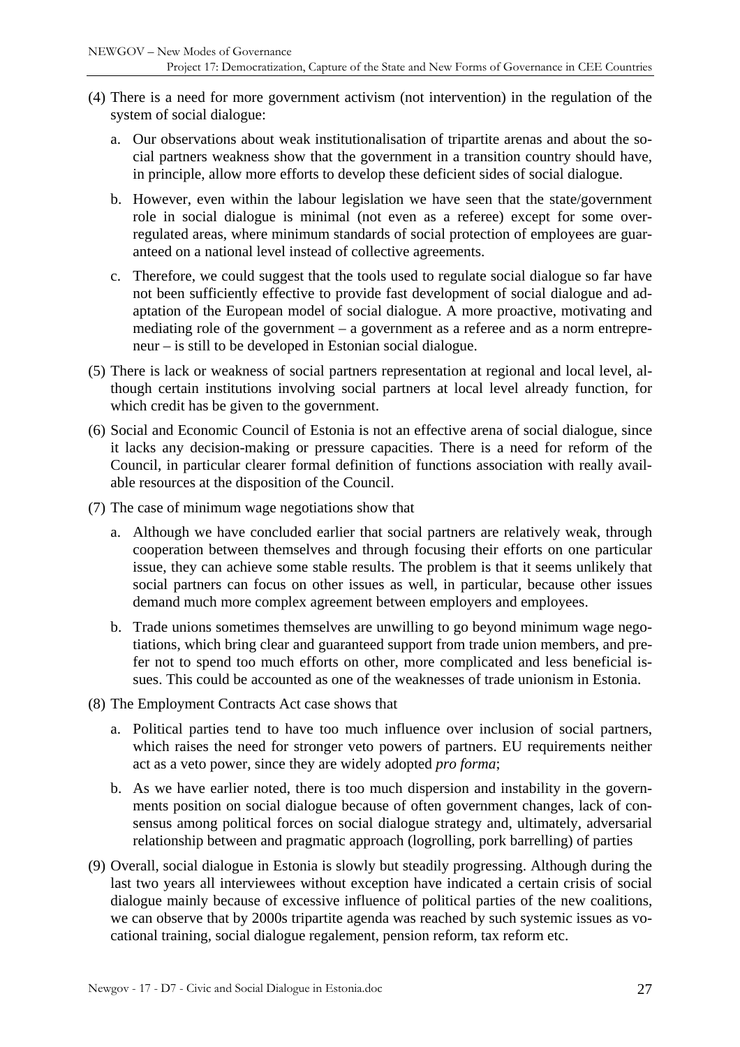(4) There is a need for more government activism (not intervention) in the regulation of the system of social dialogue:

   a. Our observations about weak institutionalisation of tripartite arenas and about the social partners weakness show that the government in a transition country should have, in principle, allow more efforts to develop these deficient sides of social dialogue.

   b. However, even within the labour legislation we have seen that the state/government role in social dialogue is minimal (not even as a referee) except for some overregulated areas, where minimum standards of social protection of employees are guaranteed on a national level instead of collective agreements.

   c. Therefore, we could suggest that the tools used to regulate social dialogue so far have not been sufficiently effective to provide fast development of social dialogue and adaptation of the European model of social dialogue. A more proactive, motivating and mediating role of the government – a government as a referee and as a norm entrepreneur – is still to be developed in Estonian social dialogue.

(5) There is lack or weakness of social partners representation at regional and local level, although certain institutions involving social partners at local level already function, for which credit has be given to the government.

(6) Social and Economic Council of Estonia is not an effective arena of social dialogue, since it lacks any decision-making or pressure capacities. There is a need for reform of the Council, in particular clearer formal definition of functions association with really available resources at the disposition of the Council.

(7) The case of minimum wage negotiations show that

   a. Although we have concluded earlier that social partners are relatively weak, through cooperation between themselves and through focusing their efforts on one particular issue, they can achieve some stable results. The problem is that it seems unlikely that social partners can focus on other issues as well, in particular, because other issues demand much more complex agreement between employers and employees.

   b. Trade unions sometimes themselves are unwilling to go beyond minimum wage negotiations, which bring clear and guaranteed support from trade union members, and prefer not to spend too much efforts on other, more complicated and less beneficial issues. This could be accounted as one of the weaknesses of trade unionism in Estonia.

(8) The Employment Contracts Act case shows that

   a. Political parties tend to have too much influence over inclusion of social partners, which raises the need for stronger veto powers of partners. EU requirements neither act as a veto power, since they are widely adopted *pro forma*;

   b. As we have earlier noted, there is too much dispersion and instability in the governments position on social dialogue because of often government changes, lack of consensus among political forces on social dialogue strategy and, ultimately, adversarial relationship between and pragmatic approach (logrolling, pork barrelling) of parties

(9) Overall, social dialogue in Estonia is slowly but steadily progressing. Although during the last two years all interviewees without exception have indicated a certain crisis of social dialogue mainly because of excessive influence of political parties of the new coalitions, we can observe that by 2000s tripartite agenda was reached by such systemic issues as vocational training, social dialogue regalement, pension reform, tax reform etc.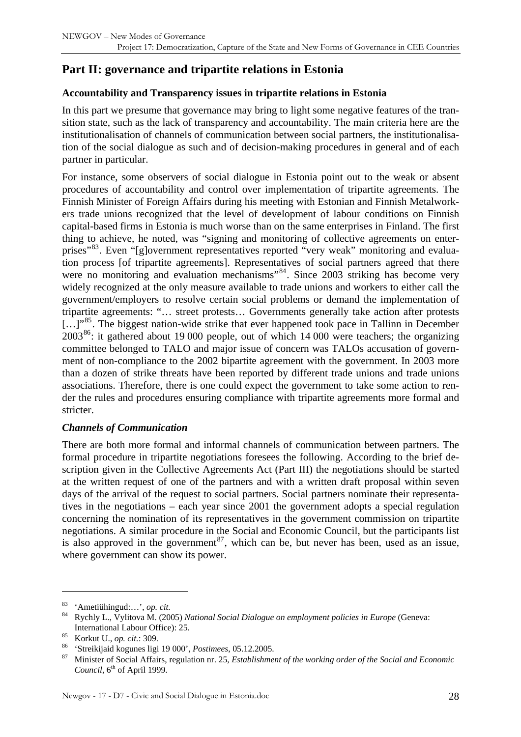## Part II: governance and tripartite relations in Estonia

### Accountability and Transparency issues in tripartite relations in Estonia

In this part we presume that governance may bring to light some negative features of the transition state, such as the lack of transparency and accountability. The main criteria here are the institutionalisation of channels of communication between social partners, the institutionalisation of the social dialogue as such and of decision-making procedures in general and of each partner in particular.

For instance, some observers of social dialogue in Estonia point out to the weak or absent procedures of accountability and control over implementation of tripartite agreements. The Finnish Minister of Foreign Affairs during his meeting with Estonian and Finnish Metalworkers trade unions recognized that the level of development of labour conditions on Finnish capital-based firms in Estonia is much worse than on the same enterprises in Finland. The first thing to achieve, he noted, was "signing and monitoring of collective agreements on enterprises"[83]. Even "[g]overnment representatives reported "very weak" monitoring and evaluation process [of tripartite agreements]. Representatives of social partners agreed that there were no monitoring and evaluation mechanisms"[84]. Since 2003 striking has become very widely recognized at the only measure available to trade unions and workers to either call the government/employers to resolve certain social problems or demand the implementation of tripartite agreements: "… street protests… Governments generally take action after protests […]"[85]. The biggest nation-wide strike that ever happened took pace in Tallinn in December 2003[86]: it gathered about 19 000 people, out of which 14 000 were teachers; the organizing committee belonged to TALO and major issue of concern was TALOs accusation of government of non-compliance to the 2002 bipartite agreement with the government. In 2003 more than a dozen of strike threats have been reported by different trade unions and trade unions associations. Therefore, there is one could expect the government to take some action to render the rules and procedures ensuring compliance with tripartite agreements more formal and stricter.

#### *Channels of Communication*

There are both more formal and informal channels of communication between partners. The formal procedure in tripartite negotiations foresees the following. According to the brief description given in the Collective Agreements Act (Part III) the negotiations should be started at the written request of one of the partners and with a written draft proposal within seven days of the arrival of the request to social partners. Social partners nominate their representatives in the negotiations – each year since 2001 the government adopts a special regulation concerning the nomination of its representatives in the government commission on tripartite negotiations. A similar procedure in the Social and Economic Council, but the participants list is also approved in the government[87], which can be, but never has been, used as an issue, where government can show its power.

---

[83] 'Ametiühingud:…', *op. cit.*

[84] Rychly L., Vylitova M. (2005) *National Social Dialogue on employment policies in Europe* (Geneva: International Labour Office): 25.

[85] Korkut U., *op. cit.*: 309.

[86] 'Streikijaid kogunes ligi 19 000', *Postimees*, 05.12.2005.

[87] Minister of Social Affairs, regulation nr. 25, *Establishment of the working order of the Social and Economic Council*, 6th of April 1999.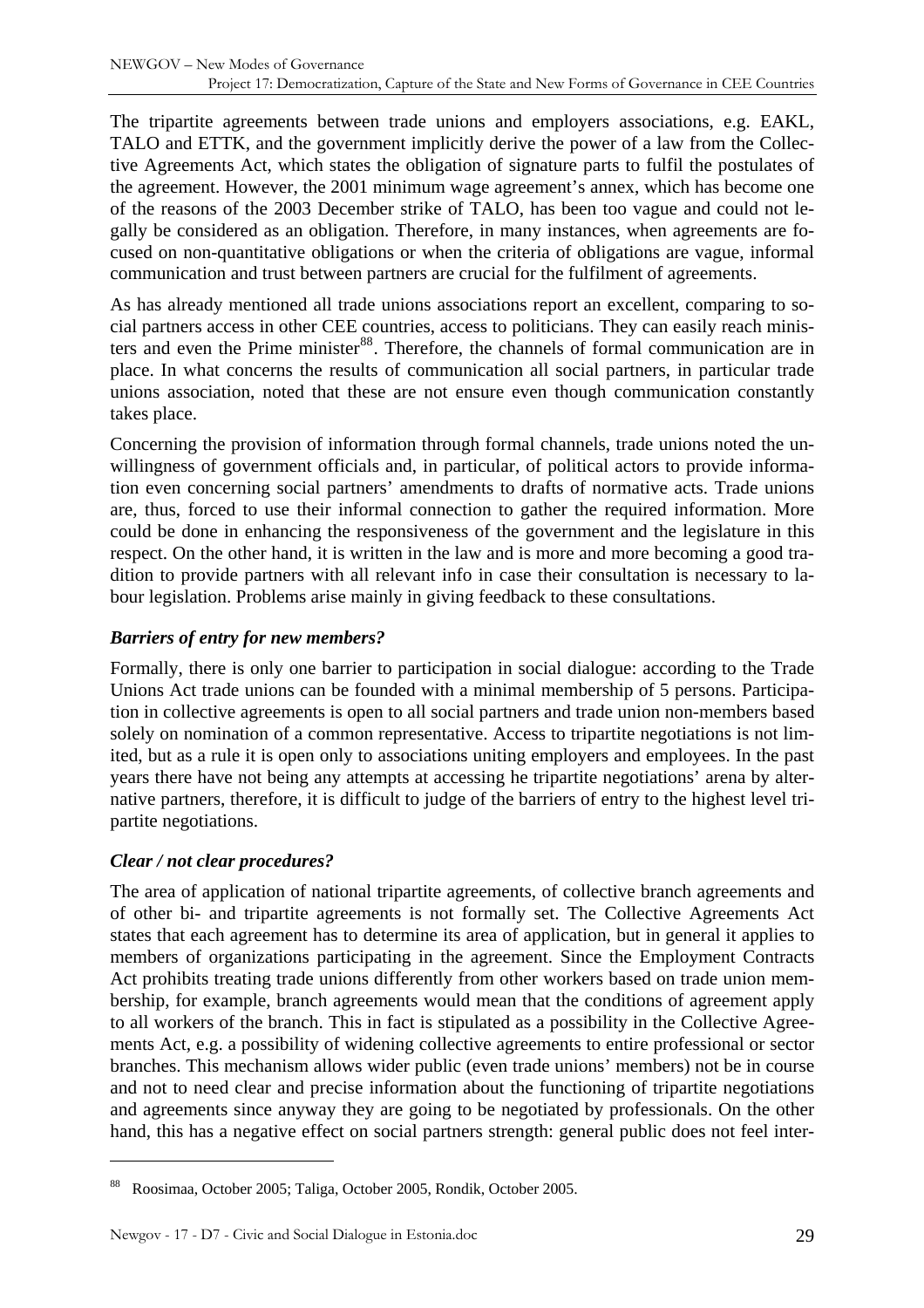The tripartite agreements between trade unions and employers associations, e.g. EAKL, TALO and ETTK, and the government implicitly derive the power of a law from the Collective Agreements Act, which states the obligation of signature parts to fulfil the postulates of the agreement. However, the 2001 minimum wage agreement's annex, which has become one of the reasons of the 2003 December strike of TALO, has been too vague and could not legally be considered as an obligation. Therefore, in many instances, when agreements are focused on non-quantitative obligations or when the criteria of obligations are vague, informal communication and trust between partners are crucial for the fulfilment of agreements.

As has already mentioned all trade unions associations report an excellent, comparing to social partners access in other CEE countries, access to politicians. They can easily reach ministers and even the Prime minister[88]. Therefore, the channels of formal communication are in place. In what concerns the results of communication all social partners, in particular trade unions association, noted that these are not ensure even though communication constantly takes place.

Concerning the provision of information through formal channels, trade unions noted the unwillingness of government officials and, in particular, of political actors to provide information even concerning social partners' amendments to drafts of normative acts. Trade unions are, thus, forced to use their informal connection to gather the required information. More could be done in enhancing the responsiveness of the government and the legislature in this respect. On the other hand, it is written in the law and is more and more becoming a good tradition to provide partners with all relevant info in case their consultation is necessary to labour legislation. Problems arise mainly in giving feedback to these consultations.

### *Barriers of entry for new members?*

Formally, there is only one barrier to participation in social dialogue: according to the Trade Unions Act trade unions can be founded with a minimal membership of 5 persons. Participation in collective agreements is open to all social partners and trade union non-members based solely on nomination of a common representative. Access to tripartite negotiations is not limited, but as a rule it is open only to associations uniting employers and employees. In the past years there have not being any attempts at accessing he tripartite negotiations' arena by alternative partners, therefore, it is difficult to judge of the barriers of entry to the highest level tripartite negotiations.

### *Clear / not clear procedures?*

The area of application of national tripartite agreements, of collective branch agreements and of other bi- and tripartite agreements is not formally set. The Collective Agreements Act states that each agreement has to determine its area of application, but in general it applies to members of organizations participating in the agreement. Since the Employment Contracts Act prohibits treating trade unions differently from other workers based on trade union membership, for example, branch agreements would mean that the conditions of agreement apply to all workers of the branch. This in fact is stipulated as a possibility in the Collective Agreements Act, e.g. a possibility of widening collective agreements to entire professional or sector branches. This mechanism allows wider public (even trade unions' members) not be in course and not to need clear and precise information about the functioning of tripartite negotiations and agreements since anyway they are going to be negotiated by professionals. On the other hand, this has a negative effect on social partners strength: general public does not feel inter-

---

[88] Roosimaa, October 2005; Taliga, October 2005, Rondik, October 2005.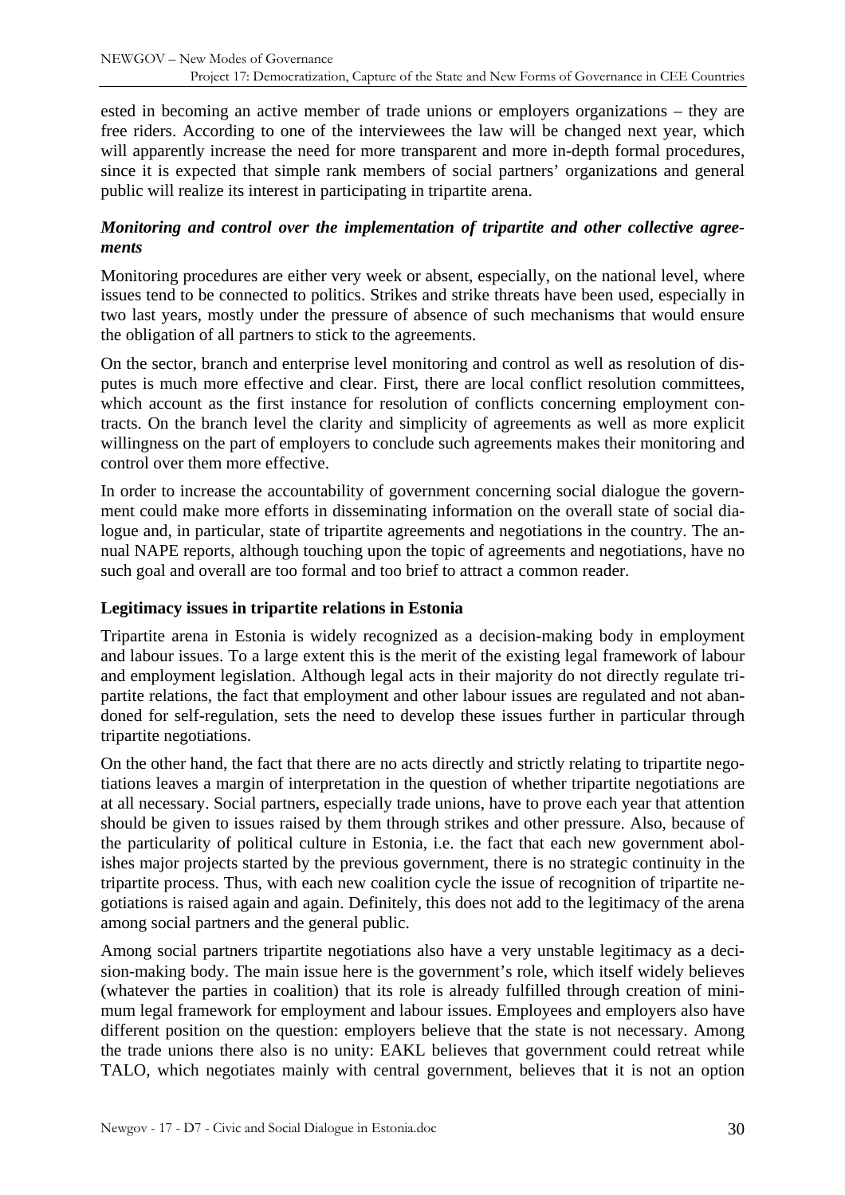ested in becoming an active member of trade unions or employers organizations – they are free riders. According to one of the interviewees the law will be changed next year, which will apparently increase the need for more transparent and more in-depth formal procedures, since it is expected that simple rank members of social partners' organizations and general public will realize its interest in participating in tripartite arena.

***Monitoring and control over the implementation of tripartite and other collective agreements***

Monitoring procedures are either very week or absent, especially, on the national level, where issues tend to be connected to politics. Strikes and strike threats have been used, especially in two last years, mostly under the pressure of absence of such mechanisms that would ensure the obligation of all partners to stick to the agreements.

On the sector, branch and enterprise level monitoring and control as well as resolution of disputes is much more effective and clear. First, there are local conflict resolution committees, which account as the first instance for resolution of conflicts concerning employment contracts. On the branch level the clarity and simplicity of agreements as well as more explicit willingness on the part of employers to conclude such agreements makes their monitoring and control over them more effective.

In order to increase the accountability of government concerning social dialogue the government could make more efforts in disseminating information on the overall state of social dialogue and, in particular, state of tripartite agreements and negotiations in the country. The annual NAPE reports, although touching upon the topic of agreements and negotiations, have no such goal and overall are too formal and too brief to attract a common reader.

**Legitimacy issues in tripartite relations in Estonia**

Tripartite arena in Estonia is widely recognized as a decision-making body in employment and labour issues. To a large extent this is the merit of the existing legal framework of labour and employment legislation. Although legal acts in their majority do not directly regulate tripartite relations, the fact that employment and other labour issues are regulated and not abandoned for self-regulation, sets the need to develop these issues further in particular through tripartite negotiations.

On the other hand, the fact that there are no acts directly and strictly relating to tripartite negotiations leaves a margin of interpretation in the question of whether tripartite negotiations are at all necessary. Social partners, especially trade unions, have to prove each year that attention should be given to issues raised by them through strikes and other pressure. Also, because of the particularity of political culture in Estonia, i.e. the fact that each new government abolishes major projects started by the previous government, there is no strategic continuity in the tripartite process. Thus, with each new coalition cycle the issue of recognition of tripartite negotiations is raised again and again. Definitely, this does not add to the legitimacy of the arena among social partners and the general public.

Among social partners tripartite negotiations also have a very unstable legitimacy as a decision-making body. The main issue here is the government's role, which itself widely believes (whatever the parties in coalition) that its role is already fulfilled through creation of minimum legal framework for employment and labour issues. Employees and employers also have different position on the question: employers believe that the state is not necessary. Among the trade unions there also is no unity: EAKL believes that government could retreat while TALO, which negotiates mainly with central government, believes that it is not an option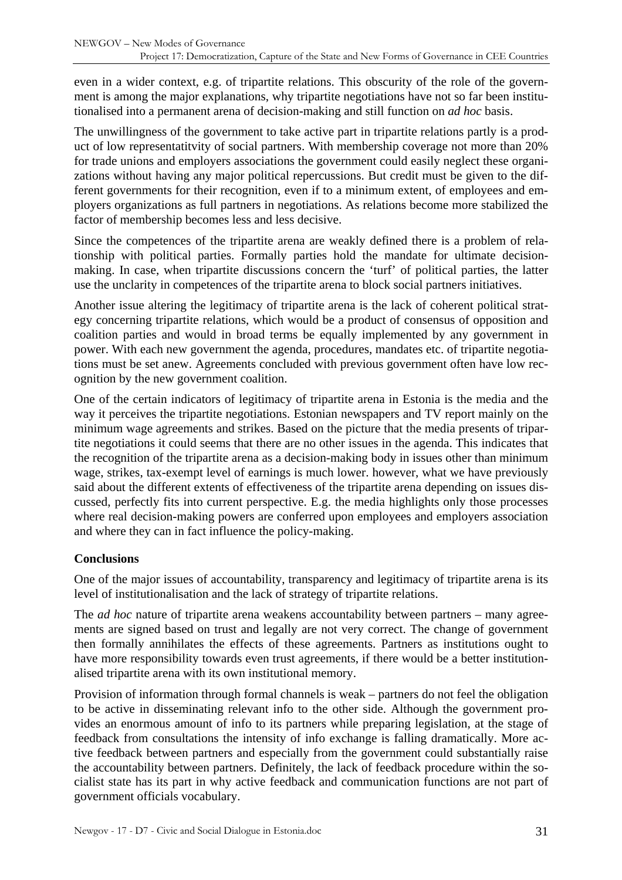even in a wider context, e.g. of tripartite relations. This obscurity of the role of the government is among the major explanations, why tripartite negotiations have not so far been institutionalised into a permanent arena of decision-making and still function on *ad hoc* basis.

The unwillingness of the government to take active part in tripartite relations partly is a product of low representatitvity of social partners. With membership coverage not more than 20% for trade unions and employers associations the government could easily neglect these organizations without having any major political repercussions. But credit must be given to the different governments for their recognition, even if to a minimum extent, of employees and employers organizations as full partners in negotiations. As relations become more stabilized the factor of membership becomes less and less decisive.

Since the competences of the tripartite arena are weakly defined there is a problem of relationship with political parties. Formally parties hold the mandate for ultimate decision-making. In case, when tripartite discussions concern the 'turf' of political parties, the latter use the unclarity in competences of the tripartite arena to block social partners initiatives.

Another issue altering the legitimacy of tripartite arena is the lack of coherent political strategy concerning tripartite relations, which would be a product of consensus of opposition and coalition parties and would in broad terms be equally implemented by any government in power. With each new government the agenda, procedures, mandates etc. of tripartite negotiations must be set anew. Agreements concluded with previous government often have low recognition by the new government coalition.

One of the certain indicators of legitimacy of tripartite arena in Estonia is the media and the way it perceives the tripartite negotiations. Estonian newspapers and TV report mainly on the minimum wage agreements and strikes. Based on the picture that the media presents of tripartite negotiations it could seems that there are no other issues in the agenda. This indicates that the recognition of the tripartite arena as a decision-making body in issues other than minimum wage, strikes, tax-exempt level of earnings is much lower. however, what we have previously said about the different extents of effectiveness of the tripartite arena depending on issues discussed, perfectly fits into current perspective. E.g. the media highlights only those processes where real decision-making powers are conferred upon employees and employers association and where they can in fact influence the policy-making.

**Conclusions**

One of the major issues of accountability, transparency and legitimacy of tripartite arena is its level of institutionalisation and the lack of strategy of tripartite relations.

The *ad hoc* nature of tripartite arena weakens accountability between partners – many agreements are signed based on trust and legally are not very correct. The change of government then formally annihilates the effects of these agreements. Partners as institutions ought to have more responsibility towards even trust agreements, if there would be a better institutionalised tripartite arena with its own institutional memory.

Provision of information through formal channels is weak – partners do not feel the obligation to be active in disseminating relevant info to the other side. Although the government provides an enormous amount of info to its partners while preparing legislation, at the stage of feedback from consultations the intensity of info exchange is falling dramatically. More active feedback between partners and especially from the government could substantially raise the accountability between partners. Definitely, the lack of feedback procedure within the socialist state has its part in why active feedback and communication functions are not part of government officials vocabulary.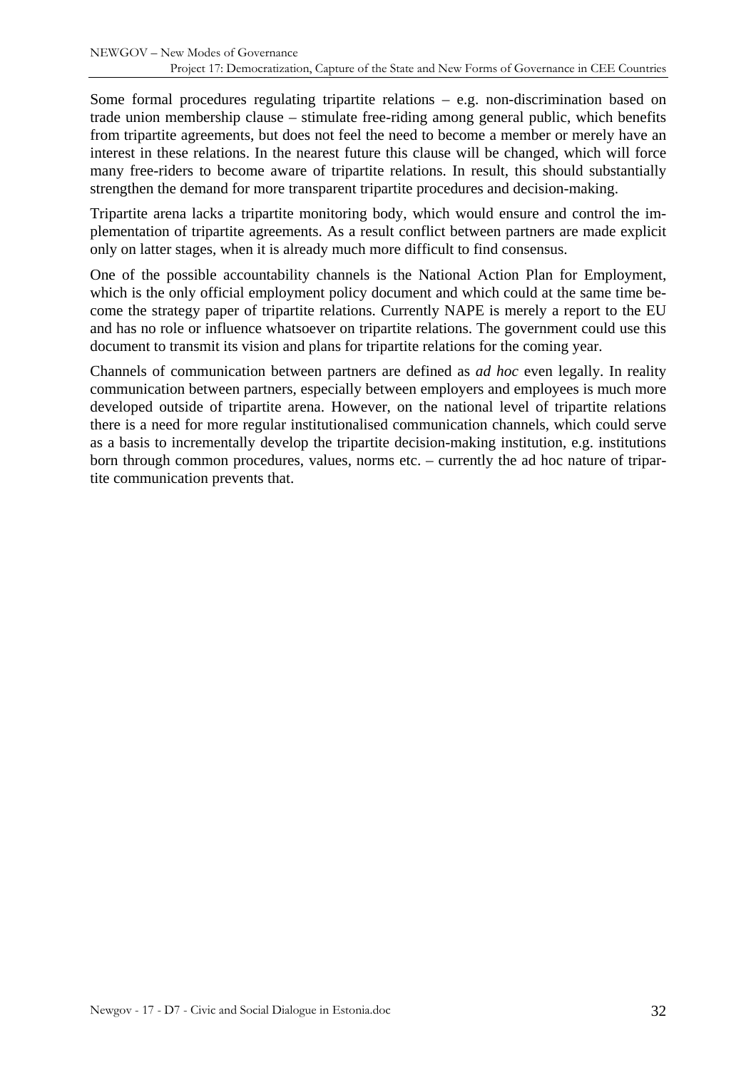Some formal procedures regulating tripartite relations – e.g. non-discrimination based on trade union membership clause – stimulate free-riding among general public, which benefits from tripartite agreements, but does not feel the need to become a member or merely have an interest in these relations. In the nearest future this clause will be changed, which will force many free-riders to become aware of tripartite relations. In result, this should substantially strengthen the demand for more transparent tripartite procedures and decision-making.

Tripartite arena lacks a tripartite monitoring body, which would ensure and control the implementation of tripartite agreements. As a result conflict between partners are made explicit only on latter stages, when it is already much more difficult to find consensus.

One of the possible accountability channels is the National Action Plan for Employment, which is the only official employment policy document and which could at the same time become the strategy paper of tripartite relations. Currently NAPE is merely a report to the EU and has no role or influence whatsoever on tripartite relations. The government could use this document to transmit its vision and plans for tripartite relations for the coming year.

Channels of communication between partners are defined as *ad hoc* even legally. In reality communication between partners, especially between employers and employees is much more developed outside of tripartite arena. However, on the national level of tripartite relations there is a need for more regular institutionalised communication channels, which could serve as a basis to incrementally develop the tripartite decision-making institution, e.g. institutions born through common procedures, values, norms etc. – currently the ad hoc nature of tripartite communication prevents that.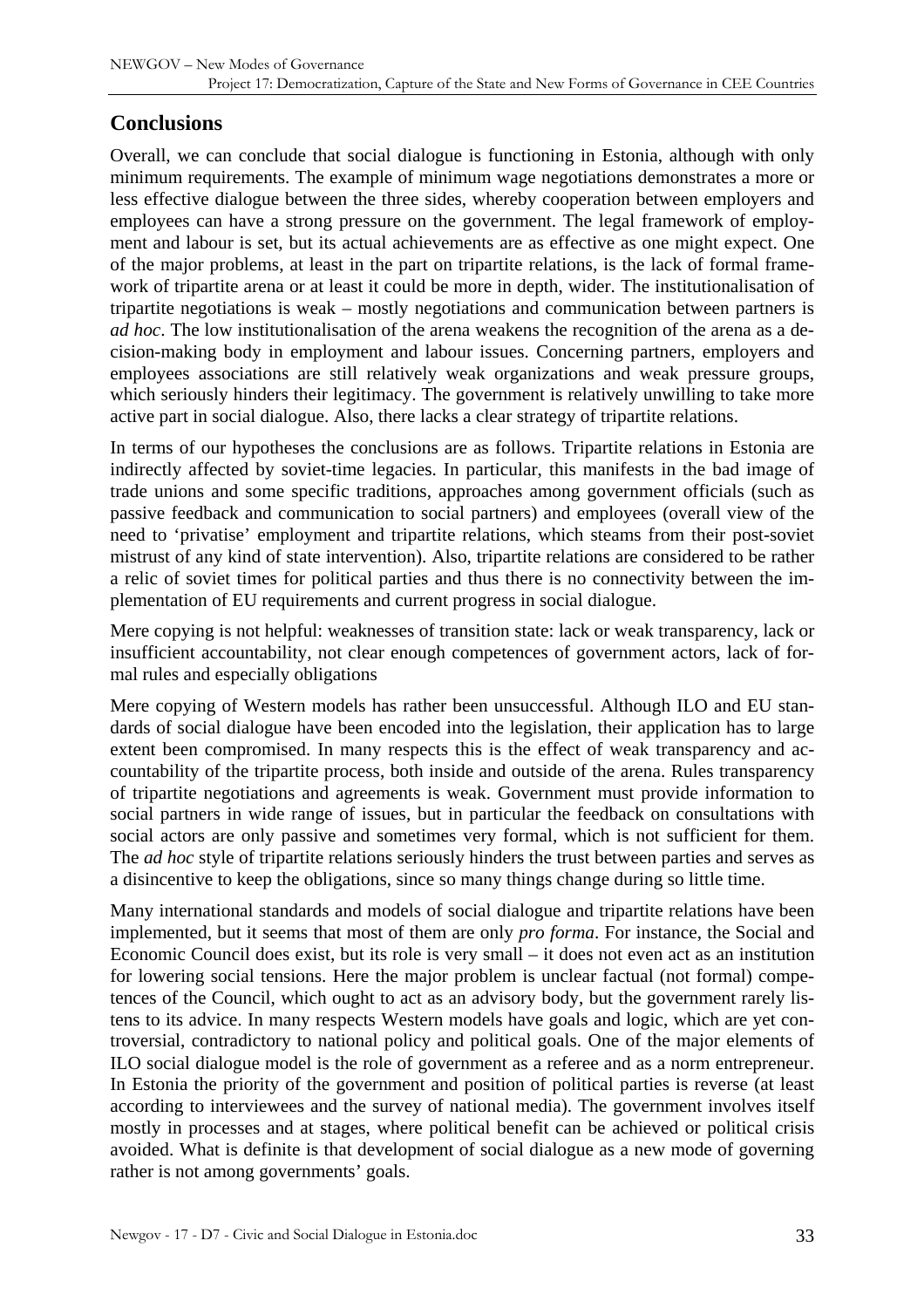## Conclusions

Overall, we can conclude that social dialogue is functioning in Estonia, although with only minimum requirements. The example of minimum wage negotiations demonstrates a more or less effective dialogue between the three sides, whereby cooperation between employers and employees can have a strong pressure on the government. The legal framework of employment and labour is set, but its actual achievements are as effective as one might expect. One of the major problems, at least in the part on tripartite relations, is the lack of formal framework of tripartite arena or at least it could be more in depth, wider. The institutionalisation of tripartite negotiations is weak – mostly negotiations and communication between partners is *ad hoc*. The low institutionalisation of the arena weakens the recognition of the arena as a decision-making body in employment and labour issues. Concerning partners, employers and employees associations are still relatively weak organizations and weak pressure groups, which seriously hinders their legitimacy. The government is relatively unwilling to take more active part in social dialogue. Also, there lacks a clear strategy of tripartite relations.

In terms of our hypotheses the conclusions are as follows. Tripartite relations in Estonia are indirectly affected by soviet-time legacies. In particular, this manifests in the bad image of trade unions and some specific traditions, approaches among government officials (such as passive feedback and communication to social partners) and employees (overall view of the need to 'privatise' employment and tripartite relations, which steams from their post-soviet mistrust of any kind of state intervention). Also, tripartite relations are considered to be rather a relic of soviet times for political parties and thus there is no connectivity between the implementation of EU requirements and current progress in social dialogue.

Mere copying is not helpful: weaknesses of transition state: lack or weak transparency, lack or insufficient accountability, not clear enough competences of government actors, lack of formal rules and especially obligations

Mere copying of Western models has rather been unsuccessful. Although ILO and EU standards of social dialogue have been encoded into the legislation, their application has to large extent been compromised. In many respects this is the effect of weak transparency and accountability of the tripartite process, both inside and outside of the arena. Rules transparency of tripartite negotiations and agreements is weak. Government must provide information to social partners in wide range of issues, but in particular the feedback on consultations with social actors are only passive and sometimes very formal, which is not sufficient for them. The *ad hoc* style of tripartite relations seriously hinders the trust between parties and serves as a disincentive to keep the obligations, since so many things change during so little time.

Many international standards and models of social dialogue and tripartite relations have been implemented, but it seems that most of them are only *pro forma*. For instance, the Social and Economic Council does exist, but its role is very small – it does not even act as an institution for lowering social tensions. Here the major problem is unclear factual (not formal) competences of the Council, which ought to act as an advisory body, but the government rarely listens to its advice. In many respects Western models have goals and logic, which are yet controversial, contradictory to national policy and political goals. One of the major elements of ILO social dialogue model is the role of government as a referee and as a norm entrepreneur. In Estonia the priority of the government and position of political parties is reverse (at least according to interviewees and the survey of national media). The government involves itself mostly in processes and at stages, where political benefit can be achieved or political crisis avoided. What is definite is that development of social dialogue as a new mode of governing rather is not among governments' goals.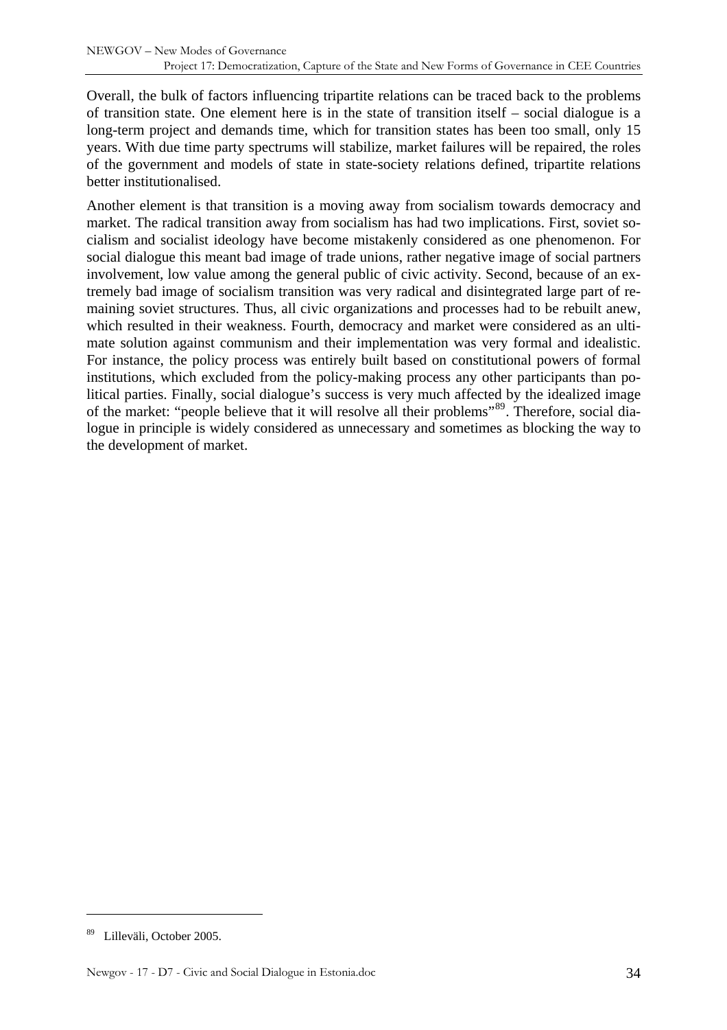Overall, the bulk of factors influencing tripartite relations can be traced back to the problems of transition state. One element here is in the state of transition itself – social dialogue is a long-term project and demands time, which for transition states has been too small, only 15 years. With due time party spectrums will stabilize, market failures will be repaired, the roles of the government and models of state in state-society relations defined, tripartite relations better institutionalised.

Another element is that transition is a moving away from socialism towards democracy and market. The radical transition away from socialism has had two implications. First, soviet socialism and socialist ideology have become mistakenly considered as one phenomenon. For social dialogue this meant bad image of trade unions, rather negative image of social partners involvement, low value among the general public of civic activity. Second, because of an extremely bad image of socialism transition was very radical and disintegrated large part of remaining soviet structures. Thus, all civic organizations and processes had to be rebuilt anew, which resulted in their weakness. Fourth, democracy and market were considered as an ultimate solution against communism and their implementation was very formal and idealistic. For instance, the policy process was entirely built based on constitutional powers of formal institutions, which excluded from the policy-making process any other participants than political parties. Finally, social dialogue's success is very much affected by the idealized image of the market: "people believe that it will resolve all their problems"[89]. Therefore, social dialogue in principle is widely considered as unnecessary and sometimes as blocking the way to the development of market.

[89] Lilleväli, October 2005.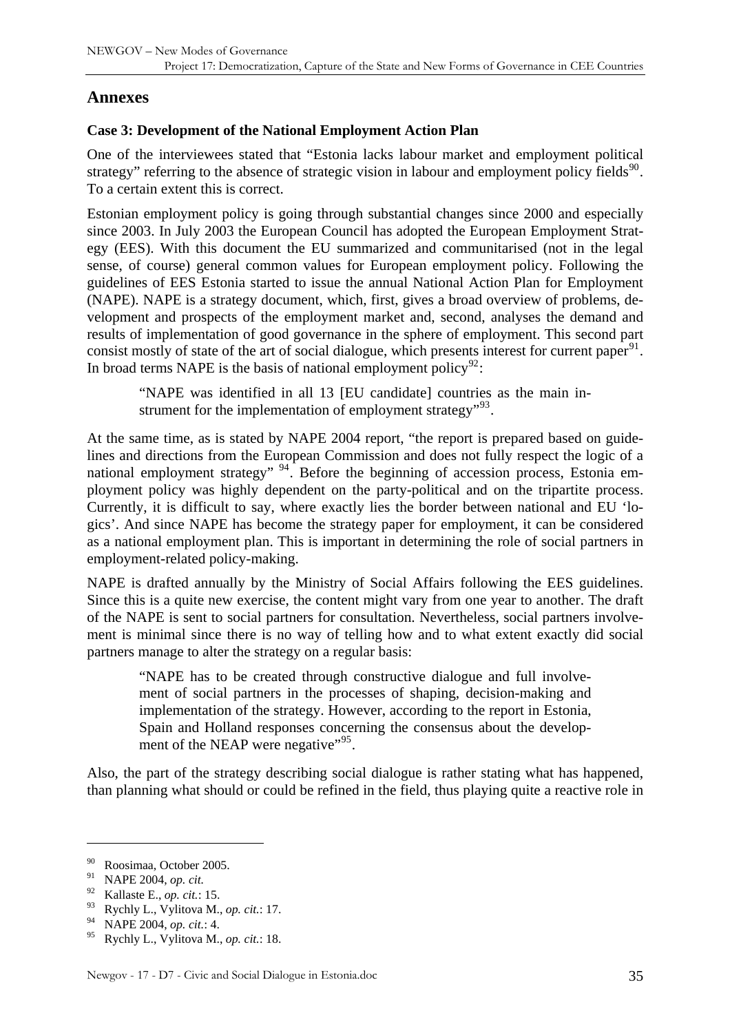# Annexes

### Case 3: Development of the National Employment Action Plan

One of the interviewees stated that "Estonia lacks labour market and employment political strategy" referring to the absence of strategic vision in labour and employment policy fields[90]. To a certain extent this is correct.

Estonian employment policy is going through substantial changes since 2000 and especially since 2003. In July 2003 the European Council has adopted the European Employment Strategy (EES). With this document the EU summarized and communitarised (not in the legal sense, of course) general common values for European employment policy. Following the guidelines of EES Estonia started to issue the annual National Action Plan for Employment (NAPE). NAPE is a strategy document, which, first, gives a broad overview of problems, development and prospects of the employment market and, second, analyses the demand and results of implementation of good governance in the sphere of employment. This second part consist mostly of state of the art of social dialogue, which presents interest for current paper[91]. In broad terms NAPE is the basis of national employment policy[92]:

> "NAPE was identified in all 13 [EU candidate] countries as the main instrument for the implementation of employment strategy"[93].

At the same time, as is stated by NAPE 2004 report, "the report is prepared based on guidelines and directions from the European Commission and does not fully respect the logic of a national employment strategy" [94]. Before the beginning of accession process, Estonia employment policy was highly dependent on the party-political and on the tripartite process. Currently, it is difficult to say, where exactly lies the border between national and EU 'logics'. And since NAPE has become the strategy paper for employment, it can be considered as a national employment plan. This is important in determining the role of social partners in employment-related policy-making.

NAPE is drafted annually by the Ministry of Social Affairs following the EES guidelines. Since this is a quite new exercise, the content might vary from one year to another. The draft of the NAPE is sent to social partners for consultation. Nevertheless, social partners involvement is minimal since there is no way of telling how and to what extent exactly did social partners manage to alter the strategy on a regular basis:

> "NAPE has to be created through constructive dialogue and full involvement of social partners in the processes of shaping, decision-making and implementation of the strategy. However, according to the report in Estonia, Spain and Holland responses concerning the consensus about the development of the NEAP were negative"[95].

Also, the part of the strategy describing social dialogue is rather stating what has happened, than planning what should or could be refined in the field, thus playing quite a reactive role in

---

[90] Roosimaa, October 2005.

[91] NAPE 2004, *op. cit.*

[92] Kallaste E., *op. cit.*: 15.

[93] Rychly L., Vylitova M., *op. cit.*: 17.

[94] NAPE 2004, *op. cit.*: 4.

[95] Rychly L., Vylitova M., *op. cit.*: 18.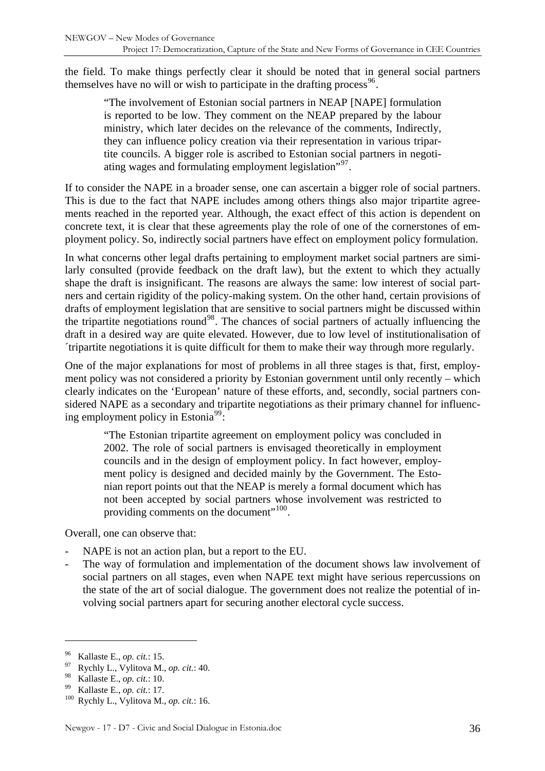the field. To make things perfectly clear it should be noted that in general social partners themselves have no will or wish to participate in the drafting process[96].

> "The involvement of Estonian social partners in NEAP [NAPE] formulation is reported to be low. They comment on the NEAP prepared by the labour ministry, which later decides on the relevance of the comments, Indirectly, they can influence policy creation via their representation in various tripartite councils. A bigger role is ascribed to Estonian social partners in negotiating wages and formulating employment legislation"[97].

If to consider the NAPE in a broader sense, one can ascertain a bigger role of social partners. This is due to the fact that NAPE includes among others things also major tripartite agreements reached in the reported year. Although, the exact effect of this action is dependent on concrete text, it is clear that these agreements play the role of one of the cornerstones of employment policy. So, indirectly social partners have effect on employment policy formulation.

In what concerns other legal drafts pertaining to employment market social partners are similarly consulted (provide feedback on the draft law), but the extent to which they actually shape the draft is insignificant. The reasons are always the same: low interest of social partners and certain rigidity of the policy-making system. On the other hand, certain provisions of drafts of employment legislation that are sensitive to social partners might be discussed within the tripartite negotiations round[98]. The chances of social partners of actually influencing the draft in a desired way are quite elevated. However, due to low level of institutionalisation of ´tripartite negotiations it is quite difficult for them to make their way through more regularly.

One of the major explanations for most of problems in all three stages is that, first, employment policy was not considered a priority by Estonian government until only recently – which clearly indicates on the 'European' nature of these efforts, and, secondly, social partners considered NAPE as a secondary and tripartite negotiations as their primary channel for influencing employment policy in Estonia[99]:

> "The Estonian tripartite agreement on employment policy was concluded in 2002. The role of social partners is envisaged theoretically in employment councils and in the design of employment policy. In fact however, employment policy is designed and decided mainly by the Government. The Estonian report points out that the NEAP is merely a formal document which has not been accepted by social partners whose involvement was restricted to providing comments on the document"[100].

Overall, one can observe that:

- NAPE is not an action plan, but a report to the EU.
- The way of formulation and implementation of the document shows law involvement of social partners on all stages, even when NAPE text might have serious repercussions on the state of the art of social dialogue. The government does not realize the potential of involving social partners apart for securing another electoral cycle success.

---

[96] Kallaste E., *op. cit.*: 15.

[97] Rychly L., Vylitova M., *op. cit.*: 40.

[98] Kallaste E., *op. cit.*: 10.

[99] Kallaste E., *op. cit.*: 17.

[100] Rychly L., Vylitova M., *op. cit.*: 16.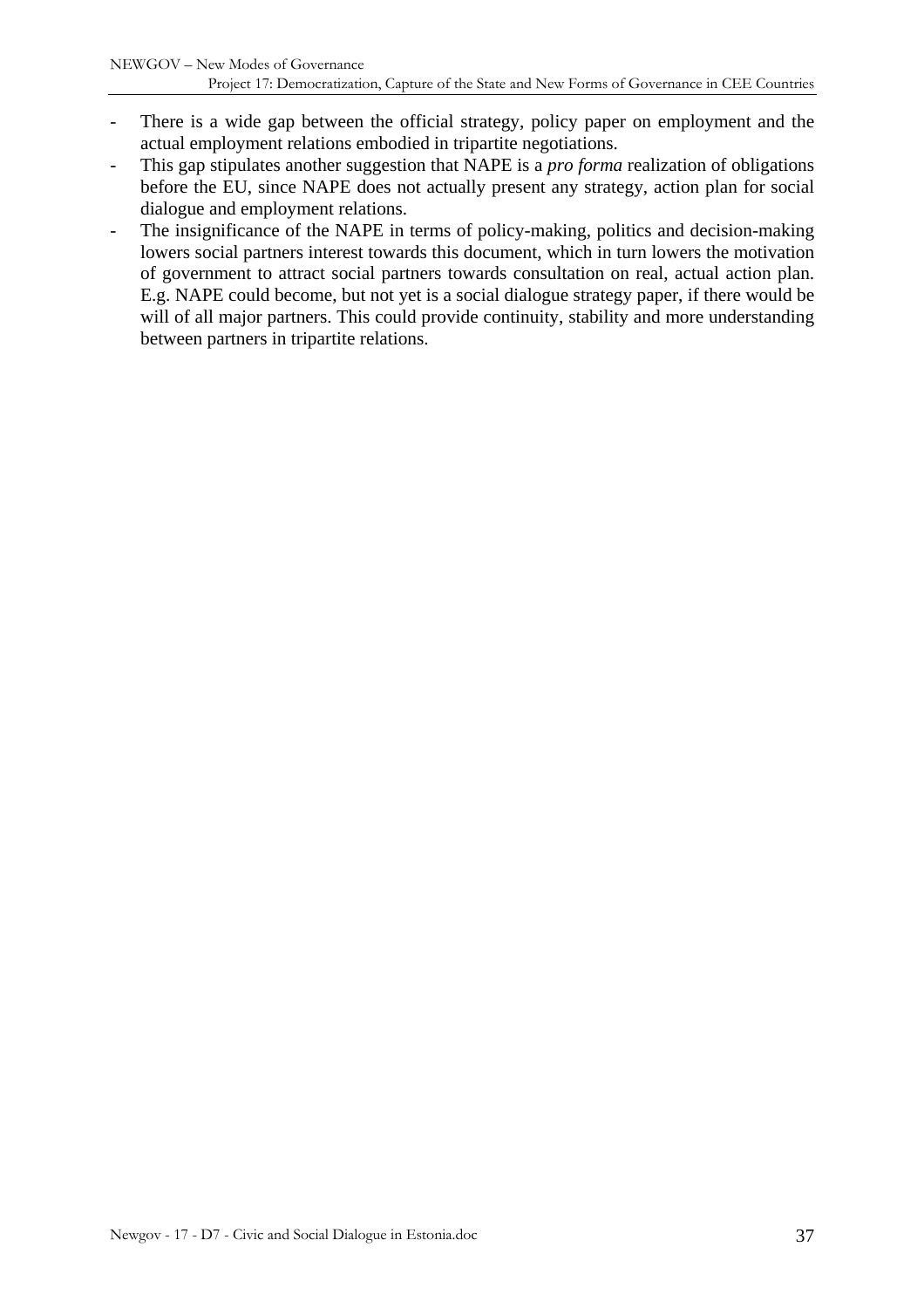- There is a wide gap between the official strategy, policy paper on employment and the actual employment relations embodied in tripartite negotiations.
- This gap stipulates another suggestion that NAPE is a *pro forma* realization of obligations before the EU, since NAPE does not actually present any strategy, action plan for social dialogue and employment relations.
- The insignificance of the NAPE in terms of policy-making, politics and decision-making lowers social partners interest towards this document, which in turn lowers the motivation of government to attract social partners towards consultation on real, actual action plan. E.g. NAPE could become, but not yet is a social dialogue strategy paper, if there would be will of all major partners. This could provide continuity, stability and more understanding between partners in tripartite relations.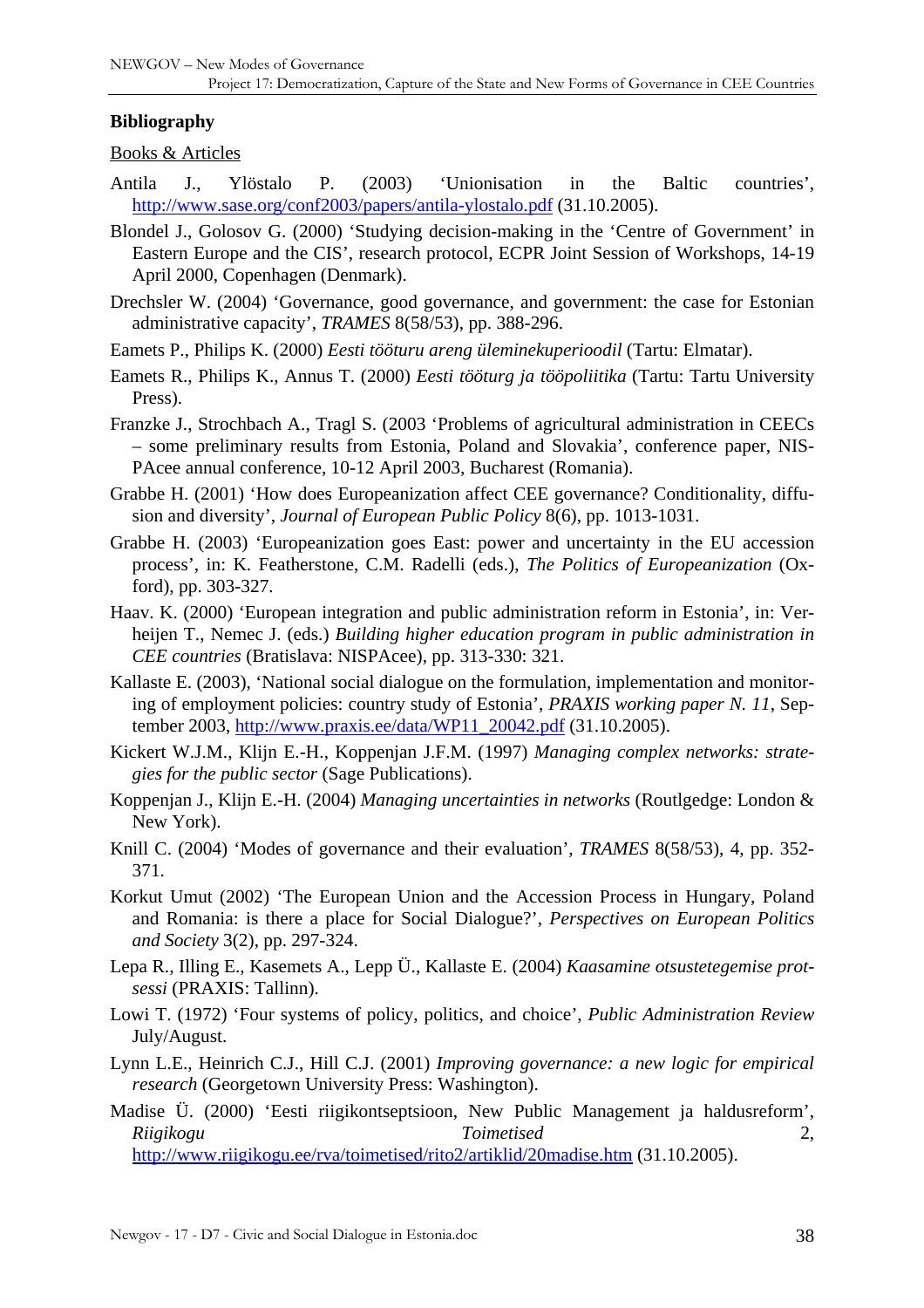**Bibliography**

Books & Articles

Antila J., Ylöstalo P. (2003) 'Unionisation in the Baltic countries', http://www.sase.org/conf2003/papers/antila-ylostalo.pdf (31.10.2005).

Blondel J., Golosov G. (2000) 'Studying decision-making in the 'Centre of Government' in Eastern Europe and the CIS', research protocol, ECPR Joint Session of Workshops, 14-19 April 2000, Copenhagen (Denmark).

Drechsler W. (2004) 'Governance, good governance, and government: the case for Estonian administrative capacity', *TRAMES* 8(58/53), pp. 388-296.

Eamets P., Philips K. (2000) *Eesti tööturu areng üleminekuperioodil* (Tartu: Elmatar).

Eamets R., Philips K., Annus T. (2000) *Eesti tööturg ja tööpoliitika* (Tartu: Tartu University Press).

Franzke J., Strochbach A., Tragl S. (2003 'Problems of agricultural administration in CEECs – some preliminary results from Estonia, Poland and Slovakia', conference paper, NISPAcee annual conference, 10-12 April 2003, Bucharest (Romania).

Grabbe H. (2001) 'How does Europeanization affect CEE governance? Conditionality, diffusion and diversity', *Journal of European Public Policy* 8(6), pp. 1013-1031.

Grabbe H. (2003) 'Europeanization goes East: power and uncertainty in the EU accession process', in: K. Featherstone, C.M. Radelli (eds.), *The Politics of Europeanization* (Oxford), pp. 303-327.

Haav. K. (2000) 'European integration and public administration reform in Estonia', in: Verheijen T., Nemec J. (eds.) *Building higher education program in public administration in CEE countries* (Bratislava: NISPAcee), pp. 313-330: 321.

Kallaste E. (2003), 'National social dialogue on the formulation, implementation and monitoring of employment policies: country study of Estonia', *PRAXIS working paper N. 11*, September 2003, http://www.praxis.ee/data/WP11_20042.pdf (31.10.2005).

Kickert W.J.M., Klijn E.-H., Koppenjan J.F.M. (1997) *Managing complex networks: strategies for the public sector* (Sage Publications).

Koppenjan J., Klijn E.-H. (2004) *Managing uncertainties in networks* (Routlgedge: London & New York).

Knill C. (2004) 'Modes of governance and their evaluation', *TRAMES* 8(58/53), 4, pp. 352-371.

Korkut Umut (2002) 'The European Union and the Accession Process in Hungary, Poland and Romania: is there a place for Social Dialogue?', *Perspectives on European Politics and Society* 3(2), pp. 297-324.

Lepa R., Illing E., Kasemets A., Lepp Ü., Kallaste E. (2004) *Kaasamine otsustetegemise protsessi* (PRAXIS: Tallinn).

Lowi T. (1972) 'Four systems of policy, politics, and choice', *Public Administration Review* July/August.

Lynn L.E., Heinrich C.J., Hill C.J. (2001) *Improving governance: a new logic for empirical research* (Georgetown University Press: Washington).

Madise Ü. (2000) 'Eesti riigikontseptsioon, New Public Management ja haldusreform', *Riigikogu Toimetised* 2, http://www.riigikogu.ee/rva/toimetised/rito2/artiklid/20madise.htm (31.10.2005).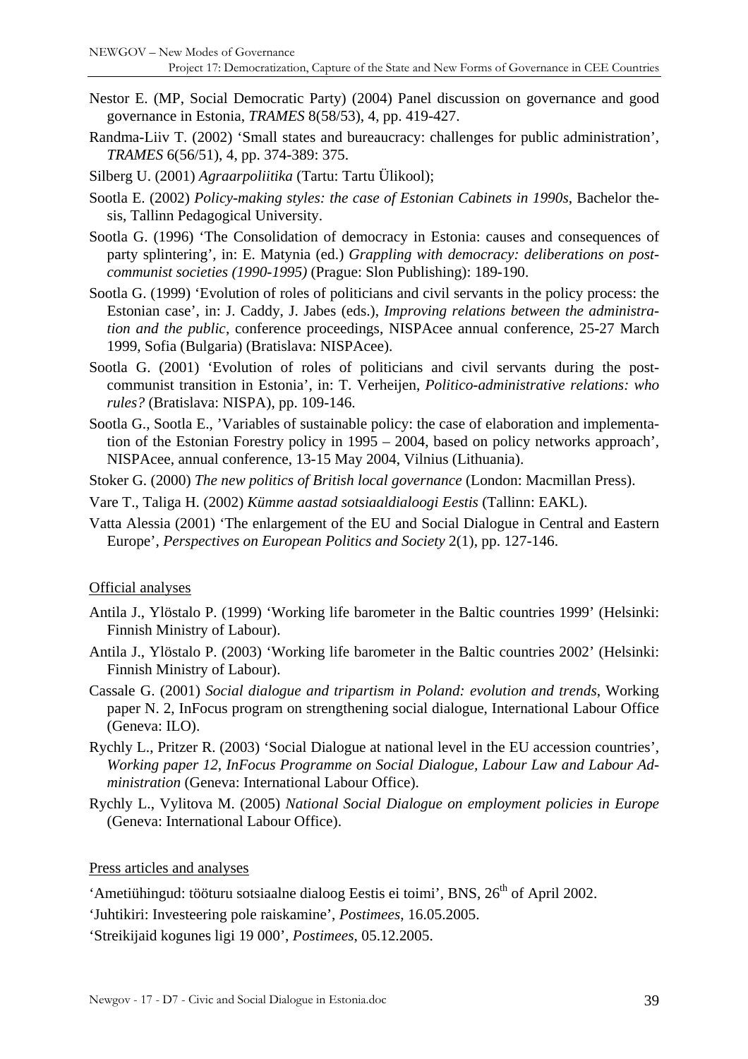Nestor E. (MP, Social Democratic Party) (2004) Panel discussion on governance and good governance in Estonia, *TRAMES* 8(58/53), 4, pp. 419-427.

Randma-Liiv T. (2002) 'Small states and bureaucracy: challenges for public administration', *TRAMES* 6(56/51), 4, pp. 374-389: 375.

Silberg U. (2001) *Agraarpoliitika* (Tartu: Tartu Ülikool);

Sootla E. (2002) *Policy-making styles: the case of Estonian Cabinets in 1990s*, Bachelor thesis, Tallinn Pedagogical University.

Sootla G. (1996) 'The Consolidation of democracy in Estonia: causes and consequences of party splintering', in: E. Matynia (ed.) *Grappling with democracy: deliberations on post-communist societies (1990-1995)* (Prague: Slon Publishing): 189-190.

Sootla G. (1999) 'Evolution of roles of politicians and civil servants in the policy process: the Estonian case', in: J. Caddy, J. Jabes (eds.), *Improving relations between the administration and the public*, conference proceedings, NISPAcee annual conference, 25-27 March 1999, Sofia (Bulgaria) (Bratislava: NISPAcee).

Sootla G. (2001) 'Evolution of roles of politicians and civil servants during the post-communist transition in Estonia', in: T. Verheijen, *Politico-administrative relations: who rules?* (Bratislava: NISPA), pp. 109-146.

Sootla G., Sootla E., 'Variables of sustainable policy: the case of elaboration and implementation of the Estonian Forestry policy in 1995 – 2004, based on policy networks approach', NISPAcee, annual conference, 13-15 May 2004, Vilnius (Lithuania).

Stoker G. (2000) *The new politics of British local governance* (London: Macmillan Press).

Vare T., Taliga H. (2002) *Kümme aastad sotsiaaldialoogi Eestis* (Tallinn: EAKL).

Vatta Alessia (2001) 'The enlargement of the EU and Social Dialogue in Central and Eastern Europe', *Perspectives on European Politics and Society* 2(1), pp. 127-146.

Official analyses

Antila J., Ylöstalo P. (1999) 'Working life barometer in the Baltic countries 1999' (Helsinki: Finnish Ministry of Labour).

Antila J., Ylöstalo P. (2003) 'Working life barometer in the Baltic countries 2002' (Helsinki: Finnish Ministry of Labour).

Cassale G. (2001) *Social dialogue and tripartism in Poland: evolution and trends*, Working paper N. 2, InFocus program on strengthening social dialogue, International Labour Office (Geneva: ILO).

Rychly L., Pritzer R. (2003) 'Social Dialogue at national level in the EU accession countries', *Working paper 12, InFocus Programme on Social Dialogue, Labour Law and Labour Administration* (Geneva: International Labour Office).

Rychly L., Vylitova M. (2005) *National Social Dialogue on employment policies in Europe* (Geneva: International Labour Office).

Press articles and analyses

'Ametiühingud: tööturu sotsiaalne dialoog Eestis ei toimi', BNS, 26th of April 2002.

'Juhtikiri: Investeering pole raiskamine', *Postimees*, 16.05.2005.

'Streikijaid kogunes ligi 19 000', *Postimees*, 05.12.2005.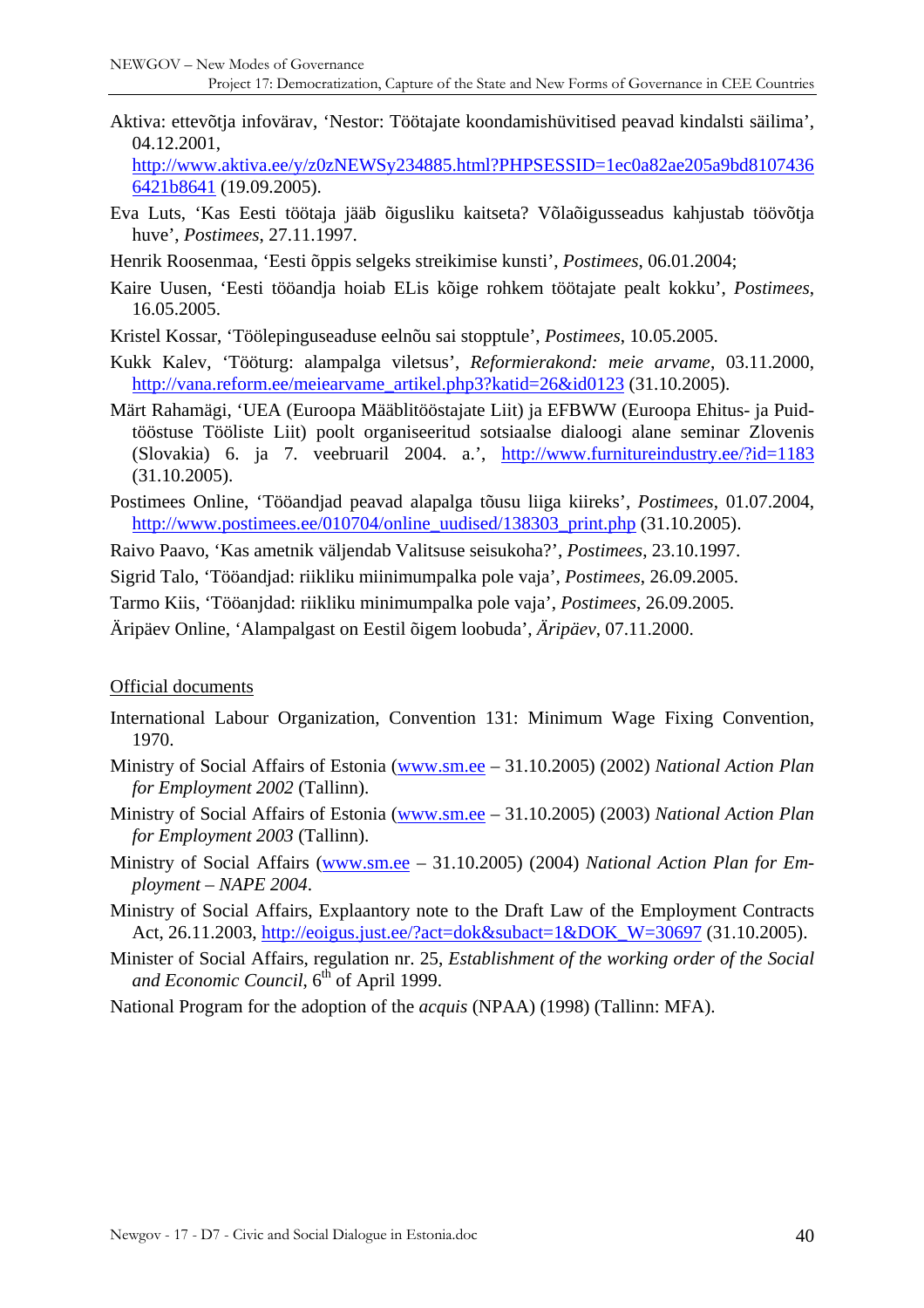Aktiva: ettevõtja infovärav, 'Nestor: Töötajate koondamishüvitised peavad kindalsti säilima', 04.12.2001, http://www.aktiva.ee/y/z0zNEWSy234885.html?PHPSESSID=1ec0a82ae205a9bd81074366421b8641 (19.09.2005).

Eva Luts, 'Kas Eesti töötaja jääb õigusliku kaitseta? Võlaõigusseadus kahjustab töövõtja huve', *Postimees*, 27.11.1997.

Henrik Roosenmaa, 'Eesti õppis selgeks streikimise kunsti', *Postimees*, 06.01.2004;

Kaire Uusen, 'Eesti tööandja hoiab ELis kõige rohkem töötajate pealt kokku', *Postimees*, 16.05.2005.

Kristel Kossar, 'Töölepinguseaduse eelnõu sai stopptule', *Postimees*, 10.05.2005.

Kukk Kalev, 'Tööturg: alampalga viletsus', *Reformierakond: meie arvame*, 03.11.2000, http://vana.reform.ee/meiearvame_artikel.php3?katid=26&id0123 (31.10.2005).

Märt Rahamägi, 'UEA (Euroopa Määblitööstajate Liit) ja EFBWW (Euroopa Ehitus- ja Puidtööstuse Tööliste Liit) poolt organiseeritud sotsiaalse dialoogi alane seminar Zlovenis (Slovakia) 6. ja 7. veebruaril 2004. a.', http://www.furnitureindustry.ee/?id=1183 (31.10.2005).

Postimees Online, 'Tööandjad peavad alapalga tõusu liiga kiireks', *Postimees*, 01.07.2004, http://www.postimees.ee/010704/online_uudised/138303_print.php (31.10.2005).

Raivo Paavo, 'Kas ametnik väljendab Valitsuse seisukoha?', *Postimees*, 23.10.1997.

Sigrid Talo, 'Tööandjad: riikliku miinimumpalka pole vaja', *Postimees*, 26.09.2005.

Tarmo Kiis, 'Tööanjdad: riikliku minimumpalka pole vaja', *Postimees*, 26.09.2005.

Äripäev Online, 'Alampalgast on Eestil õigem loobuda', *Äripäev*, 07.11.2000.

Official documents

International Labour Organization, Convention 131: Minimum Wage Fixing Convention, 1970.

Ministry of Social Affairs of Estonia (www.sm.ee – 31.10.2005) (2002) *National Action Plan for Employment 2002* (Tallinn).

Ministry of Social Affairs of Estonia (www.sm.ee – 31.10.2005) (2003) *National Action Plan for Employment 2003* (Tallinn).

Ministry of Social Affairs (www.sm.ee – 31.10.2005) (2004) *National Action Plan for Employment – NAPE 2004*.

Ministry of Social Affairs, Explaantory note to the Draft Law of the Employment Contracts Act, 26.11.2003, http://eoigus.just.ee/?act=dok&subact=1&DOK_W=30697 (31.10.2005).

Minister of Social Affairs, regulation nr. 25, *Establishment of the working order of the Social and Economic Council*, 6th of April 1999.

National Program for the adoption of the *acquis* (NPAA) (1998) (Tallinn: MFA).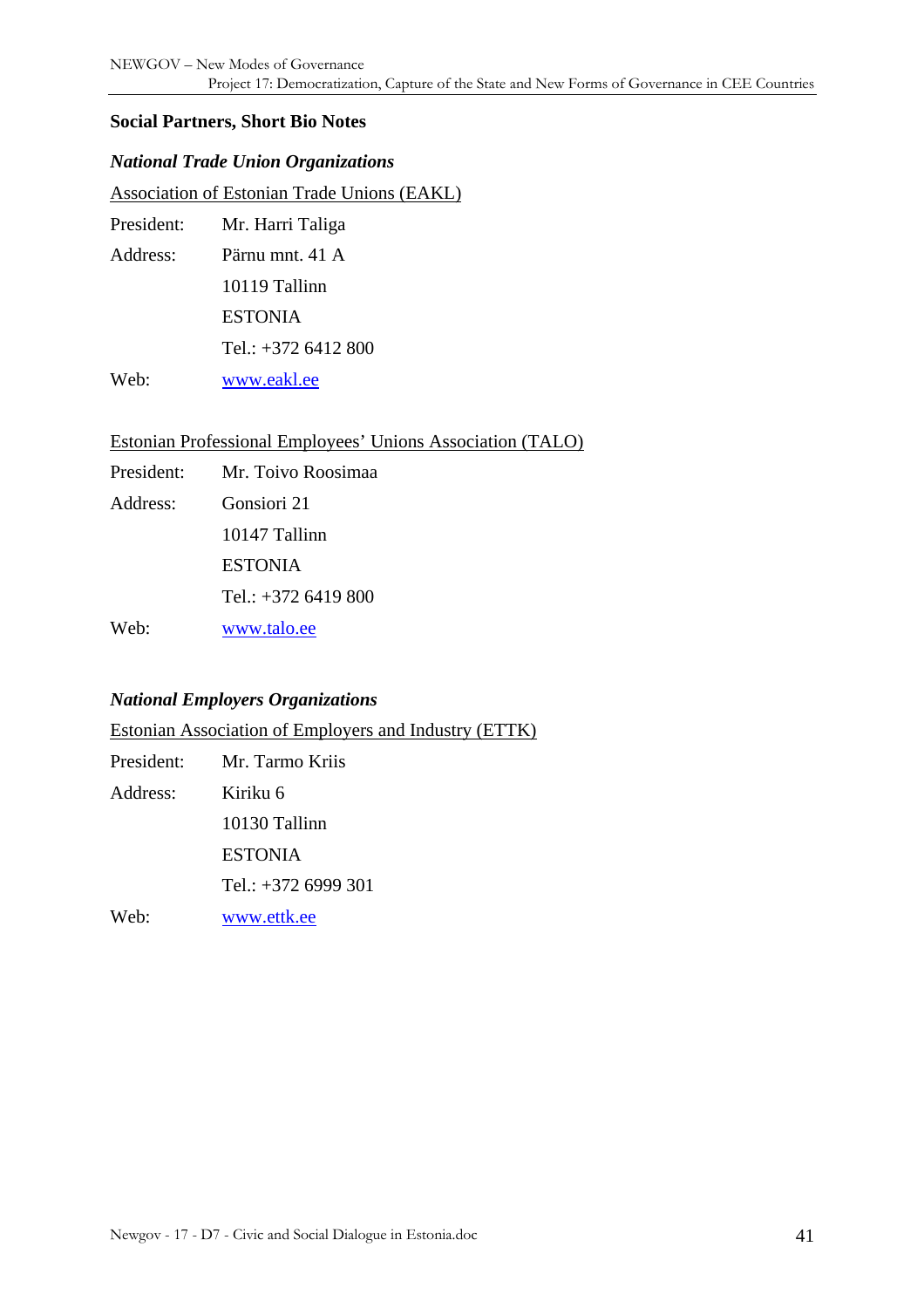**Social Partners, Short Bio Notes**

***National Trade Union Organizations***

Association of Estonian Trade Unions (EAKL)

President: Mr. Harri Taliga

Address: Pärnu mnt. 41 A
10119 Tallinn
ESTONIA
Tel.: +372 6412 800

Web: www.eakl.ee

Estonian Professional Employees' Unions Association (TALO)

President: Mr. Toivo Roosimaa

Address: Gonsiori 21
10147 Tallinn
ESTONIA
Tel.: +372 6419 800

Web: www.talo.ee

***National Employers Organizations***

Estonian Association of Employers and Industry (ETTK)

President: Mr. Tarmo Kriis

Address: Kiriku 6
10130 Tallinn
ESTONIA
Tel.: +372 6999 301

Web: www.ettk.ee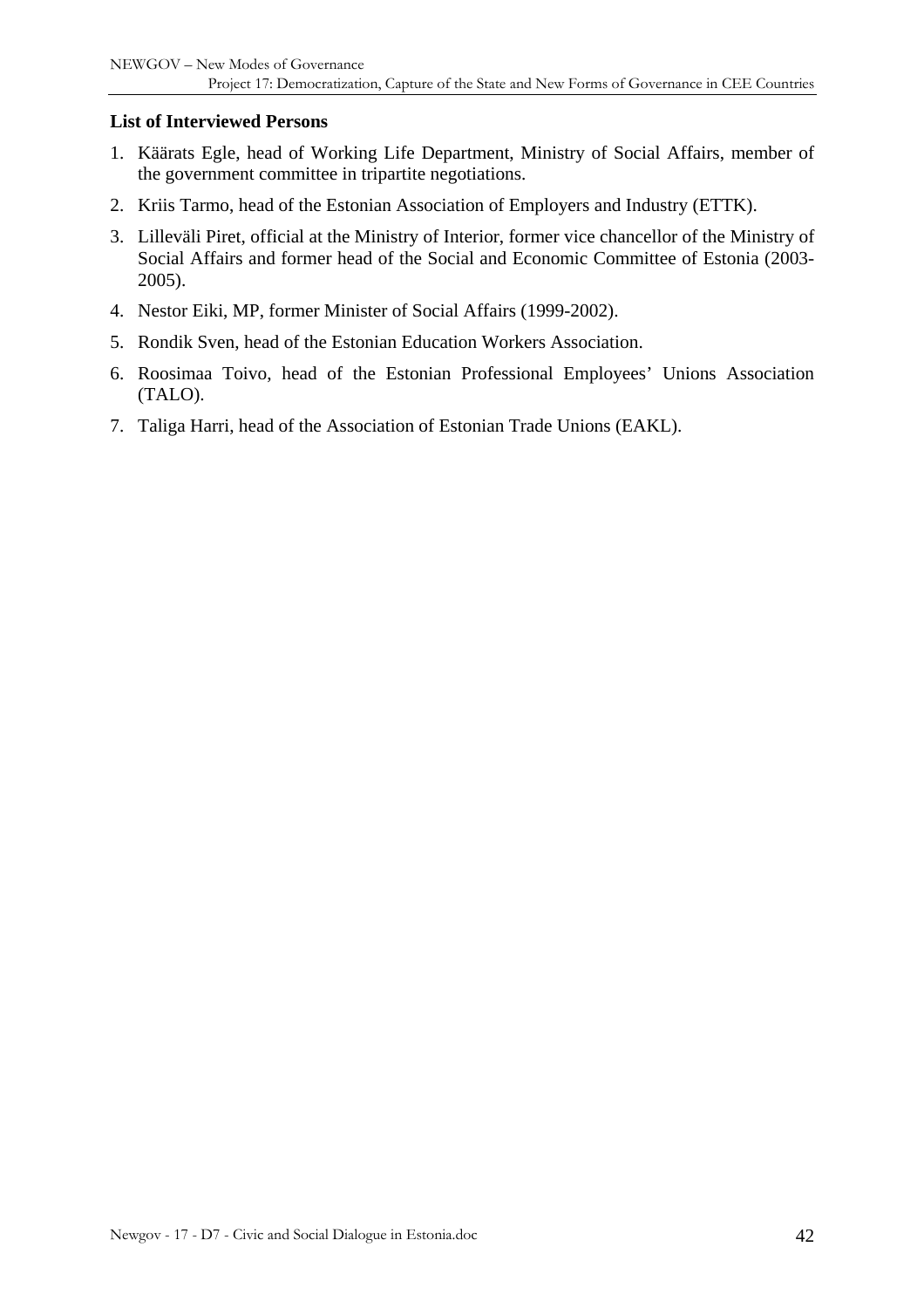**List of Interviewed Persons**

1. Käärats Egle, head of Working Life Department, Ministry of Social Affairs, member of the government committee in tripartite negotiations.
2. Kriis Tarmo, head of the Estonian Association of Employers and Industry (ETTK).
3. Lilleväli Piret, official at the Ministry of Interior, former vice chancellor of the Ministry of Social Affairs and former head of the Social and Economic Committee of Estonia (2003-2005).
4. Nestor Eiki, MP, former Minister of Social Affairs (1999-2002).
5. Rondik Sven, head of the Estonian Education Workers Association.
6. Roosimaa Toivo, head of the Estonian Professional Employees' Unions Association (TALO).
7. Taliga Harri, head of the Association of Estonian Trade Unions (EAKL).